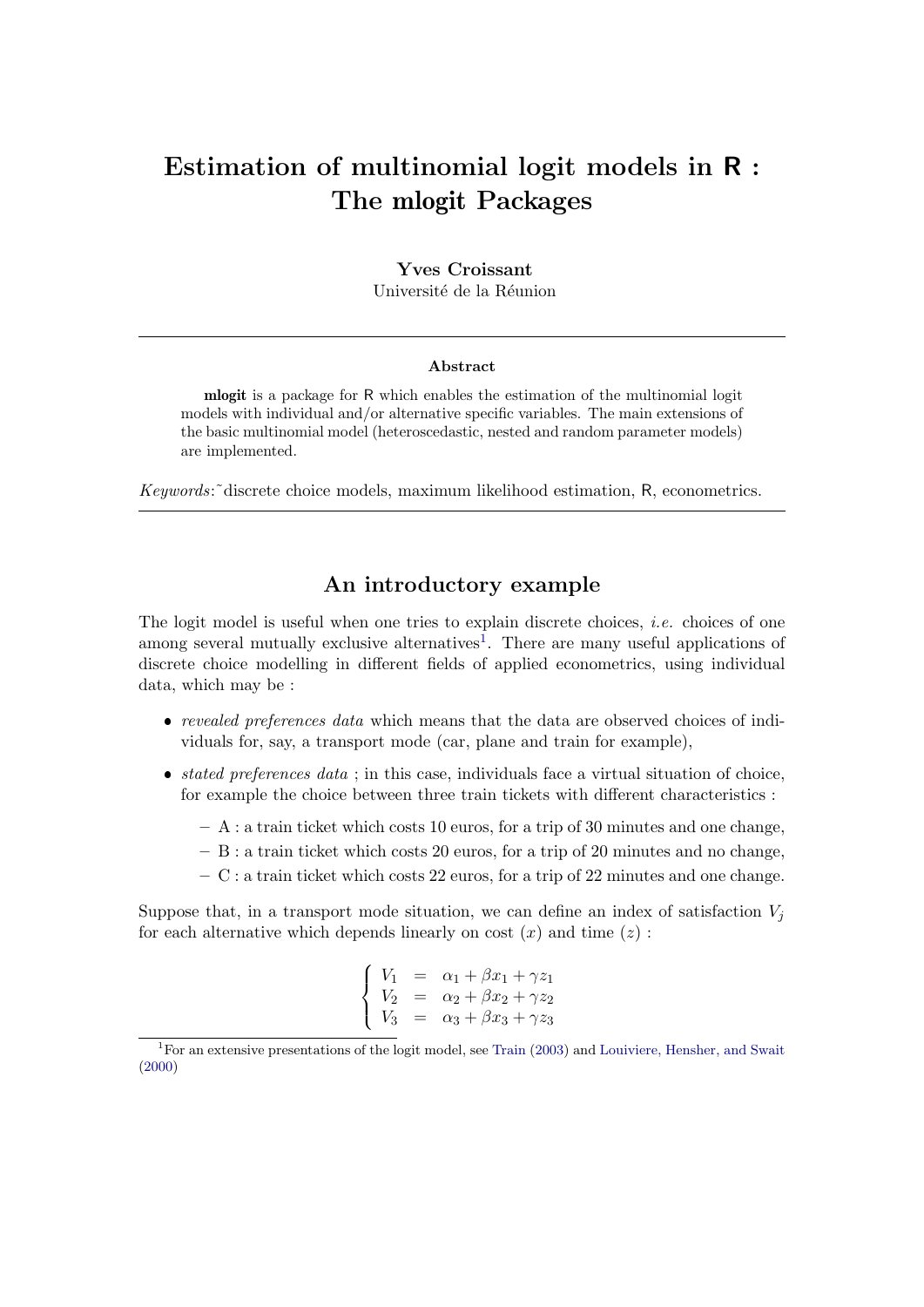# Estimation of multinomial logit models in R : The mlogit Packages

**Yves Croissant**
Université de la Réunion

---

**Abstract**

**mlogit** is a package for R which enables the estimation of the multinomial logit models with individual and/or alternative specific variables. The main extensions of the basic multinomial model (heteroscedastic, nested and random parameter models) are implemented.

*Keywords*:~discrete choice models, maximum likelihood estimation, R, econometrics.

---

## An introductory example

The logit model is useful when one tries to explain discrete choices, *i.e.* choices of one among several mutually exclusive alternatives[1]. There are many useful applications of discrete choice modelling in different fields of applied econometrics, using individual data, which may be :

- *revealed preferences data* which means that the data are observed choices of individuals for, say, a transport mode (car, plane and train for example),
- *stated preferences data* ; in this case, individuals face a virtual situation of choice, for example the choice between three train tickets with different characteristics :
  - A : a train ticket which costs 10 euros, for a trip of 30 minutes and one change,
  - B : a train ticket which costs 20 euros, for a trip of 20 minutes and no change,
  - C : a train ticket which costs 22 euros, for a trip of 22 minutes and one change.

Suppose that, in a transport mode situation, we can define an index of satisfaction $V_j$ for each alternative which depends linearly on cost $(x)$ and time $(z)$ :

$$\left\{ \begin{array}{lcl} V_1 & = & \alpha_1 + \beta x_1 + \gamma z_1 \\ V_2 & = & \alpha_2 + \beta x_2 + \gamma z_2 \\ V_3 & = & \alpha_3 + \beta x_3 + \gamma z_3 \end{array} \right.$$

[1] For an extensive presentations of the logit model, see Train (2003) and Louviere, Hensher, and Swait (2000)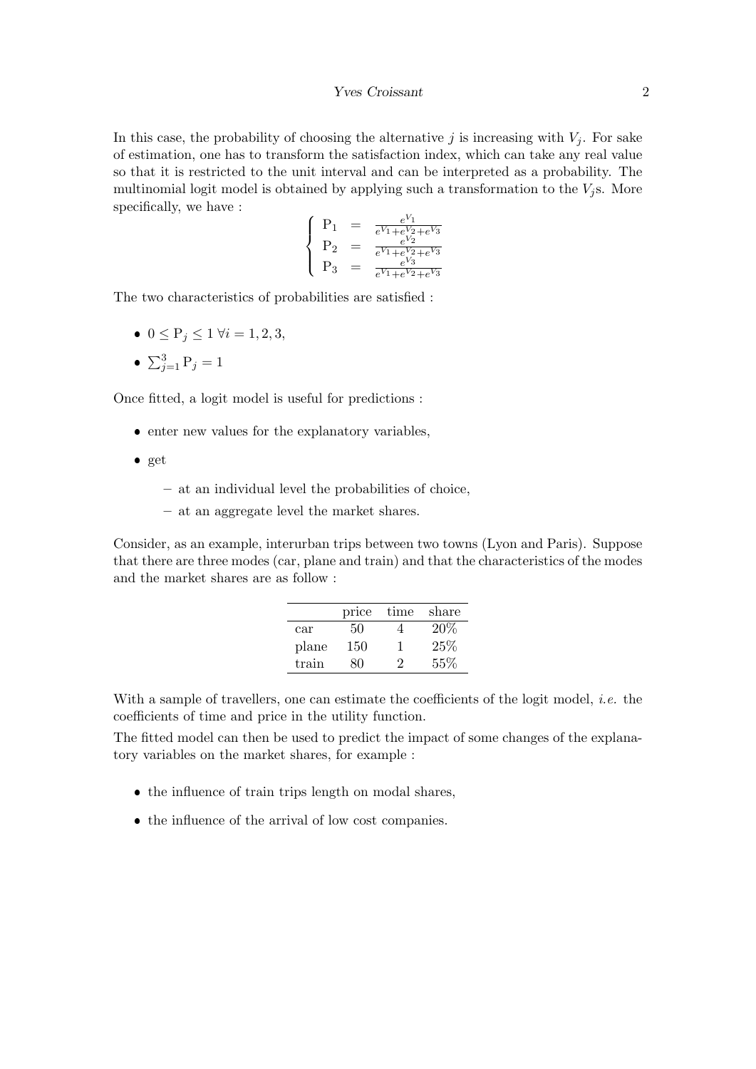In this case, the probability of choosing the alternative $j$ is increasing with $V_j$. For sake of estimation, one has to transform the satisfaction index, which can take any real value so that it is restricted to the unit interval and can be interpreted as a probability. The multinomial logit model is obtained by applying such a transformation to the $V_j$s. More specifically, we have :

$$\left\{ \begin{array}{rcl} \mathrm{P}_1 & = & \frac{e^{V_1}}{e^{V_1}+e^{V_2}+e^{V_3}} \\ \mathrm{P}_2 & = & \frac{e^{V_2}}{e^{V_1}+e^{V_2}+e^{V_3}} \\ \mathrm{P}_3 & = & \frac{e^{V_3}}{e^{V_1}+e^{V_2}+e^{V_3}} \end{array} \right.$$

The two characteristics of probabilities are satisfied :

- $0 \leq \mathrm{P}_j \leq 1 \; \forall i = 1, 2, 3,$
- $\sum_{j=1}^{3} \mathrm{P}_j = 1$

Once fitted, a logit model is useful for predictions :

- enter new values for the explanatory variables,
- get
  - at an individual level the probabilities of choice,
  - at an aggregate level the market shares.

Consider, as an example, interurban trips between two towns (Lyon and Paris). Suppose that there are three modes (car, plane and train) and that the characteristics of the modes and the market shares are as follow :

| | price | time | share |
|---|---|---|---|
| car | 50 | 4 | 20% |
| plane | 150 | 1 | 25% |
| train | 80 | 2 | 55% |

With a sample of travellers, one can estimate the coefficients of the logit model, *i.e.* the coefficients of time and price in the utility function.

The fitted model can then be used to predict the impact of some changes of the explanatory variables on the market shares, for example :

- the influence of train trips length on modal shares,
- the influence of the arrival of low cost companies.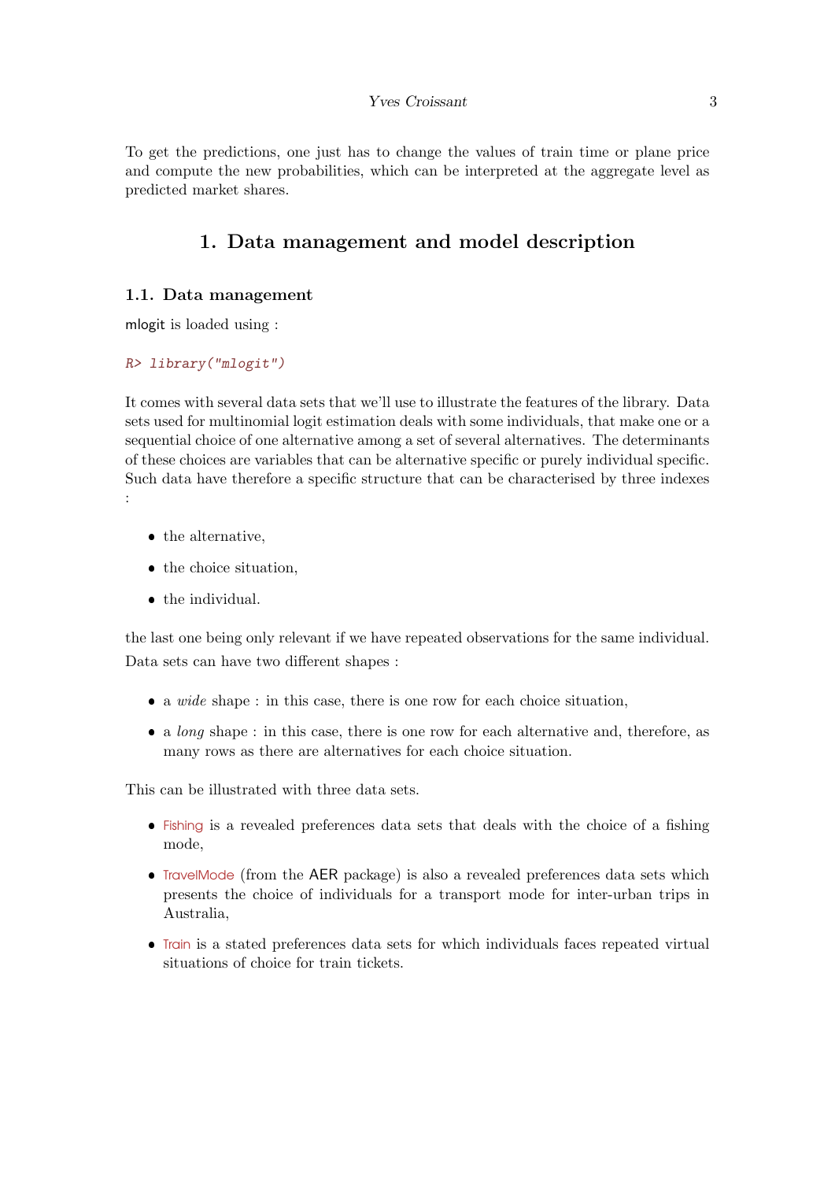To get the predictions, one just has to change the values of train time or plane price and compute the new probabilities, which can be interpreted at the aggregate level as predicted market shares.

# 1. Data management and model description

## 1.1. Data management

mlogit is loaded using :

```
R> library("mlogit")
```

It comes with several data sets that we'll use to illustrate the features of the library. Data sets used for multinomial logit estimation deals with some individuals, that make one or a sequential choice of one alternative among a set of several alternatives. The determinants of these choices are variables that can be alternative specific or purely individual specific. Such data have therefore a specific structure that can be characterised by three indexes :

- the alternative,
- the choice situation,
- the individual.

the last one being only relevant if we have repeated observations for the same individual.

Data sets can have two different shapes :

- a *wide* shape : in this case, there is one row for each choice situation,
- a *long* shape : in this case, there is one row for each alternative and, therefore, as many rows as there are alternatives for each choice situation.

This can be illustrated with three data sets.

- Fishing is a revealed preferences data sets that deals with the choice of a fishing mode,
- TravelMode (from the AER package) is also a revealed preferences data sets which presents the choice of individuals for a transport mode for inter-urban trips in Australia,
- Train is a stated preferences data sets for which individuals faces repeated virtual situations of choice for train tickets.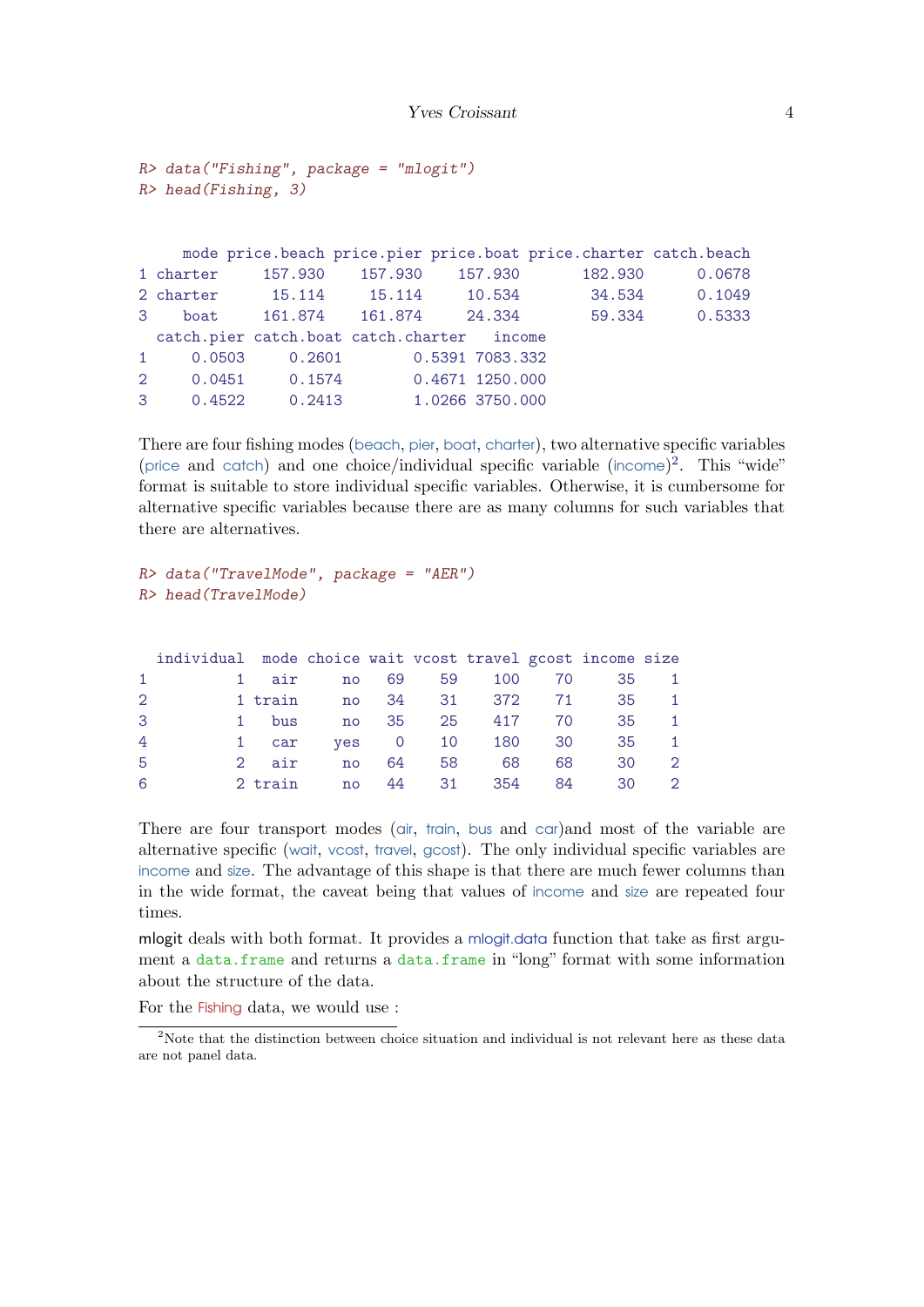```
R> data("Fishing", package = "mlogit")
R> head(Fishing, 3)
```

```
     mode price.beach price.pier price.boat price.charter catch.beach
1 charter     157.930    157.930    157.930       182.930      0.0678
2 charter      15.114     15.114     10.534        34.534      0.1049
3    boat     161.874    161.874     24.334        59.334      0.5333
  catch.pier catch.boat catch.charter   income
1     0.0503     0.2601        0.5391 7083.332
2     0.0451     0.1574        0.4671 1250.000
3     0.4522     0.2413        1.0266 3750.000
```

There are four fishing modes (beach, pier, boat, charter), two alternative specific variables (price and catch) and one choice/individual specific variable (income)[2]. This "wide" format is suitable to store individual specific variables. Otherwise, it is cumbersome for alternative specific variables because there are as many columns for such variables that there are alternatives.

```
R> data("TravelMode", package = "AER")
R> head(TravelMode)
```

```
  individual  mode choice wait vcost travel gcost income size
1          1   air     no   69    59    100    70     35    1
2          1 train     no   34    31    372    71     35    1
3          1   bus     no   35    25    417    70     35    1
4          1   car    yes    0    10    180    30     35    1
5          2   air     no   64    58     68    68     30    2
6          2 train     no   44    31    354    84     30    2
```

There are four transport modes (air, train, bus and car)and most of the variable are alternative specific (wait, vcost, travel, gcost). The only individual specific variables are income and size. The advantage of this shape is that there are much fewer columns than in the wide format, the caveat being that values of income and size are repeated four times.

mlogit deals with both format. It provides a mlogit.data function that take as first argument a `data.frame` and returns a `data.frame` in "long" format with some information about the structure of the data.

For the Fishing data, we would use :

[2] Note that the distinction between choice situation and individual is not relevant here as these data are not panel data.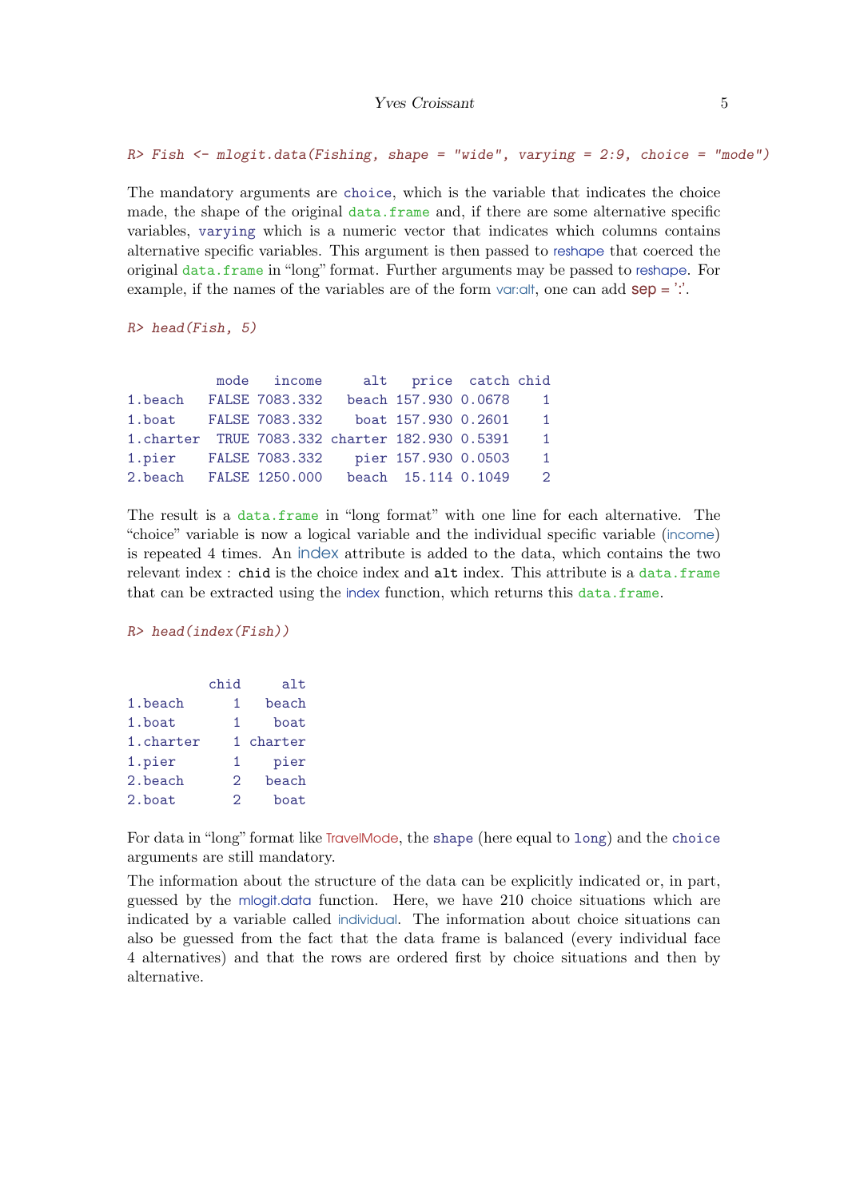```
R> Fish <- mlogit.data(Fishing, shape = "wide", varying = 2:9, choice = "mode")
```

The mandatory arguments are choice, which is the variable that indicates the choice made, the shape of the original data.frame and, if there are some alternative specific variables, varying which is a numeric vector that indicates which columns contains alternative specific variables. This argument is then passed to reshape that coerced the original data.frame in "long" format. Further arguments may be passed to reshape. For example, if the names of the variables are of the form var:alt, one can add sep = ':'.

```
R> head(Fish, 5)
```

```
           mode   income     alt   price  catch chid
1.beach   FALSE 7083.332   beach 157.930 0.0678    1
1.boat    FALSE 7083.332    boat 157.930 0.2601    1
1.charter  TRUE 7083.332 charter 182.930 0.5391    1
1.pier    FALSE 7083.332    pier 157.930 0.0503    1
2.beach   FALSE 1250.000   beach  15.114 0.1049    2
```

The result is a data.frame in "long format" with one line for each alternative. The "choice" variable is now a logical variable and the individual specific variable (income) is repeated 4 times. An index attribute is added to the data, which contains the two relevant index : chid is the choice index and alt index. This attribute is a data.frame that can be extracted using the index function, which returns this data.frame.

```
R> head(index(Fish))
```

```
          chid     alt
1.beach      1   beach
1.boat       1    boat
1.charter    1 charter
1.pier       1    pier
2.beach      2   beach
2.boat       2    boat
```

For data in "long" format like TravelMode, the shape (here equal to long) and the choice arguments are still mandatory.

The information about the structure of the data can be explicitly indicated or, in part, guessed by the mlogit.data function. Here, we have 210 choice situations which are indicated by a variable called individual. The information about choice situations can also be guessed from the fact that the data frame is balanced (every individual face 4 alternatives) and that the rows are ordered first by choice situations and then by alternative.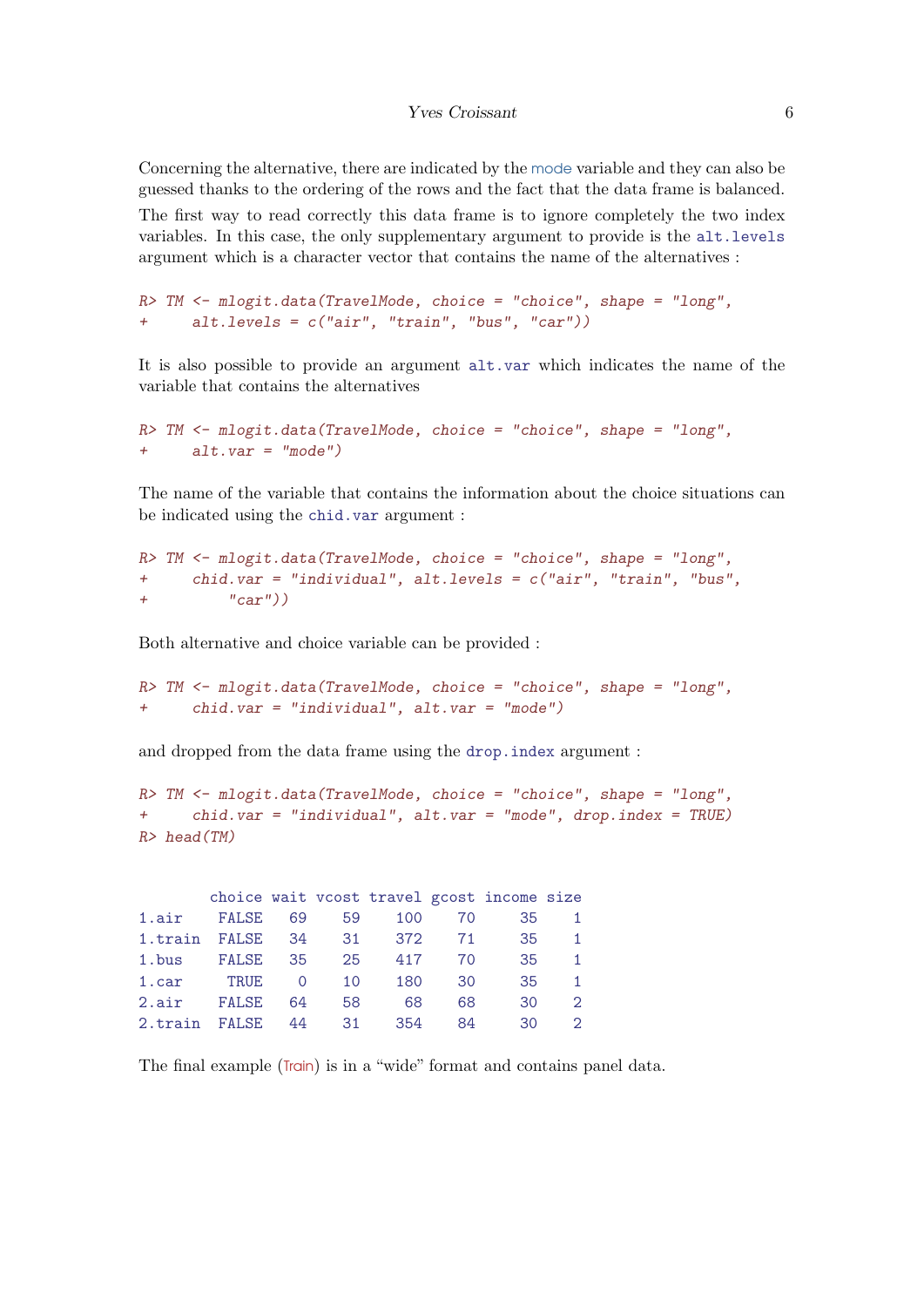Concerning the alternative, there are indicated by the mode variable and they can also be guessed thanks to the ordering of the rows and the fact that the data frame is balanced.

The first way to read correctly this data frame is to ignore completely the two index variables. In this case, the only supplementary argument to provide is the `alt.levels` argument which is a character vector that contains the name of the alternatives :

```
R> TM <- mlogit.data(TravelMode, choice = "choice", shape = "long",
+     alt.levels = c("air", "train", "bus", "car"))
```

It is also possible to provide an argument `alt.var` which indicates the name of the variable that contains the alternatives

```
R> TM <- mlogit.data(TravelMode, choice = "choice", shape = "long",
+     alt.var = "mode")
```

The name of the variable that contains the information about the choice situations can be indicated using the `chid.var` argument :

```
R> TM <- mlogit.data(TravelMode, choice = "choice", shape = "long",
+     chid.var = "individual", alt.levels = c("air", "train", "bus",
+         "car"))
```

Both alternative and choice variable can be provided :

```
R> TM <- mlogit.data(TravelMode, choice = "choice", shape = "long",
+     chid.var = "individual", alt.var = "mode")
```

and dropped from the data frame using the `drop.index` argument :

```
R> TM <- mlogit.data(TravelMode, choice = "choice", shape = "long",
+     chid.var = "individual", alt.var = "mode", drop.index = TRUE)
R> head(TM)
```

```
        choice wait vcost travel gcost income size
1.air    FALSE   69    59    100    70     35    1
1.train  FALSE   34    31    372    71     35    1
1.bus    FALSE   35    25    417    70     35    1
1.car     TRUE    0    10    180    30     35    1
2.air    FALSE   64    58     68    68     30    2
2.train  FALSE   44    31    354    84     30    2
```

The final example (Train) is in a "wide" format and contains panel data.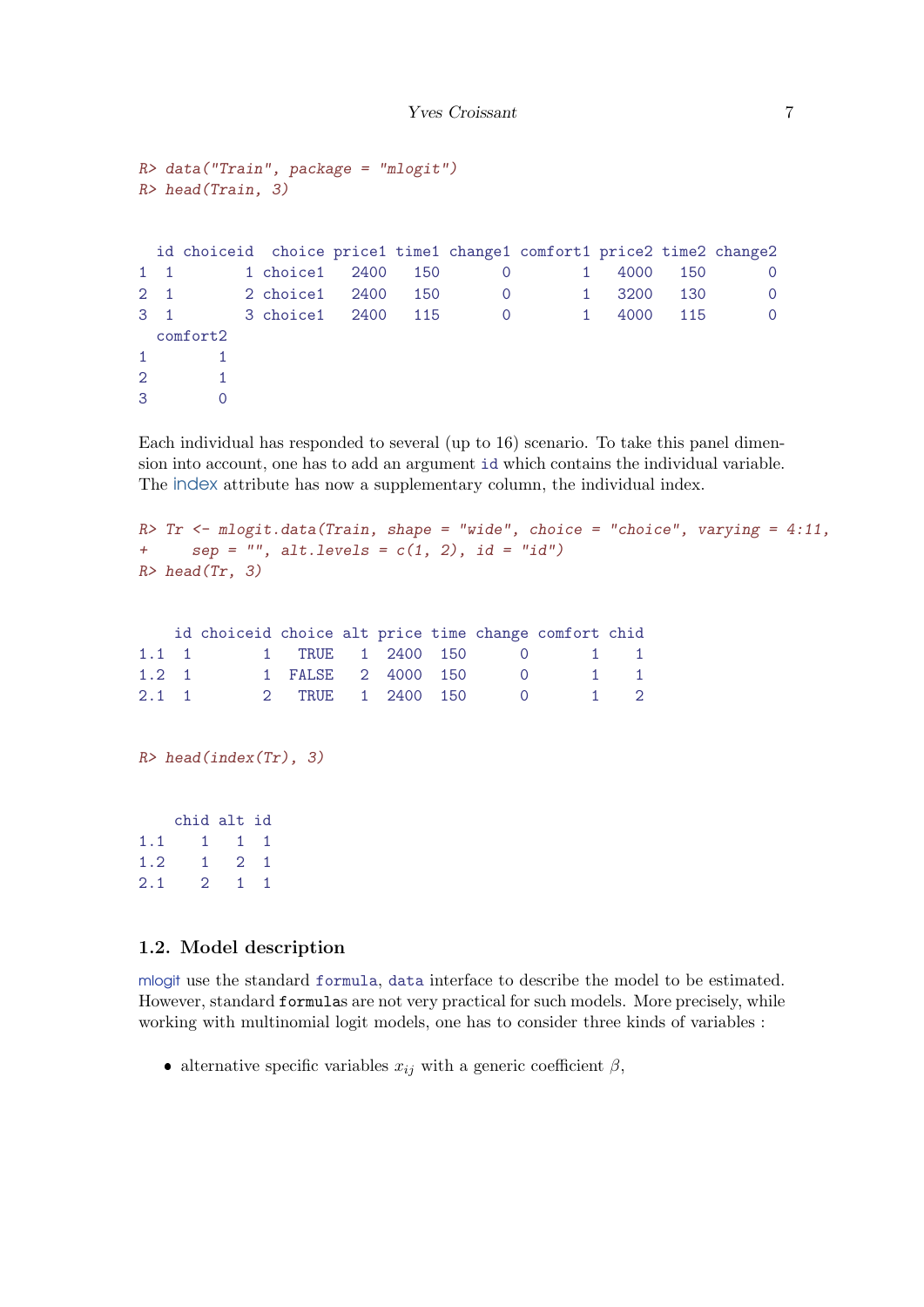```
R> data("Train", package = "mlogit")
R> head(Train, 3)
```

```
  id choiceid  choice price1 time1 change1 comfort1 price2 time2 change2
1  1        1 choice1   2400   150       0        1   4000   150       0
2  1        2 choice1   2400   150       0        1   3200   130       0
3  1        3 choice1   2400   115       0        1   4000   115       0
  comfort2
1        1
2        1
3        0
```

Each individual has responded to several (up to 16) scenario. To take this panel dimension into account, one has to add an argument `id` which contains the individual variable. The index attribute has now a supplementary column, the individual index.

```
R> Tr <- mlogit.data(Train, shape = "wide", choice = "choice", varying = 4:11,
+     sep = "", alt.levels = c(1, 2), id = "id")
R> head(Tr, 3)
```

```
    id choiceid choice alt price time change comfort chid
1.1  1        1   TRUE   1  2400  150      0       1    1
1.2  1        1  FALSE   2  4000  150      0       1    1
2.1  1        2   TRUE   1  2400  150      0       1    2
```

```
R> head(index(Tr), 3)
```

```
    chid alt id
1.1    1   1  1
1.2    1   2  1
2.1    2   1  1
```

### 1.2. Model description

mlogit use the standard `formula`, `data` interface to describe the model to be estimated. However, standard `formula`s are not very practical for such models. More precisely, while working with multinomial logit models, one has to consider three kinds of variables :

- alternative specific variables $x_{ij}$ with a generic coefficient $\beta$,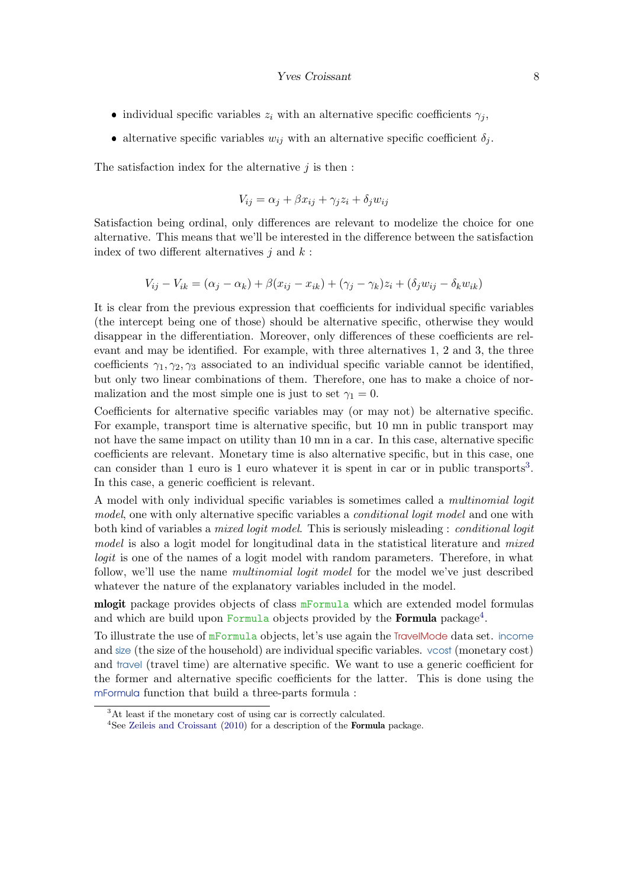- individual specific variables $z_i$ with an alternative specific coefficients $\gamma_j$,
- alternative specific variables $w_{ij}$ with an alternative specific coefficient $\delta_j$.

The satisfaction index for the alternative $j$ is then :

$$V_{ij} = \alpha_j + \beta x_{ij} + \gamma_j z_i + \delta_j w_{ij}$$

Satisfaction being ordinal, only differences are relevant to modelize the choice for one alternative. This means that we'll be interested in the difference between the satisfaction index of two different alternatives $j$ and $k$ :

$$V_{ij} - V_{ik} = (\alpha_j - \alpha_k) + \beta(x_{ij} - x_{ik}) + (\gamma_j - \gamma_k)z_i + (\delta_j w_{ij} - \delta_k w_{ik})$$

It is clear from the previous expression that coefficients for individual specific variables (the intercept being one of those) should be alternative specific, otherwise they would disappear in the differentiation. Moreover, only differences of these coefficients are relevant and may be identified. For example, with three alternatives 1, 2 and 3, the three coefficients $\gamma_1, \gamma_2, \gamma_3$ associated to an individual specific variable cannot be identified, but only two linear combinations of them. Therefore, one has to make a choice of normalization and the most simple one is just to set $\gamma_1 = 0$.

Coefficients for alternative specific variables may (or may not) be alternative specific. For example, transport time is alternative specific, but 10 mn in public transport may not have the same impact on utility than 10 mn in a car. In this case, alternative specific coefficients are relevant. Monetary time is also alternative specific, but in this case, one can consider than 1 euro is 1 euro whatever it is spent in car or in public transports[3]. In this case, a generic coefficient is relevant.

A model with only individual specific variables is sometimes called a *multinomial logit model*, one with only alternative specific variables a *conditional logit model* and one with both kind of variables a *mixed logit model*. This is seriously misleading : *conditional logit model* is also a logit model for longitudinal data in the statistical literature and *mixed logit* is one of the names of a logit model with random parameters. Therefore, in what follow, we'll use the name *multinomial logit model* for the model we've just described whatever the nature of the explanatory variables included in the model.

**mlogit** package provides objects of class `mFormula` which are extended model formulas and which are build upon `Formula` objects provided by the **Formula** package[4].

To illustrate the use of `mFormula` objects, let's use again the TravelMode data set. income and size (the size of the household) are individual specific variables. vcost (monetary cost) and travel (travel time) are alternative specific. We want to use a generic coefficient for the former and alternative specific coefficients for the latter. This is done using the mFormula function that build a three-parts formula :

[3] At least if the monetary cost of using car is correctly calculated.

[4] See Zeileis and Croissant (2010) for a description of the **Formula** package.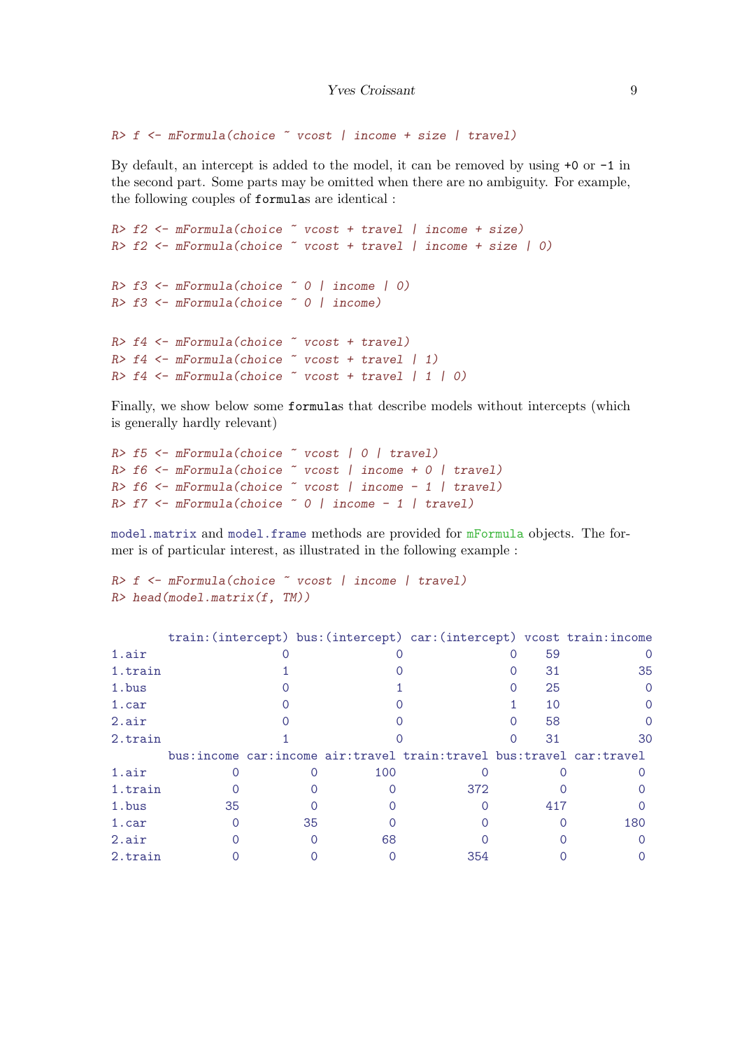```
R> f <- mFormula(choice ~ vcost | income + size | travel)
```

By default, an intercept is added to the model, it can be removed by using `+0` or `-1` in the second part. Some parts may be omitted when there are no ambiguity. For example, the following couples of `formula`s are identical :

```
R> f2 <- mFormula(choice ~ vcost + travel | income + size)
R> f2 <- mFormula(choice ~ vcost + travel | income + size | 0)

R> f3 <- mFormula(choice ~ 0 | income | 0)
R> f3 <- mFormula(choice ~ 0 | income)

R> f4 <- mFormula(choice ~ vcost + travel)
R> f4 <- mFormula(choice ~ vcost + travel | 1)
R> f4 <- mFormula(choice ~ vcost + travel | 1 | 0)
```

Finally, we show below some `formula`s that describe models without intercepts (which is generally hardly relevant)

```
R> f5 <- mFormula(choice ~ vcost | 0 | travel)
R> f6 <- mFormula(choice ~ vcost | income + 0 | travel)
R> f6 <- mFormula(choice ~ vcost | income - 1 | travel)
R> f7 <- mFormula(choice ~ 0 | income - 1 | travel)
```

`model.matrix` and `model.frame` methods are provided for `mFormula` objects. The former is of particular interest, as illustrated in the following example :

```
R> f <- mFormula(choice ~ vcost | income | travel)
R> head(model.matrix(f, TM))
```

```
        train:(intercept) bus:(intercept) car:(intercept) vcost train:income
1.air                   0               0               0    59            0
1.train                 1               0               0    31           35
1.bus                   0               1               0    25            0
1.car                   0               0               1    10            0
2.air                   0               0               0    58            0
2.train                 1               0               0    31           30
        bus:income car:income air:travel train:travel bus:travel car:travel
1.air            0          0        100            0          0          0
1.train          0          0          0          372          0          0
1.bus           35          0          0            0        417          0
1.car            0         35          0            0          0        180
2.air            0          0         68            0          0          0
2.train          0          0          0          354          0          0
```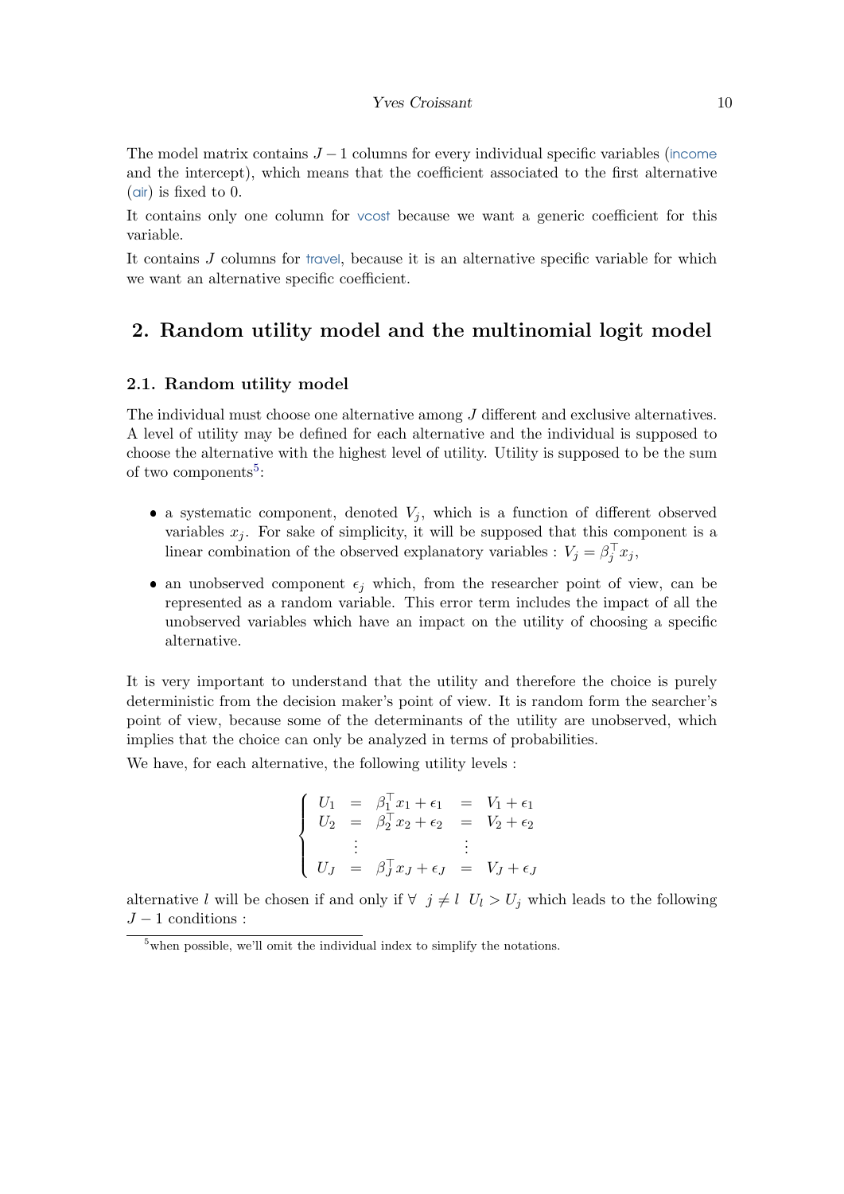The model matrix contains $J-1$ columns for every individual specific variables (income and the intercept), which means that the coefficient associated to the first alternative (air) is fixed to 0.

It contains only one column for vcost because we want a generic coefficient for this variable.

It contains $J$ columns for travel, because it is an alternative specific variable for which we want an alternative specific coefficient.

## 2. Random utility model and the multinomial logit model

### 2.1. Random utility model

The individual must choose one alternative among $J$ different and exclusive alternatives. A level of utility may be defined for each alternative and the individual is supposed to choose the alternative with the highest level of utility. Utility is supposed to be the sum of two components[5]:

- a systematic component, denoted $V_j$, which is a function of different observed variables $x_j$. For sake of simplicity, it will be supposed that this component is a linear combination of the observed explanatory variables : $V_j = \beta_j^\top x_j$,
- an unobserved component $\epsilon_j$ which, from the researcher point of view, can be represented as a random variable. This error term includes the impact of all the unobserved variables which have an impact on the utility of choosing a specific alternative.

It is very important to understand that the utility and therefore the choice is purely deterministic from the decision maker's point of view. It is random form the searcher's point of view, because some of the determinants of the utility are unobserved, which implies that the choice can only be analyzed in terms of probabilities.

We have, for each alternative, the following utility levels :

$$
\left\{
\begin{array}{rclcl}
U_1 & = & \beta_1^\top x_1 + \epsilon_1 & = & V_1 + \epsilon_1 \\
U_2 & = & \beta_2^\top x_2 + \epsilon_2 & = & V_2 + \epsilon_2 \\
& \vdots & & \vdots & \\
U_J & = & \beta_J^\top x_J + \epsilon_J & = & V_J + \epsilon_J
\end{array}
\right.
$$

alternative $l$ will be chosen if and only if $\forall \;\; j \neq l \;\; U_l > U_j$ which leads to the following $J-1$ conditions :

[5] when possible, we'll omit the individual index to simplify the notations.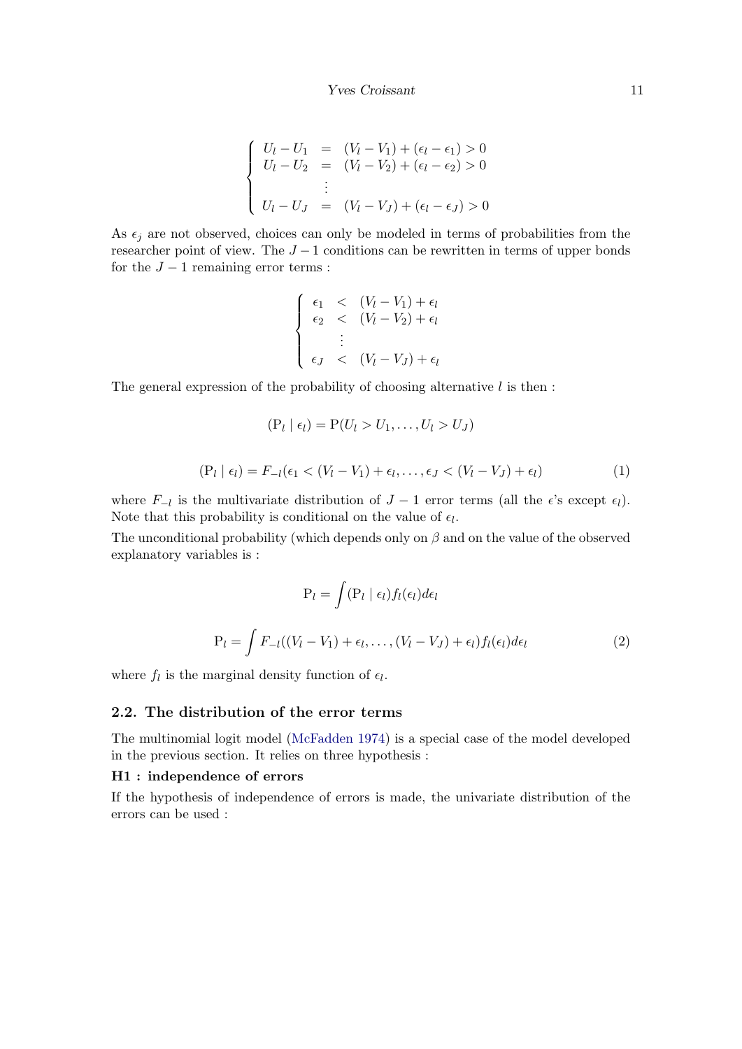$$
\left\{
\begin{array}{lcl}
U_l - U_1 & = & (V_l - V_1) + (\epsilon_l - \epsilon_1) > 0 \\
U_l - U_2 & = & (V_l - V_2) + (\epsilon_l - \epsilon_2) > 0 \\
 & \vdots & \\
U_l - U_J & = & (V_l - V_J) + (\epsilon_l - \epsilon_J) > 0
\end{array}
\right.
$$

As $\epsilon_j$ are not observed, choices can only be modeled in terms of probabilities from the researcher point of view. The $J-1$ conditions can be rewritten in terms of upper bonds for the $J-1$ remaining error terms :

$$
\left\{
\begin{array}{lcl}
\epsilon_1 & < & (V_l - V_1) + \epsilon_l \\
\epsilon_2 & < & (V_l - V_2) + \epsilon_l \\
 & \vdots & \\
\epsilon_J & < & (V_l - V_J) + \epsilon_l
\end{array}
\right.
$$

The general expression of the probability of choosing alternative $l$ is then :

$$(\mathrm{P}_l \mid \epsilon_l) = \mathrm{P}(U_l > U_1, \ldots, U_l > U_J)$$

$$(\mathrm{P}_l \mid \epsilon_l) = F_{-l}(\epsilon_1 < (V_l - V_1) + \epsilon_l, \ldots, \epsilon_J < (V_l - V_J) + \epsilon_l) \tag{1}$$

where $F_{-l}$ is the multivariate distribution of $J-1$ error terms (all the $\epsilon$'s except $\epsilon_l$). Note that this probability is conditional on the value of $\epsilon_l$.

The unconditional probability (which depends only on $\beta$ and on the value of the observed explanatory variables is :

$$\mathrm{P}_l = \int (\mathrm{P}_l \mid \epsilon_l) f_l(\epsilon_l) d\epsilon_l$$

$$\mathrm{P}_l = \int F_{-l}((V_l - V_1) + \epsilon_l, \ldots, (V_l - V_J) + \epsilon_l) f_l(\epsilon_l) d\epsilon_l \tag{2}$$

where $f_l$ is the marginal density function of $\epsilon_l$.

## 2.2. The distribution of the error terms

The multinomial logit model (McFadden 1974) is a special case of the model developed in the previous section. It relies on three hypothesis :

**H1 : independence of errors**

If the hypothesis of independence of errors is made, the univariate distribution of the errors can be used :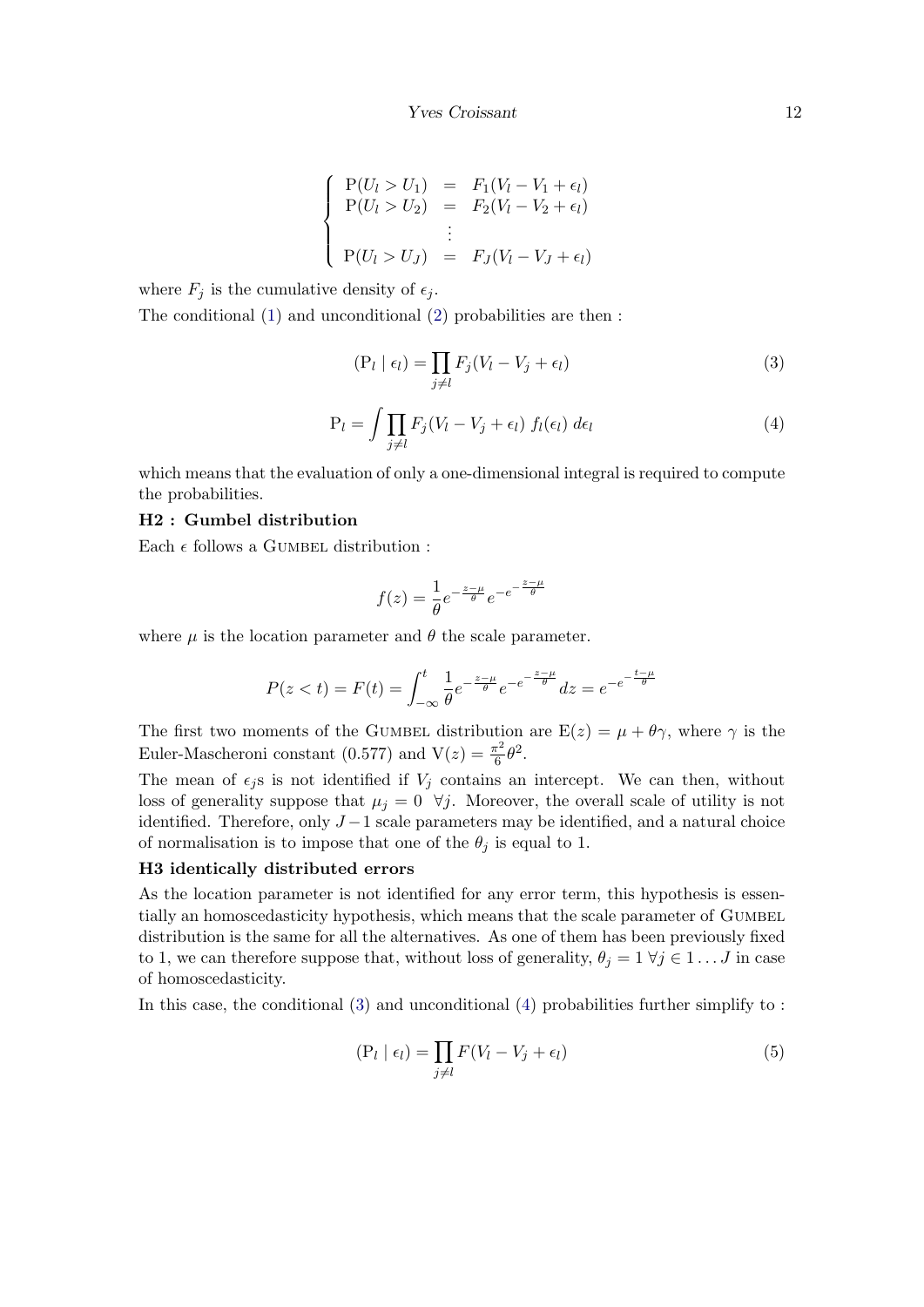$$\left\{ \begin{array}{lcl} \mathrm{P}(U_l > U_1) & = & F_1(V_l - V_1 + \epsilon_l) \\ \mathrm{P}(U_l > U_2) & = & F_2(V_l - V_2 + \epsilon_l) \\ & \vdots & \\ \mathrm{P}(U_l > U_J) & = & F_J(V_l - V_J + \epsilon_l) \end{array} \right.$$

where $F_j$ is the cumulative density of $\epsilon_j$.

The conditional (1) and unconditional (2) probabilities are then :

$$(\mathrm{P}_l \mid \epsilon_l) = \prod_{j \neq l} F_j(V_l - V_j + \epsilon_l) \tag{3}$$

$$\mathrm{P}_l = \int \prod_{j \neq l} F_j(V_l - V_j + \epsilon_l) \; f_l(\epsilon_l) \; d\epsilon_l \tag{4}$$

which means that the evaluation of only a one-dimensional integral is required to compute the probabilities.

**H2 : Gumbel distribution**

Each $\epsilon$ follows a Gumbel distribution :

$$f(z) = \frac{1}{\theta} e^{-\frac{z-\mu}{\theta}} e^{-e^{-\frac{z-\mu}{\theta}}}$$

where $\mu$ is the location parameter and $\theta$ the scale parameter.

$$P(z < t) = F(t) = \int_{-\infty}^{t} \frac{1}{\theta} e^{-\frac{z-\mu}{\theta}} e^{-e^{-\frac{z-\mu}{\theta}}} dz = e^{-e^{-\frac{t-\mu}{\theta}}}$$

The first two moments of the Gumbel distribution are $\mathrm{E}(z) = \mu + \theta\gamma$, where $\gamma$ is the Euler-Mascheroni constant (0.577) and $\mathrm{V}(z) = \frac{\pi^2}{6}\theta^2$.

The mean of $\epsilon_j$s is not identified if $V_j$ contains an intercept. We can then, without loss of generality suppose that $\mu_j = 0 \;\; \forall j$. Moreover, the overall scale of utility is not identified. Therefore, only $J-1$ scale parameters may be identified, and a natural choice of normalisation is to impose that one of the $\theta_j$ is equal to 1.

**H3 identically distributed errors**

As the location parameter is not identified for any error term, this hypothesis is essentially an homoscedasticity hypothesis, which means that the scale parameter of Gumbel distribution is the same for all the alternatives. As one of them has been previously fixed to 1, we can therefore suppose that, without loss of generality, $\theta_j = 1 \; \forall j \in 1 \ldots J$ in case of homoscedasticity.

In this case, the conditional (3) and unconditional (4) probabilities further simplify to :

$$(\mathrm{P}_l \mid \epsilon_l) = \prod_{j \neq l} F(V_l - V_j + \epsilon_l) \tag{5}$$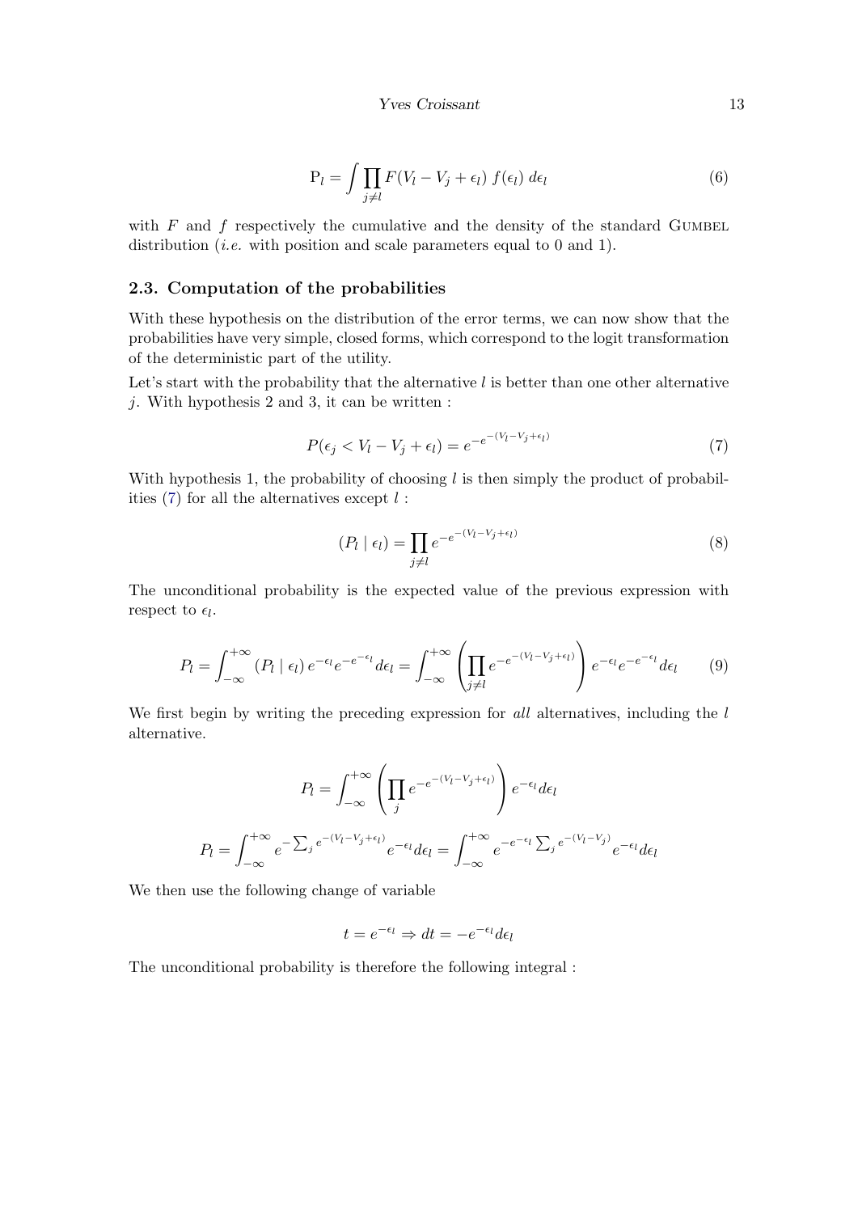$$\mathrm{P}_l = \int \prod_{j \neq l} F(V_l - V_j + \epsilon_l) \; f(\epsilon_l) \; d\epsilon_l \tag{6}$$

with $F$ and $f$ respectively the cumulative and the density of the standard Gumbel distribution (*i.e.* with position and scale parameters equal to 0 and 1).

### 2.3. Computation of the probabilities

With these hypothesis on the distribution of the error terms, we can now show that the probabilities have very simple, closed forms, which correspond to the logit transformation of the deterministic part of the utility.

Let's start with the probability that the alternative $l$ is better than one other alternative $j$. With hypothesis 2 and 3, it can be written :

$$P(\epsilon_j < V_l - V_j + \epsilon_l) = e^{-e^{-(V_l - V_j + \epsilon_l)}} \tag{7}$$

With hypothesis 1, the probability of choosing $l$ is then simply the product of probabilities (7) for all the alternatives except $l$ :

$$(P_l \mid \epsilon_l) = \prod_{j \neq l} e^{-e^{-(V_l - V_j + \epsilon_l)}} \tag{8}$$

The unconditional probability is the expected value of the previous expression with respect to $\epsilon_l$.

$$P_l = \int_{-\infty}^{+\infty} (P_l \mid \epsilon_l) \, e^{-\epsilon_l} e^{-e^{-\epsilon_l}} d\epsilon_l = \int_{-\infty}^{+\infty} \left( \prod_{j \neq l} e^{-e^{-(V_l - V_j + \epsilon_l)}} \right) e^{-\epsilon_l} e^{-e^{-\epsilon_l}} d\epsilon_l \tag{9}$$

We first begin by writing the preceding expression for *all* alternatives, including the $l$ alternative.

$$P_l = \int_{-\infty}^{+\infty} \left( \prod_{j} e^{-e^{-(V_l - V_j + \epsilon_l)}} \right) e^{-\epsilon_l} d\epsilon_l$$

$$P_l = \int_{-\infty}^{+\infty} e^{-\sum_j e^{-(V_l - V_j + \epsilon_l)}} e^{-\epsilon_l} d\epsilon_l = \int_{-\infty}^{+\infty} e^{-e^{-\epsilon_l} \sum_j e^{-(V_l - V_j)}} e^{-\epsilon_l} d\epsilon_l$$

We then use the following change of variable

$$t = e^{-\epsilon_l} \Rightarrow dt = -e^{-\epsilon_l} d\epsilon_l$$

The unconditional probability is therefore the following integral :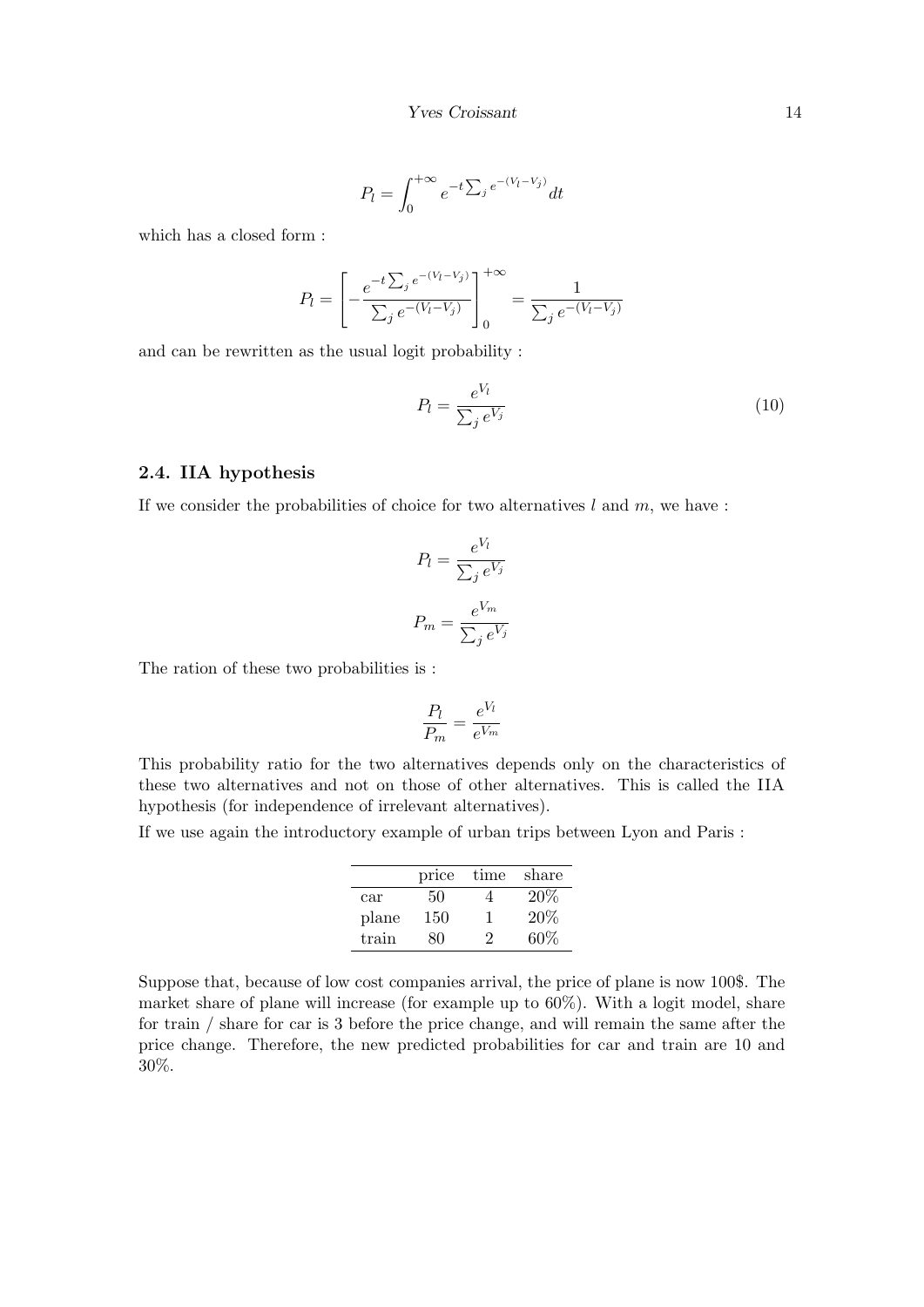$$P_l = \int_0^{+\infty} e^{-t \sum_j e^{-(V_l - V_j)}} dt$$

which has a closed form :

$$P_l = \left[ -\frac{e^{-t \sum_j e^{-(V_l - V_j)}}}{\sum_j e^{-(V_l - V_j)}} \right]_0^{+\infty} = \frac{1}{\sum_j e^{-(V_l - V_j)}}$$

and can be rewritten as the usual logit probability :

$$P_l = \frac{e^{V_l}}{\sum_j e^{V_j}} \tag{10}$$

### 2.4. IIA hypothesis

If we consider the probabilities of choice for two alternatives $l$ and $m$, we have :

$$P_l = \frac{e^{V_l}}{\sum_j e^{V_j}}$$

$$P_m = \frac{e^{V_m}}{\sum_j e^{V_j}}$$

The ration of these two probabilities is :

$$\frac{P_l}{P_m} = \frac{e^{V_l}}{e^{V_m}}$$

This probability ratio for the two alternatives depends only on the characteristics of these two alternatives and not on those of other alternatives. This is called the IIA hypothesis (for independence of irrelevant alternatives).

If we use again the introductory example of urban trips between Lyon and Paris :

| | price | time | share |
|---|---|---|---|
| car | 50 | 4 | 20% |
| plane | 150 | 1 | 20% |
| train | 80 | 2 | 60% |

Suppose that, because of low cost companies arrival, the price of plane is now 100$. The market share of plane will increase (for example up to 60%). With a logit model, share for train / share for car is 3 before the price change, and will remain the same after the price change. Therefore, the new predicted probabilities for car and train are 10 and 30%.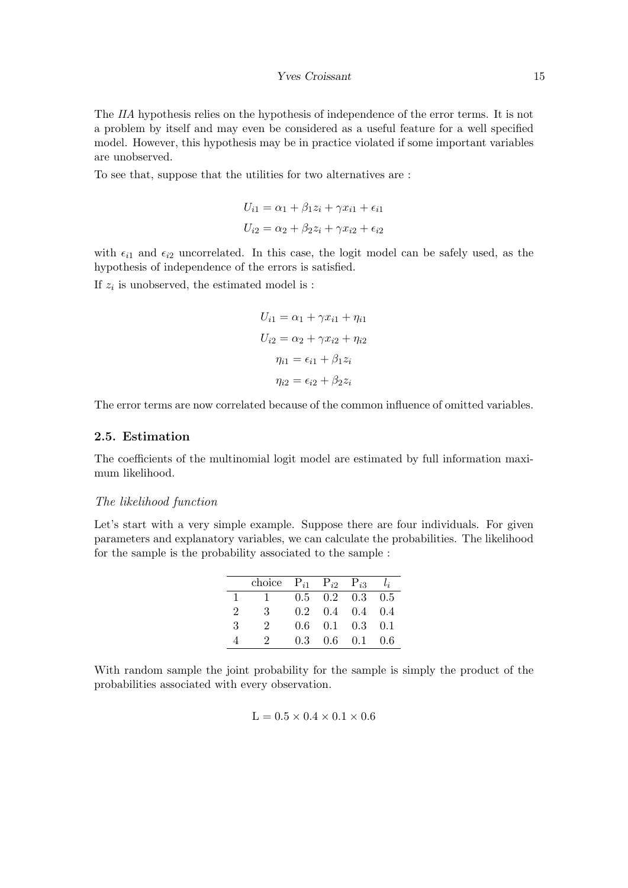The *IIA* hypothesis relies on the hypothesis of independence of the error terms. It is not a problem by itself and may even be considered as a useful feature for a well specified model. However, this hypothesis may be in practice violated if some important variables are unobserved.

To see that, suppose that the utilities for two alternatives are :

$$U_{i1} = \alpha_1 + \beta_1 z_i + \gamma x_{i1} + \epsilon_{i1}$$

$$U_{i2} = \alpha_2 + \beta_2 z_i + \gamma x_{i2} + \epsilon_{i2}$$

with $\epsilon_{i1}$ and $\epsilon_{i2}$ uncorrelated. In this case, the logit model can be safely used, as the hypothesis of independence of the errors is satisfied.

If $z_i$ is unobserved, the estimated model is :

$$U_{i1} = \alpha_1 + \gamma x_{i1} + \eta_{i1}$$

$$U_{i2} = \alpha_2 + \gamma x_{i2} + \eta_{i2}$$

$$\eta_{i1} = \epsilon_{i1} + \beta_1 z_i$$

$$\eta_{i2} = \epsilon_{i2} + \beta_2 z_i$$

The error terms are now correlated because of the common influence of omitted variables.

## 2.5. Estimation

The coefficients of the multinomial logit model are estimated by full information maximum likelihood.

### *The likelihood function*

Let's start with a very simple example. Suppose there are four individuals. For given parameters and explanatory variables, we can calculate the probabilities. The likelihood for the sample is the probability associated to the sample :

| | choice | $P_{i1}$ | $P_{i2}$ | $P_{i3}$ | $l_i$ |
|---|---|---|---|---|---|
| 1 | 1 | 0.5 | 0.2 | 0.3 | 0.5 |
| 2 | 3 | 0.2 | 0.4 | 0.4 | 0.4 |
| 3 | 2 | 0.6 | 0.1 | 0.3 | 0.1 |
| 4 | 2 | 0.3 | 0.6 | 0.1 | 0.6 |

With random sample the joint probability for the sample is simply the product of the probabilities associated with every observation.

$$L = 0.5 \times 0.4 \times 0.1 \times 0.6$$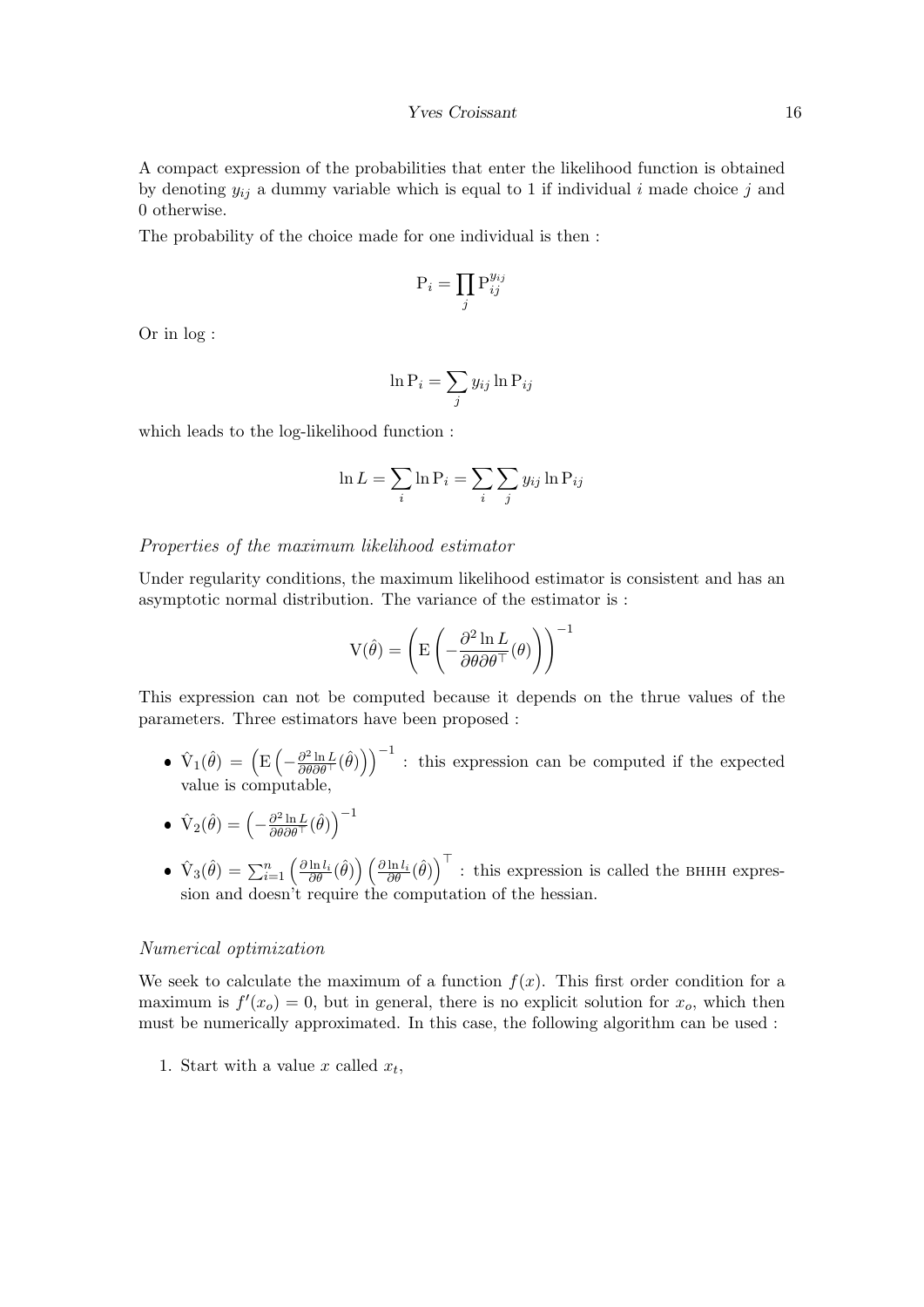A compact expression of the probabilities that enter the likelihood function is obtained by denoting $y_{ij}$ a dummy variable which is equal to 1 if individual $i$ made choice $j$ and 0 otherwise.

The probability of the choice made for one individual is then :

$$\mathrm{P}_i = \prod_j \mathrm{P}_{ij}^{y_{ij}}$$

Or in log :

$$\ln \mathrm{P}_i = \sum_j y_{ij} \ln \mathrm{P}_{ij}$$

which leads to the log-likelihood function :

$$\ln L = \sum_i \ln \mathrm{P}_i = \sum_i \sum_j y_{ij} \ln \mathrm{P}_{ij}$$

*Properties of the maximum likelihood estimator*

Under regularity conditions, the maximum likelihood estimator is consistent and has an asymptotic normal distribution. The variance of the estimator is :

$$\mathrm{V}(\hat{\theta}) = \left( \mathrm{E}\left( -\frac{\partial^2 \ln L}{\partial \theta \partial \theta^\top}(\theta) \right) \right)^{-1}$$

This expression can not be computed because it depends on the thrue values of the parameters. Three estimators have been proposed :

- $\hat{\mathrm{V}}_1(\hat{\theta}) = \left( \mathrm{E}\left( -\frac{\partial^2 \ln L}{\partial \theta \partial \theta^\top}(\hat{\theta}) \right) \right)^{-1}$ : this expression can be computed if the expected value is computable,
- $\hat{\mathrm{V}}_2(\hat{\theta}) = \left( -\frac{\partial^2 \ln L}{\partial \theta \partial \theta^\top}(\hat{\theta}) \right)^{-1}$
- $\hat{\mathrm{V}}_3(\hat{\theta}) = \sum_{i=1}^n \left( \frac{\partial \ln l_i}{\partial \theta}(\hat{\theta}) \right) \left( \frac{\partial \ln l_i}{\partial \theta}(\hat{\theta}) \right)^\top$ : this expression is called the BHHH expression and doesn't require the computation of the hessian.

*Numerical optimization*

We seek to calculate the maximum of a function $f(x)$. This first order condition for a maximum is $f'(x_o) = 0$, but in general, there is no explicit solution for $x_o$, which then must be numerically approximated. In this case, the following algorithm can be used :

1. Start with a value $x$ called $x_t$,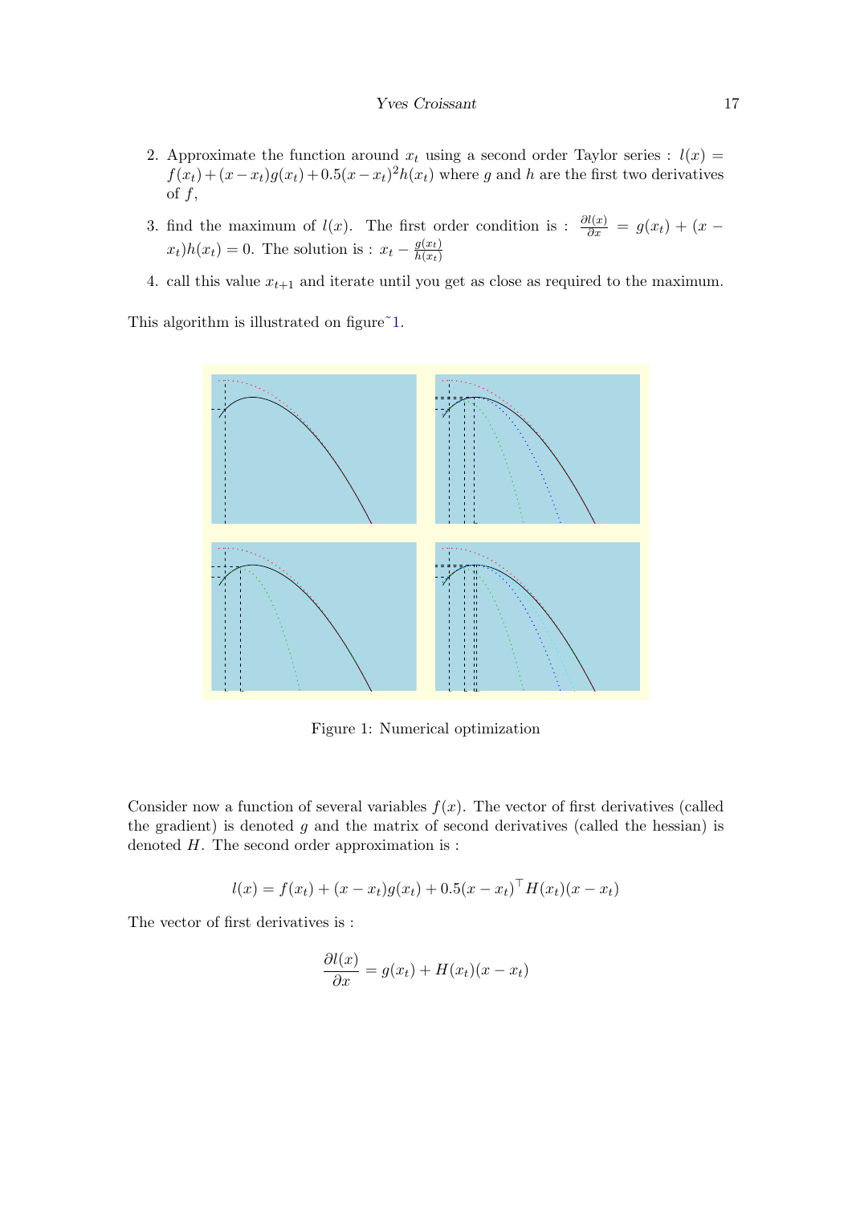2. Approximate the function around $x_t$ using a second order Taylor series : $l(x) = f(x_t) + (x - x_t)g(x_t) + 0.5(x - x_t)^2 h(x_t)$ where $g$ and $h$ are the first two derivatives of $f$,

3. find the maximum of $l(x)$. The first order condition is : $\frac{\partial l(x)}{\partial x} = g(x_t) + (x - x_t)h(x_t) = 0$. The solution is : $x_t - \frac{g(x_t)}{h(x_t)}$

4. call this value $x_{t+1}$ and iterate until you get as close as required to the maximum.

This algorithm is illustrated on figure~1.

Figure 1: Numerical optimization

Consider now a function of several variables $f(x)$. The vector of first derivatives (called the gradient) is denoted $g$ and the matrix of second derivatives (called the hessian) is denoted $H$. The second order approximation is :

$$l(x) = f(x_t) + (x - x_t)g(x_t) + 0.5(x - x_t)^\top H(x_t)(x - x_t)$$

The vector of first derivatives is :

$$\frac{\partial l(x)}{\partial x} = g(x_t) + H(x_t)(x - x_t)$$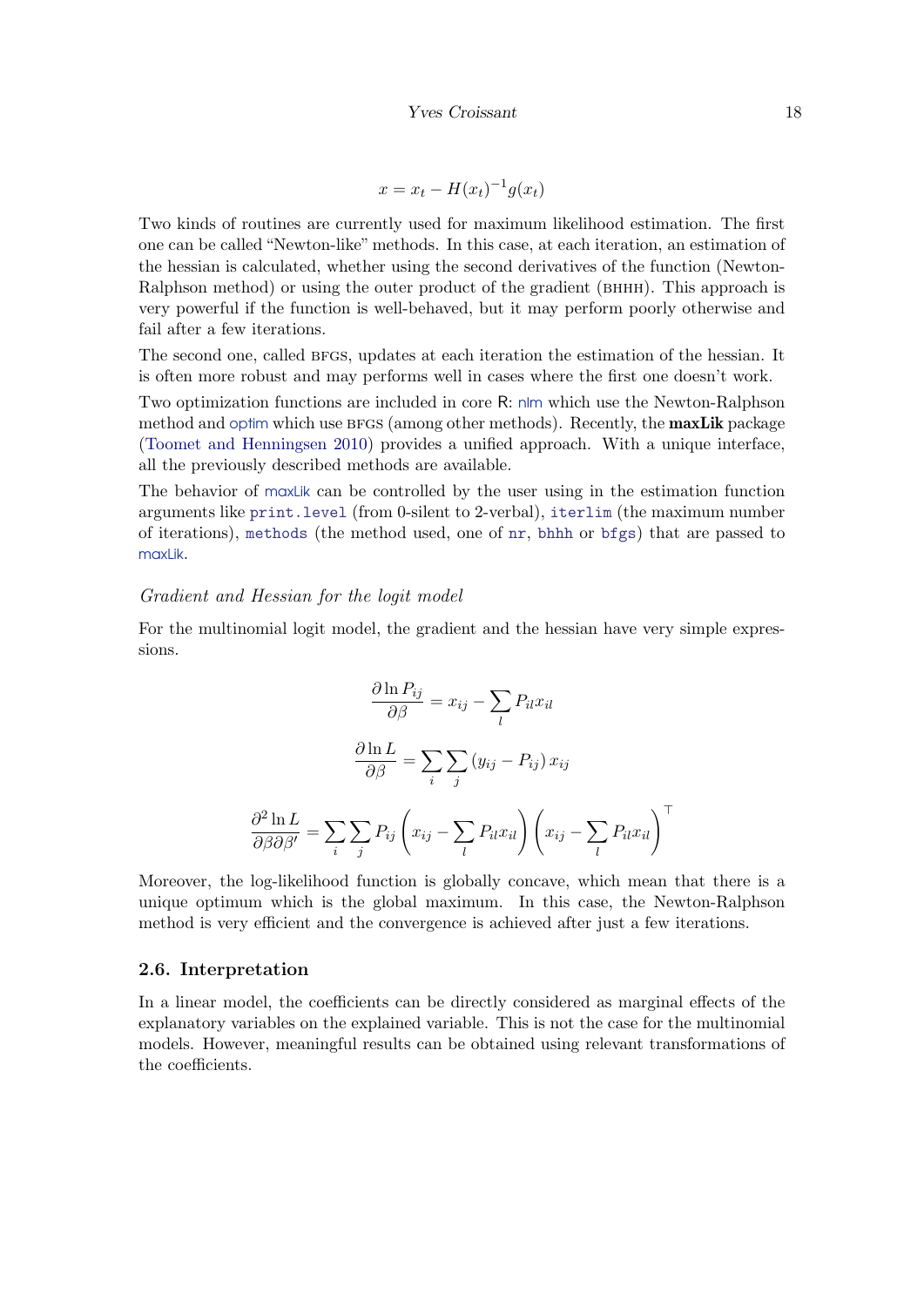$$x = x_t - H(x_t)^{-1} g(x_t)$$

Two kinds of routines are currently used for maximum likelihood estimation. The first one can be called "Newton-like" methods. In this case, at each iteration, an estimation of the hessian is calculated, whether using the second derivatives of the function (Newton-Ralphson method) or using the outer product of the gradient (BHHH). This approach is very powerful if the function is well-behaved, but it may perform poorly otherwise and fail after a few iterations.

The second one, called BFGS, updates at each iteration the estimation of the hessian. It is often more robust and may performs well in cases where the first one doesn't work.

Two optimization functions are included in core R: nlm which use the Newton-Ralphson method and optim which use BFGS (among other methods). Recently, the **maxLik** package (Toomet and Henningsen 2010) provides a unified approach. With a unique interface, all the previously described methods are available.

The behavior of maxLik can be controlled by the user using in the estimation function arguments like `print.level` (from 0-silent to 2-verbal), `iterlim` (the maximum number of iterations), `methods` (the method used, one of `nr`, `bhhh` or `bfgs`) that are passed to maxLik.

*Gradient and Hessian for the logit model*

For the multinomial logit model, the gradient and the hessian have very simple expressions.

$$\frac{\partial \ln P_{ij}}{\partial \beta} = x_{ij} - \sum_l P_{il} x_{il}$$

$$\frac{\partial \ln L}{\partial \beta} = \sum_i \sum_j \left(y_{ij} - P_{ij}\right) x_{ij}$$

$$\frac{\partial^2 \ln L}{\partial \beta \partial \beta'} = \sum_i \sum_j P_{ij} \left(x_{ij} - \sum_l P_{il} x_{il}\right) \left(x_{ij} - \sum_l P_{il} x_{il}\right)^\top$$

Moreover, the log-likelihood function is globally concave, which mean that there is a unique optimum which is the global maximum. In this case, the Newton-Ralphson method is very efficient and the convergence is achieved after just a few iterations.

## 2.6. Interpretation

In a linear model, the coefficients can be directly considered as marginal effects of the explanatory variables on the explained variable. This is not the case for the multinomial models. However, meaningful results can be obtained using relevant transformations of the coefficients.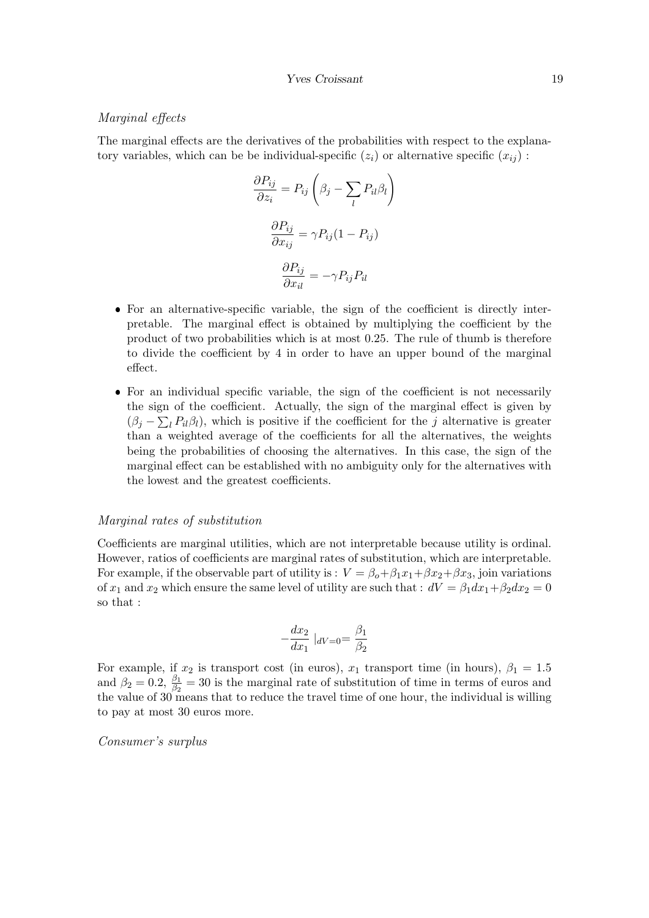*Marginal effects*

The marginal effects are the derivatives of the probabilities with respect to the explanatory variables, which can be be individual-specific ($z_i$) or alternative specific ($x_{ij}$) :

$$\frac{\partial P_{ij}}{\partial z_i} = P_{ij}\left(\beta_j - \sum_l P_{il}\beta_l\right)$$

$$\frac{\partial P_{ij}}{\partial x_{ij}} = \gamma P_{ij}(1 - P_{ij})$$

$$\frac{\partial P_{ij}}{\partial x_{il}} = -\gamma P_{ij} P_{il}$$

- For an alternative-specific variable, the sign of the coefficient is directly interpretable. The marginal effect is obtained by multiplying the coefficient by the product of two probabilities which is at most 0.25. The rule of thumb is therefore to divide the coefficient by 4 in order to have an upper bound of the marginal effect.
- For an individual specific variable, the sign of the coefficient is not necessarily the sign of the coefficient. Actually, the sign of the marginal effect is given by $(\beta_j - \sum_l P_{il}\beta_l)$, which is positive if the coefficient for the $j$ alternative is greater than a weighted average of the coefficients for all the alternatives, the weights being the probabilities of choosing the alternatives. In this case, the sign of the marginal effect can be established with no ambiguity only for the alternatives with the lowest and the greatest coefficients.

*Marginal rates of substitution*

Coefficients are marginal utilities, which are not interpretable because utility is ordinal. However, ratios of coefficients are marginal rates of substitution, which are interpretable. For example, if the observable part of utility is : $V = \beta_o + \beta_1 x_1 + \beta x_2 + \beta x_3$, join variations of $x_1$ and $x_2$ which ensure the same level of utility are such that : $dV = \beta_1 dx_1 + \beta_2 dx_2 = 0$ so that :

$$-\frac{dx_2}{dx_1}\mid_{dV=0} = \frac{\beta_1}{\beta_2}$$

For example, if $x_2$ is transport cost (in euros), $x_1$ transport time (in hours), $\beta_1 = 1.5$ and $\beta_2 = 0.2$, $\frac{\beta_1}{\beta_2} = 30$ is the marginal rate of substitution of time in terms of euros and the value of 30 means that to reduce the travel time of one hour, the individual is willing to pay at most 30 euros more.

*Consumer's surplus*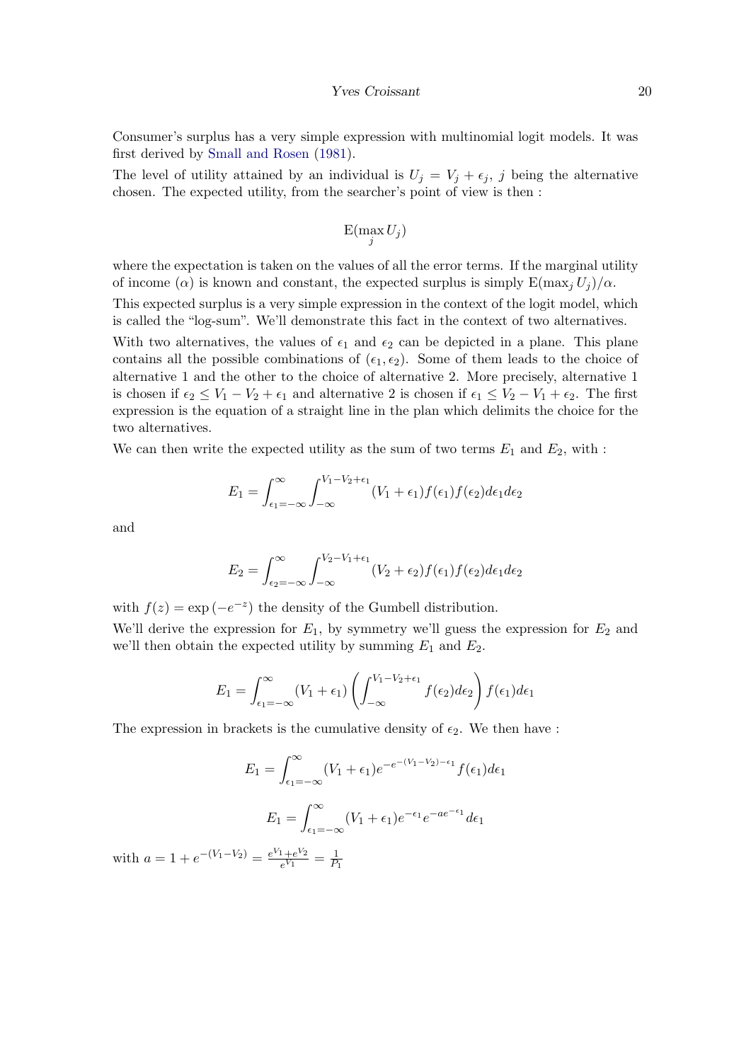Consumer's surplus has a very simple expression with multinomial logit models. It was first derived by Small and Rosen (1981).

The level of utility attained by an individual is $U_j = V_j + \epsilon_j$, $j$ being the alternative chosen. The expected utility, from the searcher's point of view is then :

$$\mathrm{E}(\max_j U_j)$$

where the expectation is taken on the values of all the error terms. If the marginal utility of income ($\alpha$) is known and constant, the expected surplus is simply $\mathrm{E}(\max_j U_j)/\alpha$.

This expected surplus is a very simple expression in the context of the logit model, which is called the "log-sum". We'll demonstrate this fact in the context of two alternatives.

With two alternatives, the values of $\epsilon_1$ and $\epsilon_2$ can be depicted in a plane. This plane contains all the possible combinations of $(\epsilon_1, \epsilon_2)$. Some of them leads to the choice of alternative 1 and the other to the choice of alternative 2. More precisely, alternative 1 is chosen if $\epsilon_2 \leq V_1 - V_2 + \epsilon_1$ and alternative 2 is chosen if $\epsilon_1 \leq V_2 - V_1 + \epsilon_2$. The first expression is the equation of a straight line in the plan which delimits the choice for the two alternatives.

We can then write the expected utility as the sum of two terms $E_1$ and $E_2$, with :

$$E_1 = \int_{\epsilon_1=-\infty}^{\infty} \int_{-\infty}^{V_1-V_2+\epsilon_1} (V_1 + \epsilon_1) f(\epsilon_1) f(\epsilon_2) d\epsilon_1 d\epsilon_2$$

and

$$E_2 = \int_{\epsilon_2=-\infty}^{\infty} \int_{-\infty}^{V_2-V_1+\epsilon_1} (V_2 + \epsilon_2) f(\epsilon_1) f(\epsilon_2) d\epsilon_1 d\epsilon_2$$

with $f(z) = \exp\left(-e^{-z}\right)$ the density of the Gumbell distribution.

We'll derive the expression for $E_1$, by symmetry we'll guess the expression for $E_2$ and we'll then obtain the expected utility by summing $E_1$ and $E_2$.

$$E_1 = \int_{\epsilon_1=-\infty}^{\infty} (V_1 + \epsilon_1) \left( \int_{-\infty}^{V_1-V_2+\epsilon_1} f(\epsilon_2) d\epsilon_2 \right) f(\epsilon_1) d\epsilon_1$$

The expression in brackets is the cumulative density of $\epsilon_2$. We then have :

$$E_1 = \int_{\epsilon_1=-\infty}^{\infty} (V_1 + \epsilon_1) e^{-e^{-(V_1-V_2)-\epsilon_1}} f(\epsilon_1) d\epsilon_1$$

$$E_1 = \int_{\epsilon_1=-\infty}^{\infty} (V_1 + \epsilon_1) e^{-\epsilon_1} e^{-ae^{-\epsilon_1}} d\epsilon_1$$

with $a = 1 + e^{-(V_1-V_2)} = \frac{e^{V_1}+e^{V_2}}{e^{V_1}} = \frac{1}{P_1}$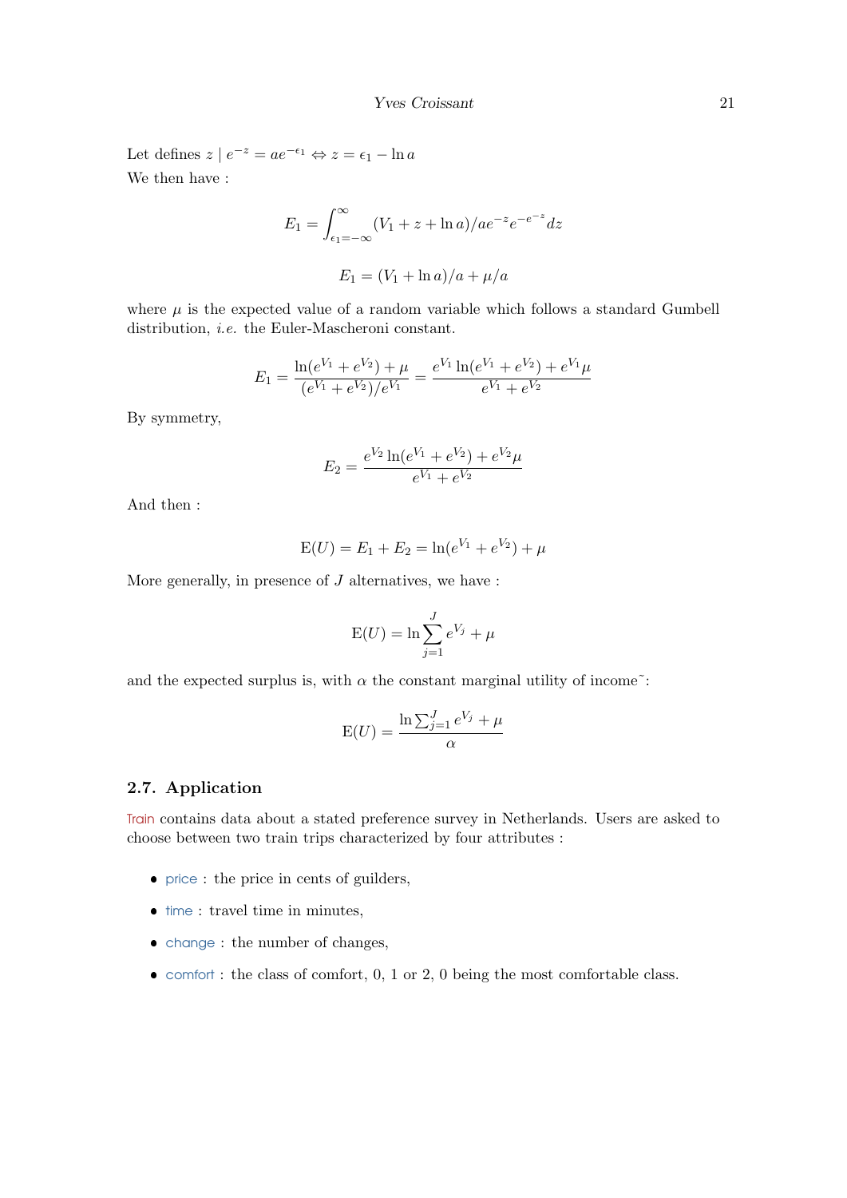Let defines $z \mid e^{-z} = ae^{-\epsilon_1} \Leftrightarrow z = \epsilon_1 - \ln a$

We then have :

$$E_1 = \int_{\epsilon_1=-\infty}^{\infty} (V_1 + z + \ln a)/ae^{-z}e^{-e^{-z}}dz$$

$$E_1 = (V_1 + \ln a)/a + \mu/a$$

where $\mu$ is the expected value of a random variable which follows a standard Gumbell distribution, *i.e.* the Euler-Mascheroni constant.

$$E_1 = \frac{\ln(e^{V_1} + e^{V_2}) + \mu}{(e^{V_1} + e^{V_2})/e^{V_1}} = \frac{e^{V_1}\ln(e^{V_1} + e^{V_2}) + e^{V_1}\mu}{e^{V_1} + e^{V_2}}$$

By symmetry,

$$E_2 = \frac{e^{V_2}\ln(e^{V_1} + e^{V_2}) + e^{V_2}\mu}{e^{V_1} + e^{V_2}}$$

And then :

$$\mathrm{E}(U) = E_1 + E_2 = \ln(e^{V_1} + e^{V_2}) + \mu$$

More generally, in presence of $J$ alternatives, we have :

$$\mathrm{E}(U) = \ln \sum_{j=1}^{J} e^{V_j} + \mu$$

and the expected surplus is, with $\alpha$ the constant marginal utility of income˜:

$$\mathrm{E}(U) = \frac{\ln \sum_{j=1}^{J} e^{V_j} + \mu}{\alpha}$$

### 2.7. Application

Train contains data about a stated preference survey in Netherlands. Users are asked to choose between two train trips characterized by four attributes :

- price : the price in cents of guilders,
- time : travel time in minutes,
- change : the number of changes,
- comfort : the class of comfort, 0, 1 or 2, 0 being the most comfortable class.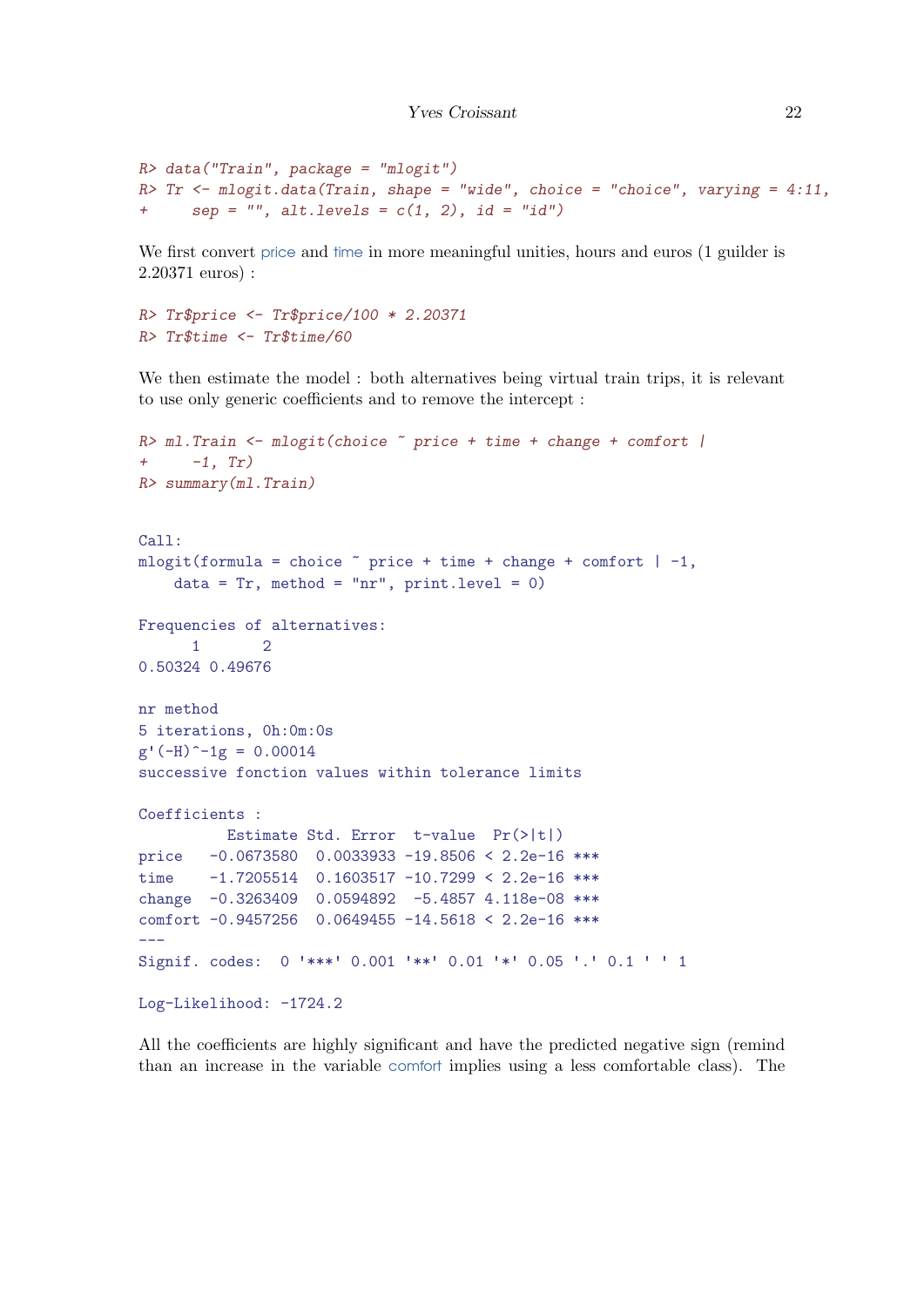```
R> data("Train", package = "mlogit")
R> Tr <- mlogit.data(Train, shape = "wide", choice = "choice", varying = 4:11,
+     sep = "", alt.levels = c(1, 2), id = "id")
```

We first convert price and time in more meaningful unities, hours and euros (1 guilder is 2.20371 euros) :

```
R> Tr$price <- Tr$price/100 * 2.20371
R> Tr$time <- Tr$time/60
```

We then estimate the model : both alternatives being virtual train trips, it is relevant to use only generic coefficients and to remove the intercept :

```
R> ml.Train <- mlogit(choice ~ price + time + change + comfort |
+     -1, Tr)
R> summary(ml.Train)
```

```
Call:
mlogit(formula = choice ~ price + time + change + comfort | -1,
    data = Tr, method = "nr", print.level = 0)

Frequencies of alternatives:
      1       2
0.50324 0.49676

nr method
5 iterations, 0h:0m:0s
g'(-H)^-1g = 0.00014
successive fonction values within tolerance limits

Coefficients :
          Estimate Std. Error  t-value  Pr(>|t|)
price   -0.0673580  0.0033933 -19.8506 < 2.2e-16 ***
time    -1.7205514  0.1603517 -10.7299 < 2.2e-16 ***
change  -0.3263409  0.0594892  -5.4857 4.118e-08 ***
comfort -0.9457256  0.0649455 -14.5618 < 2.2e-16 ***
---
Signif. codes:  0 '***' 0.001 '**' 0.01 '*' 0.05 '.' 0.1 ' ' 1

Log-Likelihood: -1724.2
```

All the coefficients are highly significant and have the predicted negative sign (remind than an increase in the variable comfort implies using a less comfortable class). The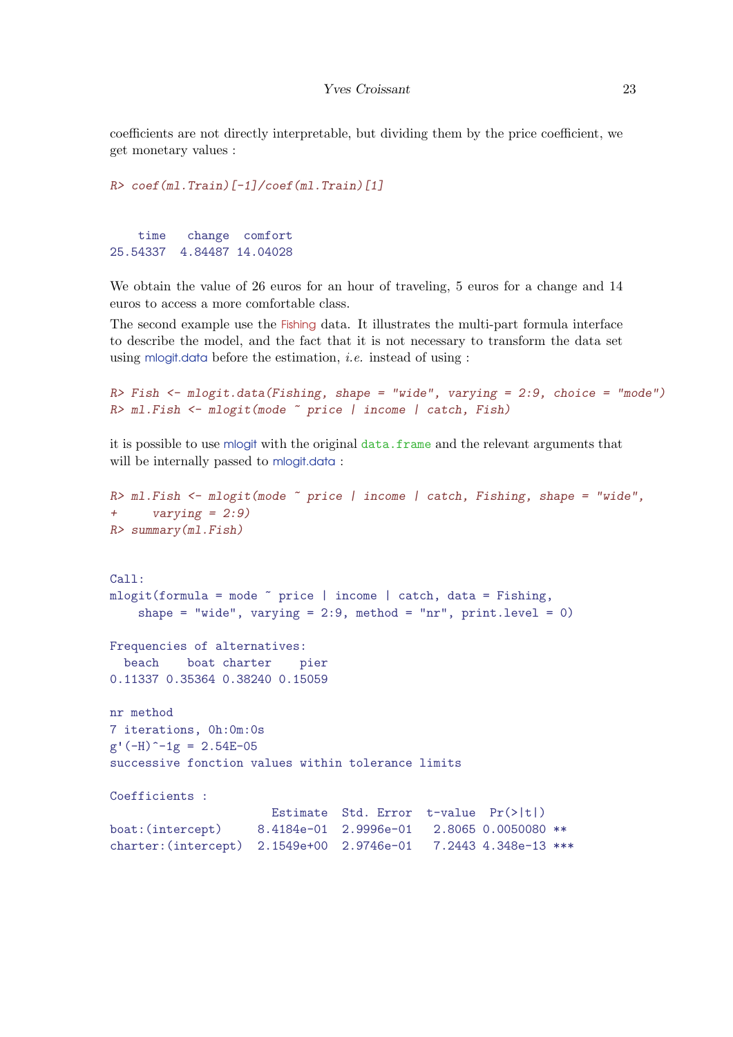coefficients are not directly interpretable, but dividing them by the price coefficient, we get monetary values :

```
R> coef(ml.Train)[-1]/coef(ml.Train)[1]
```

```
    time   change  comfort 
25.54337  4.84487 14.04028 
```

We obtain the value of 26 euros for an hour of traveling, 5 euros for a change and 14 euros to access a more comfortable class.

The second example use the Fishing data. It illustrates the multi-part formula interface to describe the model, and the fact that it is not necessary to transform the data set using mlogit.data before the estimation, *i.e.* instead of using :

```
R> Fish <- mlogit.data(Fishing, shape = "wide", varying = 2:9, choice = "mode")
R> ml.Fish <- mlogit(mode ~ price | income | catch, Fish)
```

it is possible to use mlogit with the original `data.frame` and the relevant arguments that will be internally passed to mlogit.data :

```
R> ml.Fish <- mlogit(mode ~ price | income | catch, Fishing, shape = "wide",
+     varying = 2:9)
R> summary(ml.Fish)
```

```
Call:
mlogit(formula = mode ~ price | income | catch, data = Fishing, 
    shape = "wide", varying = 2:9, method = "nr", print.level = 0)

Frequencies of alternatives:
  beach    boat charter    pier 
0.11337 0.35364 0.38240 0.15059 

nr method
7 iterations, 0h:0m:0s 
g'(-H)^-1g = 2.54E-05 
successive fonction values within tolerance limits 

Coefficients :
                      Estimate  Std. Error  t-value  Pr(>|t|)    
boat:(intercept)     8.4184e-01  2.9996e-01   2.8065 0.0050080 ** 
charter:(intercept)  2.1549e+00  2.9746e-01   7.2443 4.348e-13 ***
```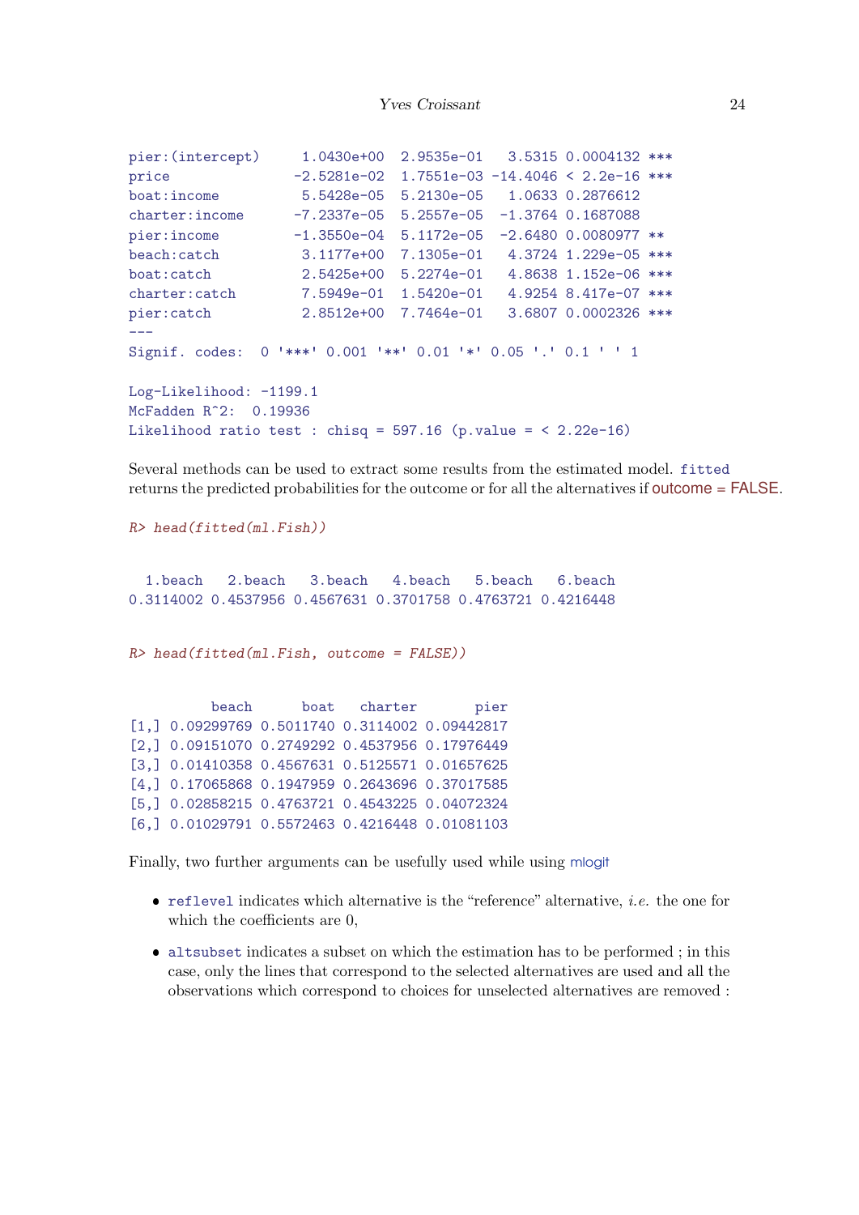```
pier:(intercept)     1.0430e+00  2.9535e-01   3.5315 0.0004132 ***
price               -2.5281e-02  1.7551e-03 -14.4046 < 2.2e-16 ***
boat:income          5.5428e-05  5.2130e-05   1.0633 0.2876612
charter:income      -7.2337e-05  5.2557e-05  -1.3764 0.1687088
pier:income         -1.3550e-04  5.1172e-05  -2.6480 0.0080977 **
beach:catch          3.1177e+00  7.1305e-01   4.3724 1.229e-05 ***
boat:catch           2.5425e+00  5.2274e-01   4.8638 1.152e-06 ***
charter:catch        7.5949e-01  1.5420e-01   4.9254 8.417e-07 ***
pier:catch           2.8512e+00  7.7464e-01   3.6807 0.0002326 ***
---
Signif. codes:  0 '***' 0.001 '**' 0.01 '*' 0.05 '.' 0.1 ' ' 1

Log-Likelihood: -1199.1
McFadden R^2:  0.19936
Likelihood ratio test : chisq = 597.16 (p.value = < 2.22e-16)
```

Several methods can be used to extract some results from the estimated model. `fitted` returns the predicted probabilities for the outcome or for all the alternatives if outcome = FALSE.

```
R> head(fitted(ml.Fish))

  1.beach   2.beach   3.beach   4.beach   5.beach   6.beach
0.3114002 0.4537956 0.4567631 0.3701758 0.4763721 0.4216448

R> head(fitted(ml.Fish, outcome = FALSE))

          beach      boat   charter       pier
[1,] 0.09299769 0.5011740 0.3114002 0.09442817
[2,] 0.09151070 0.2749292 0.4537956 0.17976449
[3,] 0.01410358 0.4567631 0.5125571 0.01657625
[4,] 0.17065868 0.1947959 0.2643696 0.37017585
[5,] 0.02858215 0.4763721 0.4543225 0.04072324
[6,] 0.01029791 0.5572463 0.4216448 0.01081103
```

Finally, two further arguments can be usefully used while using mlogit

- `reflevel` indicates which alternative is the "reference" alternative, *i.e.* the one for which the coefficients are 0,
- `altsubset` indicates a subset on which the estimation has to be performed ; in this case, only the lines that correspond to the selected alternatives are used and all the observations which correspond to choices for unselected alternatives are removed :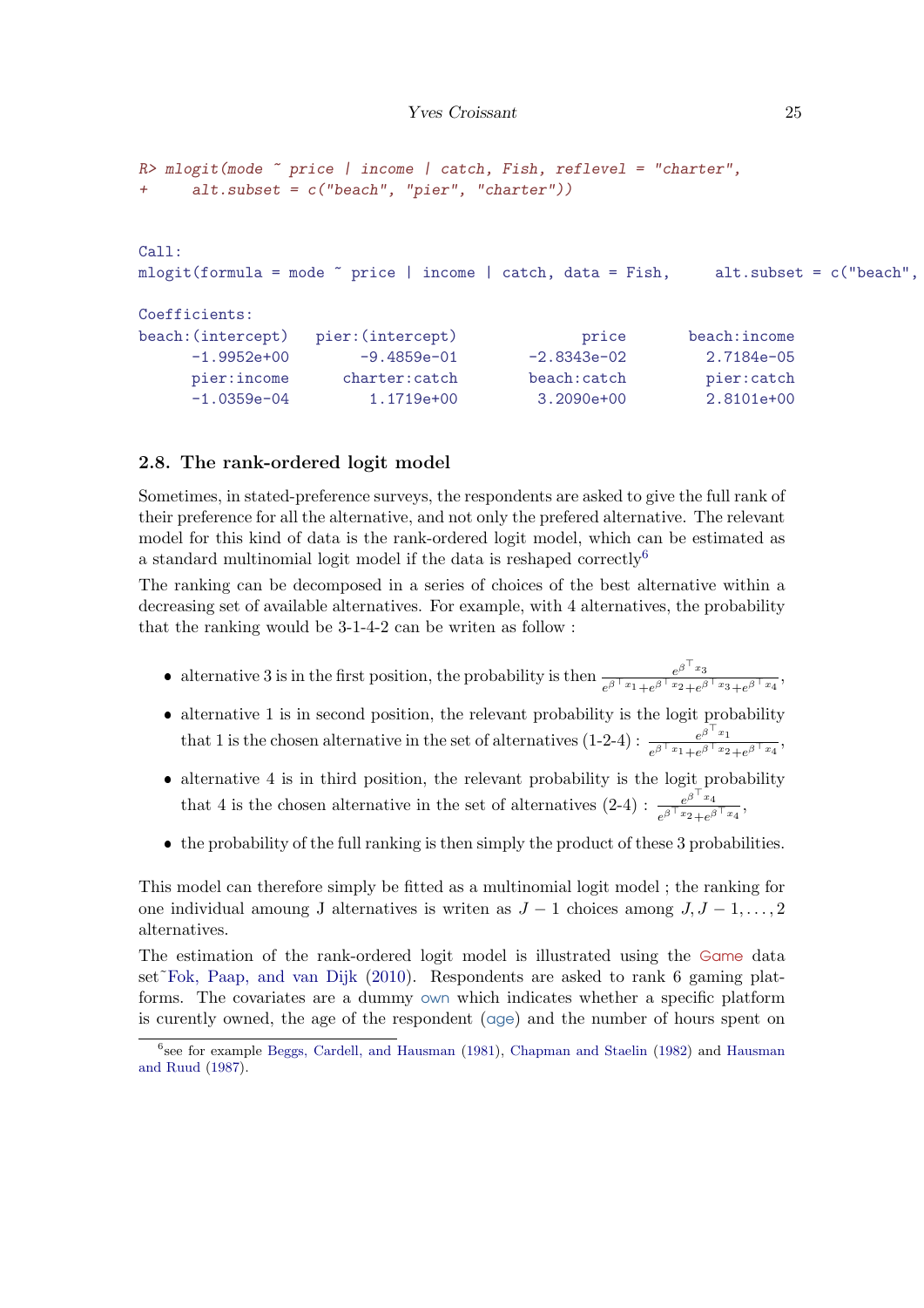```
R> mlogit(mode ~ price | income | catch, Fish, reflevel = "charter",
+     alt.subset = c("beach", "pier", "charter"))
```

```
Call:
mlogit(formula = mode ~ price | income | catch, data = Fish,     alt.subset = c("beach",

Coefficients:
beach:(intercept)   pier:(intercept)              price       beach:income
      -1.9952e+00        -9.4859e-01        -2.8343e-02         2.7184e-05
      pier:income      charter:catch        beach:catch         pier:catch
      -1.0359e-04         1.1719e+00         3.2090e+00         2.8101e+00
```

## 2.8. The rank-ordered logit model

Sometimes, in stated-preference surveys, the respondents are asked to give the full rank of their preference for all the alternative, and not only the prefered alternative. The relevant model for this kind of data is the rank-ordered logit model, which can be estimated as a standard multinomial logit model if the data is reshaped correctly[6]

The ranking can be decomposed in a series of choices of the best alternative within a decreasing set of available alternatives. For example, with 4 alternatives, the probability that the ranking would be 3-1-4-2 can be writen as follow :

- alternative 3 is in the first position, the probability is then $\frac{e^{\beta^\top x_3}}{e^{\beta^\top x_1}+e^{\beta^\top x_2}+e^{\beta^\top x_3}+e^{\beta^\top x_4}}$,
- alternative 1 is in second position, the relevant probability is the logit probability that 1 is the chosen alternative in the set of alternatives (1-2-4) : $\frac{e^{\beta^\top x_1}}{e^{\beta^\top x_1}+e^{\beta^\top x_2}+e^{\beta^\top x_4}}$,
- alternative 4 is in third position, the relevant probability is the logit probability that 4 is the chosen alternative in the set of alternatives (2-4) : $\frac{e^{\beta^\top x_4}}{e^{\beta^\top x_2}+e^{\beta^\top x_4}}$,
- the probability of the full ranking is then simply the product of these 3 probabilities.

This model can therefore simply be fitted as a multinomial logit model ; the ranking for one individual amoung J alternatives is writen as $J-1$ choices among $J, J-1, \ldots, 2$ alternatives.

The estimation of the rank-ordered logit model is illustrated using the Game data set~Fok, Paap, and van Dijk (2010). Respondents are asked to rank 6 gaming platforms. The covariates are a dummy own which indicates whether a specific platform is curently owned, the age of the respondent (age) and the number of hours spent on

[6] see for example Beggs, Cardell, and Hausman (1981), Chapman and Staelin (1982) and Hausman and Ruud (1987).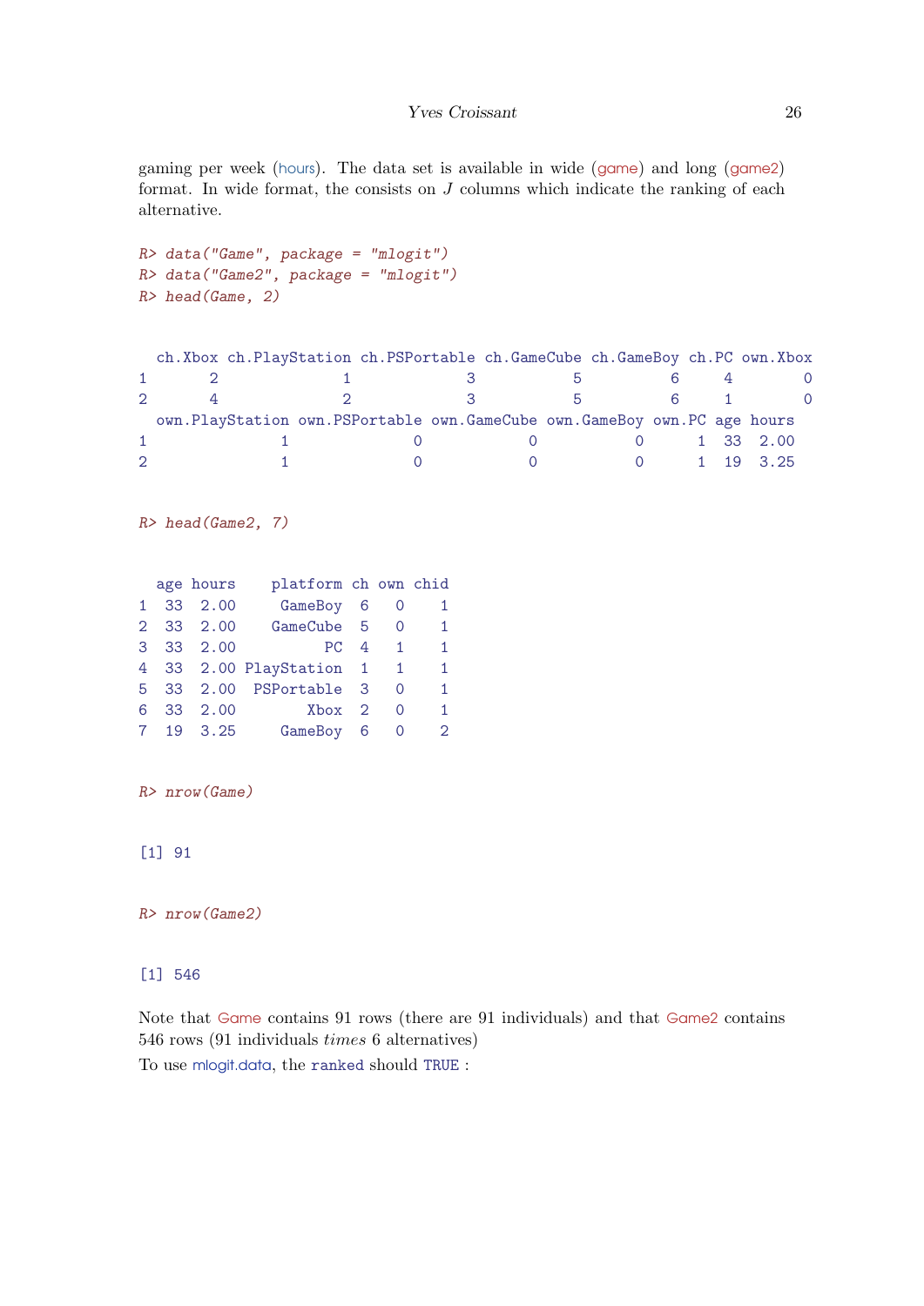gaming per week (hours). The data set is available in wide (game) and long (game2) format. In wide format, the consists on $J$ columns which indicate the ranking of each alternative.

```
R> data("Game", package = "mlogit")
R> data("Game2", package = "mlogit")
R> head(Game, 2)
```

```
  ch.Xbox ch.PlayStation ch.PSPortable ch.GameCube ch.GameBoy ch.PC own.Xbox
1       2              1             3           5          6     4        0
2       4              2             3           5          6     1        0
  own.PlayStation own.PSPortable own.GameCube own.GameBoy own.PC age hours
1               1              0            0           0      1  33  2.00
2               1              0            0           0      1  19  3.25
```

```
R> head(Game2, 7)
```

```
  age hours    platform ch own chid
1  33  2.00     GameBoy  6   0    1
2  33  2.00    GameCube  5   0    1
3  33  2.00          PC  4   1    1
4  33  2.00 PlayStation  1   1    1
5  33  2.00  PSPortable  3   0    1
6  33  2.00        Xbox  2   0    1
7  19  3.25     GameBoy  6   0    2
```

```
R> nrow(Game)
```

```
[1] 91
```

```
R> nrow(Game2)
```

```
[1] 546
```

Note that Game contains 91 rows (there are 91 individuals) and that Game2 contains 546 rows (91 individuals *times* 6 alternatives)

To use mlogit.data, the `ranked` should `TRUE` :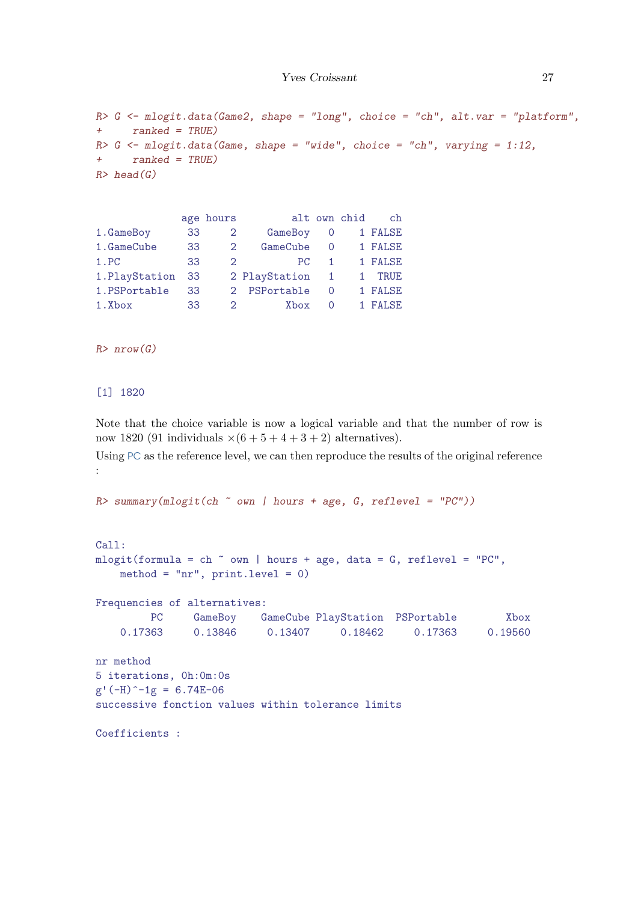```
R> G <- mlogit.data(Game2, shape = "long", choice = "ch", alt.var = "platform",
+     ranked = TRUE)
R> G <- mlogit.data(Game, shape = "wide", choice = "ch", varying = 1:12,
+     ranked = TRUE)
R> head(G)
```

```
              age hours         alt own chid    ch
1.GameBoy      33     2     GameBoy   0    1 FALSE
1.GameCube     33     2    GameCube   0    1 FALSE
1.PC           33     2          PC   1    1 FALSE
1.PlayStation  33     2 PlayStation   1    1  TRUE
1.PSPortable   33     2  PSPortable   0    1 FALSE
1.Xbox         33     2        Xbox   0    1 FALSE
```

```
R> nrow(G)
```

```
[1] 1820
```

Note that the choice variable is now a logical variable and that the number of row is now 1820 (91 individuals $\times(6+5+4+3+2)$ alternatives).

Using PC as the reference level, we can then reproduce the results of the original reference :

```
R> summary(mlogit(ch ~ own | hours + age, G, reflevel = "PC"))
```

```
Call:
mlogit(formula = ch ~ own | hours + age, data = G, reflevel = "PC",
    method = "nr", print.level = 0)

Frequencies of alternatives:
         PC     GameBoy    GameCube PlayStation  PSPortable        Xbox
    0.17363     0.13846     0.13407     0.18462     0.17363     0.19560

nr method
5 iterations, 0h:0m:0s
g'(-H)^-1g = 6.74E-06
successive fonction values within tolerance limits

Coefficients :
```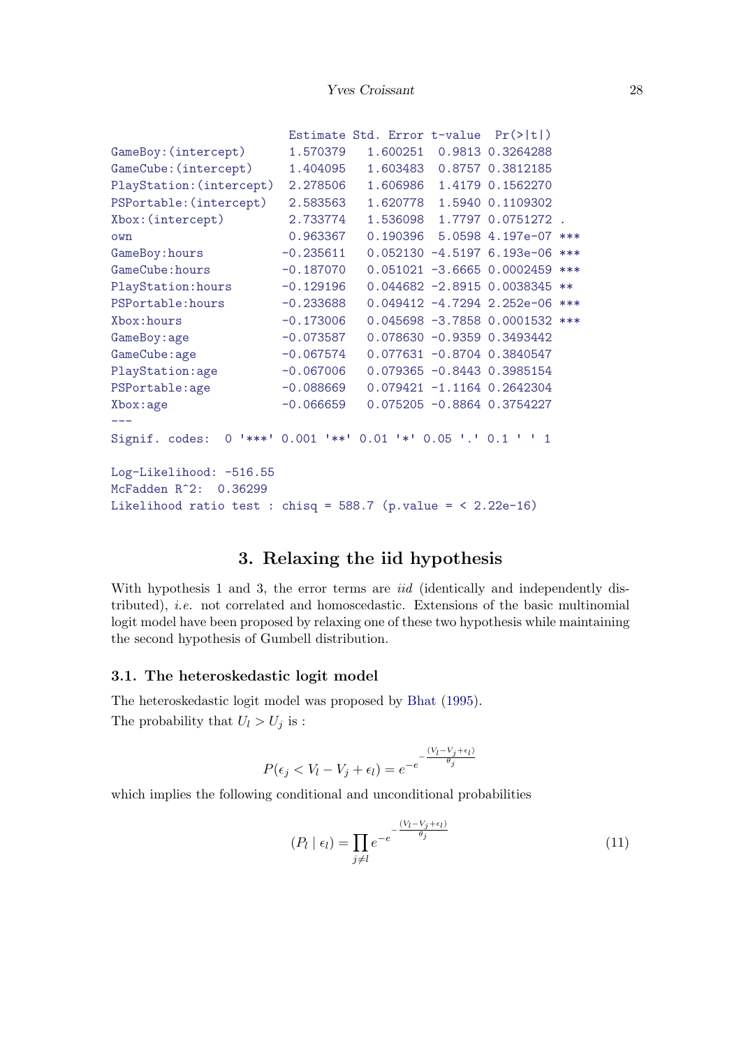```
                      Estimate Std. Error t-value  Pr(>|t|)    
GameBoy:(intercept)    1.570379   1.600251  0.9813 0.3264288    
GameCube:(intercept)   1.404095   1.603483  0.8757 0.3812185    
PlayStation:(intercept) 2.278506  1.606986  1.4179 0.1562270    
PSPortable:(intercept)  2.583563  1.620778  1.5940 0.1109302    
Xbox:(intercept)       2.733774   1.536098  1.7797 0.0751272 .  
own                    0.963367   0.190396  5.0598 4.197e-07 ***
GameBoy:hours         -0.235611   0.052130 -4.5197 6.193e-06 ***
GameCube:hours        -0.187070   0.051021 -3.6665 0.0002459 ***
PlayStation:hours     -0.129196   0.044682 -2.8915 0.0038345 ** 
PSPortable:hours      -0.233688   0.049412 -4.7294 2.252e-06 ***
Xbox:hours            -0.173006   0.045698 -3.7858 0.0001532 ***
GameBoy:age           -0.073587   0.078630 -0.9359 0.3493442    
GameCube:age          -0.067574   0.077631 -0.8704 0.3840547    
PlayStation:age       -0.067006   0.079365 -0.8443 0.3985154    
PSPortable:age        -0.088669   0.079421 -1.1164 0.2642304    
Xbox:age              -0.066659   0.075205 -0.8864 0.3754227    
---
Signif. codes:  0 '***' 0.001 '**' 0.01 '*' 0.05 '.' 0.1 ' ' 1

Log-Likelihood: -516.55
McFadden R^2:  0.36299 
Likelihood ratio test : chisq = 588.7 (p.value = < 2.22e-16)
```

## 3. Relaxing the iid hypothesis

With hypothesis 1 and 3, the error terms are *iid* (identically and independently distributed), *i.e.* not correlated and homoscedastic. Extensions of the basic multinomial logit model have been proposed by relaxing one of these two hypothesis while maintaining the second hypothesis of Gumbell distribution.

### 3.1. The heteroskedastic logit model

The heteroskedastic logit model was proposed by Bhat (1995).

The probability that $U_l > U_j$ is :

$$P(\epsilon_j < V_l - V_j + \epsilon_l) = e^{-e^{-\frac{(V_l - V_j + \epsilon_l)}{\theta_j}}}$$

which implies the following conditional and unconditional probabilities

$$(P_l \mid \epsilon_l) = \prod_{j \neq l} e^{-e^{-\frac{(V_l - V_j + \epsilon_l)}{\theta_j}}} \tag{11}$$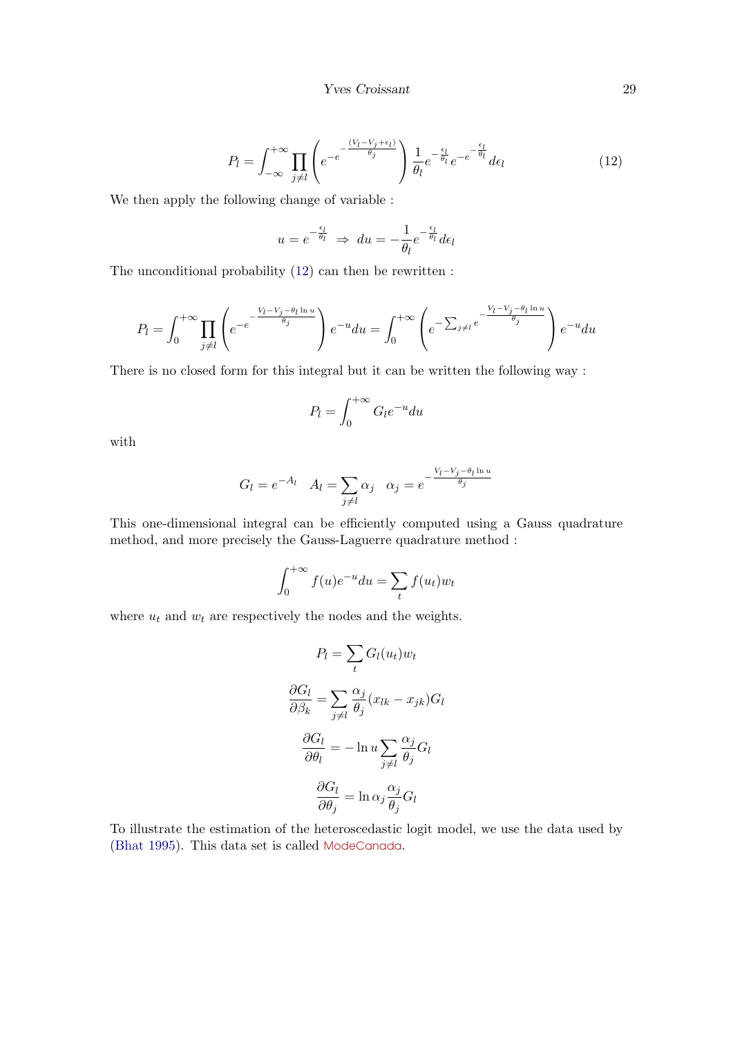$$P_l = \int_{-\infty}^{+\infty} \prod_{j \neq l} \left( e^{-e^{-\frac{(V_l - V_j + \epsilon_l)}{\theta_j}}} \right) \frac{1}{\theta_l} e^{-\frac{\epsilon_l}{\theta_l}} e^{-e^{-\frac{\epsilon_l}{\theta_l}}} d\epsilon_l \tag{12}$$

We then apply the following change of variable :

$$u = e^{-\frac{\epsilon_l}{\theta_l}} \Rightarrow du = -\frac{1}{\theta_l} e^{-\frac{\epsilon_l}{\theta_l}} d\epsilon_l$$

The unconditional probability (12) can then be rewritten :

$$P_l = \int_0^{+\infty} \prod_{j \neq l} \left( e^{-e^{-\frac{V_l - V_j - \theta_l \ln u}{\theta_j}}} \right) e^{-u} du = \int_0^{+\infty} \left( e^{-\sum_{j \neq l} e^{-\frac{V_l - V_j - \theta_l \ln u}{\theta_j}}} \right) e^{-u} du$$

There is no closed form for this integral but it can be written the following way :

$$P_l = \int_0^{+\infty} G_l e^{-u} du$$

with

$$G_l = e^{-A_l} \quad A_l = \sum_{j \neq l} \alpha_j \quad \alpha_j = e^{-\frac{V_l - V_j - \theta_l \ln u}{\theta_j}}$$

This one-dimensional integral can be efficiently computed using a Gauss quadrature method, and more precisely the Gauss-Laguerre quadrature method :

$$\int_0^{+\infty} f(u) e^{-u} du = \sum_t f(u_t) w_t$$

where $u_t$ and $w_t$ are respectively the nodes and the weights.

$$P_l = \sum_t G_l(u_t) w_t$$

$$\frac{\partial G_l}{\partial \beta_k} = \sum_{j \neq l} \frac{\alpha_j}{\theta_j} (x_{lk} - x_{jk}) G_l$$

$$\frac{\partial G_l}{\partial \theta_l} = -\ln u \sum_{j \neq l} \frac{\alpha_j}{\theta_j} G_l$$

$$\frac{\partial G_l}{\partial \theta_j} = \ln \alpha_j \frac{\alpha_j}{\theta_j} G_l$$

To illustrate the estimation of the heteroscedastic logit model, we use the data used by (Bhat 1995). This data set is called ModeCanada.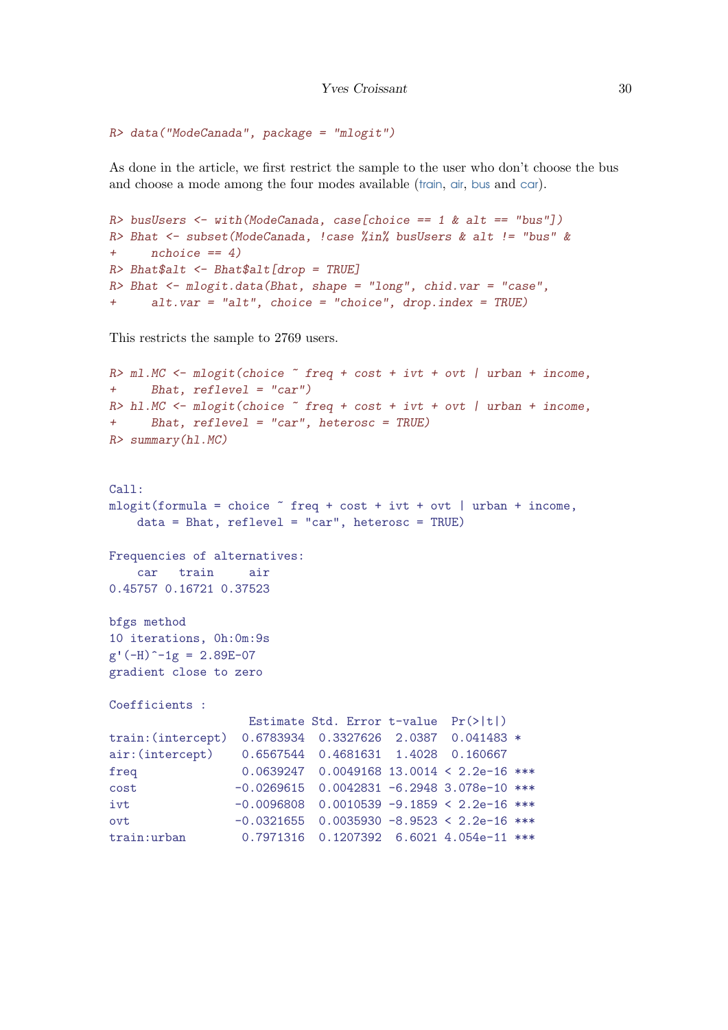```
R> data("ModeCanada", package = "mlogit")
```

As done in the article, we first restrict the sample to the user who don't choose the bus and choose a mode among the four modes available (train, air, bus and car).

```
R> busUsers <- with(ModeCanada, case[choice == 1 & alt == "bus"])
R> Bhat <- subset(ModeCanada, !case %in% busUsers & alt != "bus" &
+     nchoice == 4)
R> Bhat$alt <- Bhat$alt[drop = TRUE]
R> Bhat <- mlogit.data(Bhat, shape = "long", chid.var = "case",
+     alt.var = "alt", choice = "choice", drop.index = TRUE)
```

This restricts the sample to 2769 users.

```
R> ml.MC <- mlogit(choice ~ freq + cost + ivt + ovt | urban + income,
+     Bhat, reflevel = "car")
R> hl.MC <- mlogit(choice ~ freq + cost + ivt + ovt | urban + income,
+     Bhat, reflevel = "car", heterosc = TRUE)
R> summary(hl.MC)


Call:
mlogit(formula = choice ~ freq + cost + ivt + ovt | urban + income,
    data = Bhat, reflevel = "car", heterosc = TRUE)

Frequencies of alternatives:
    car   train     air
0.45757 0.16721 0.37523

bfgs method
10 iterations, 0h:0m:9s
g'(-H)^-1g = 2.89E-07
gradient close to zero

Coefficients :
                   Estimate Std. Error t-value  Pr(>|t|)    
train:(intercept)  0.6783934  0.3327626  2.0387  0.041483 *  
air:(intercept)    0.6567544  0.4681631  1.4028  0.160667    
freq               0.0639247  0.0049168 13.0014 < 2.2e-16 ***
cost              -0.0269615  0.0042831 -6.2948 3.078e-10 ***
ivt               -0.0096808  0.0010539 -9.1859 < 2.2e-16 ***
ovt               -0.0321655  0.0035930 -8.9523 < 2.2e-16 ***
train:urban        0.7971316  0.1207392  6.6021 4.054e-11 ***
```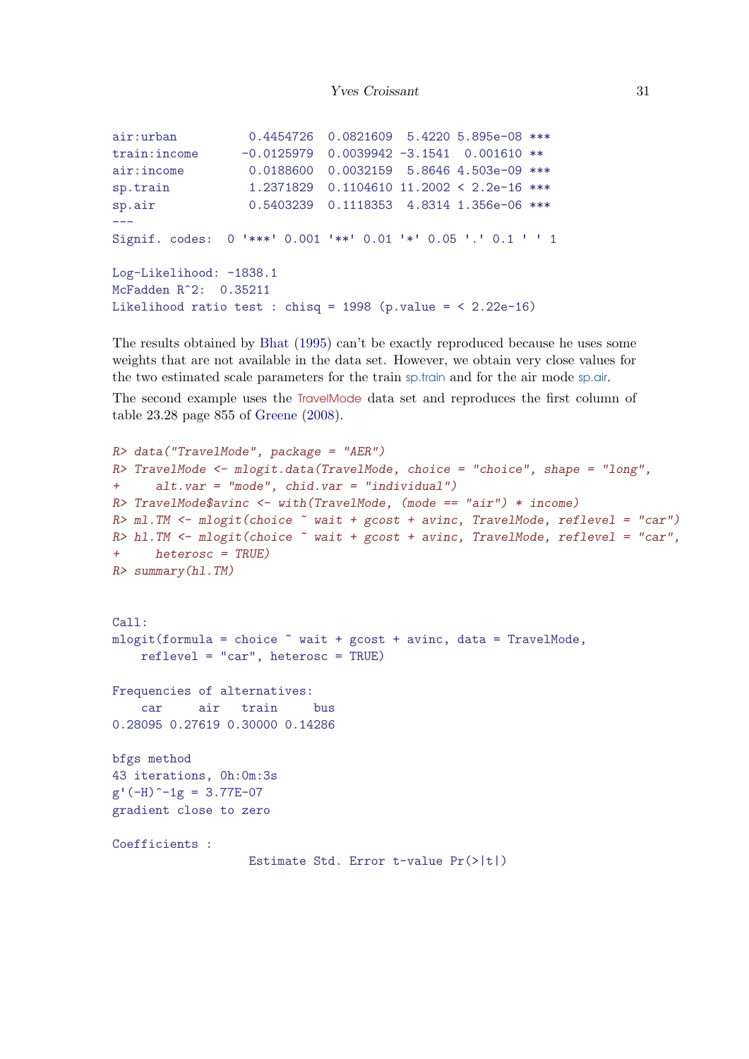```
air:urban          0.4454726  0.0821609  5.4220 5.895e-08 ***
train:income      -0.0125979  0.0039942 -3.1541  0.001610 **
air:income         0.0188600  0.0032159  5.8646 4.503e-09 ***
sp.train           1.2371829  0.1104610 11.2002 < 2.2e-16 ***
sp.air             0.5403239  0.1118353  4.8314 1.356e-06 ***
---
Signif. codes:  0 '***' 0.001 '**' 0.01 '*' 0.05 '.' 0.1 ' ' 1

Log-Likelihood: -1838.1
McFadden R^2:  0.35211
Likelihood ratio test : chisq = 1998 (p.value = < 2.22e-16)
```

The results obtained by Bhat (1995) can't be exactly reproduced because he uses some weights that are not available in the data set. However, we obtain very close values for the two estimated scale parameters for the train sp.train and for the air mode sp.air.

The second example uses the TravelMode data set and reproduces the first column of table 23.28 page 855 of Greene (2008).

```
R> data("TravelMode", package = "AER")
R> TravelMode <- mlogit.data(TravelMode, choice = "choice", shape = "long",
+     alt.var = "mode", chid.var = "individual")
R> TravelMode$avinc <- with(TravelMode, (mode == "air") * income)
R> ml.TM <- mlogit(choice ~ wait + gcost + avinc, TravelMode, reflevel = "car")
R> hl.TM <- mlogit(choice ~ wait + gcost + avinc, TravelMode, reflevel = "car",
+     heterosc = TRUE)
R> summary(hl.TM)
```

```
Call:
mlogit(formula = choice ~ wait + gcost + avinc, data = TravelMode,
    reflevel = "car", heterosc = TRUE)

Frequencies of alternatives:
    car     air   train     bus
0.28095 0.27619 0.30000 0.14286

bfgs method
43 iterations, 0h:0m:3s
g'(-H)^-1g = 3.77E-07
gradient close to zero

Coefficients :
                   Estimate Std. Error t-value Pr(>|t|)
```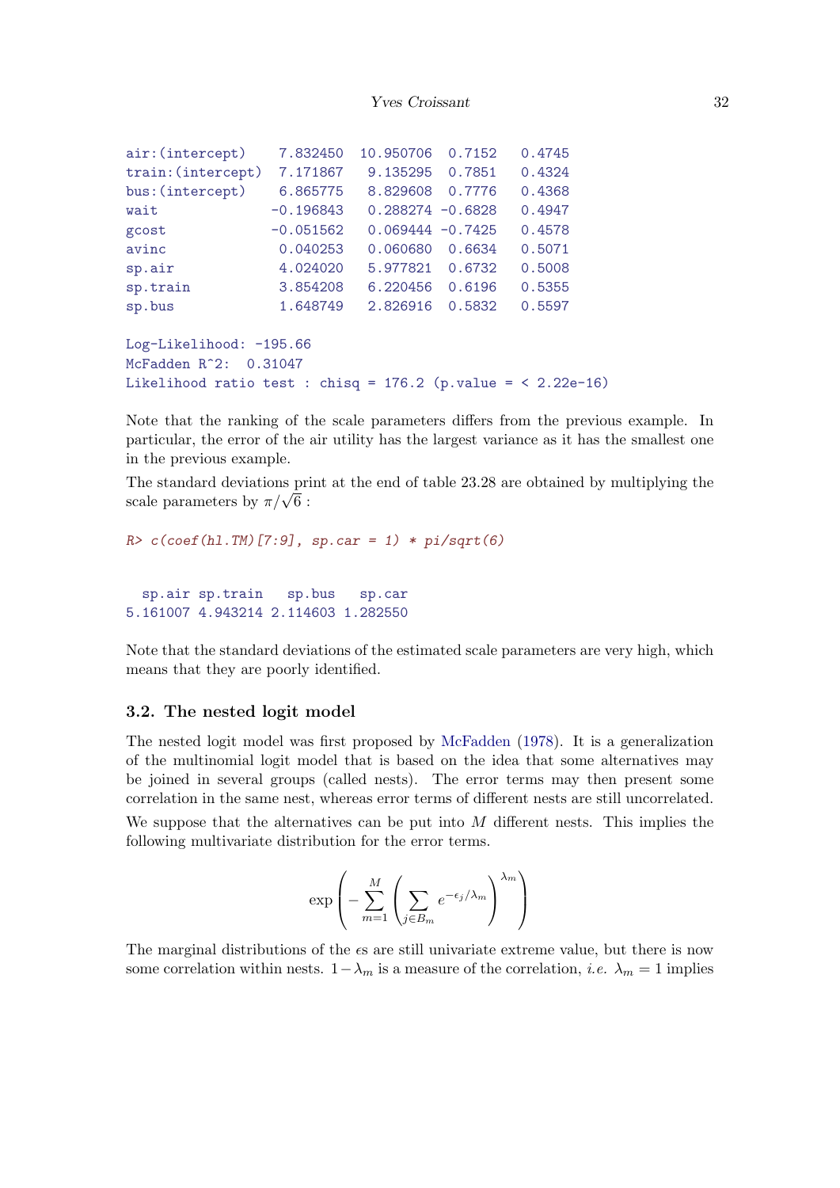```
air:(intercept)    7.832450  10.950706  0.7152   0.4745
train:(intercept)  7.171867   9.135295  0.7851   0.4324
bus:(intercept)    6.865775   8.829608  0.7776   0.4368
wait              -0.196843   0.288274 -0.6828   0.4947
gcost             -0.051562   0.069444 -0.7425   0.4578
avinc              0.040253   0.060680  0.6634   0.5071
sp.air             4.024020   5.977821  0.6732   0.5008
sp.train           3.854208   6.220456  0.6196   0.5355
sp.bus             1.648749   2.826916  0.5832   0.5597

Log-Likelihood: -195.66
McFadden R^2:  0.31047
Likelihood ratio test : chisq = 176.2 (p.value = < 2.22e-16)
```

Note that the ranking of the scale parameters differs from the previous example. In particular, the error of the air utility has the largest variance as it has the smallest one in the previous example.

The standard deviations print at the end of table 23.28 are obtained by multiplying the scale parameters by $\pi/\sqrt{6}$ :

```
R> c(coef(hl.TM)[7:9], sp.car = 1) * pi/sqrt(6)
```

```
  sp.air sp.train   sp.bus   sp.car
5.161007 4.943214 2.114603 1.282550
```

Note that the standard deviations of the estimated scale parameters are very high, which means that they are poorly identified.

### 3.2. The nested logit model

The nested logit model was first proposed by McFadden (1978). It is a generalization of the multinomial logit model that is based on the idea that some alternatives may be joined in several groups (called nests). The error terms may then present some correlation in the same nest, whereas error terms of different nests are still uncorrelated.

We suppose that the alternatives can be put into $M$ different nests. This implies the following multivariate distribution for the error terms.

$$\exp\left(-\sum_{m=1}^{M}\left(\sum_{j\in B_m} e^{-\epsilon_j/\lambda_m}\right)^{\lambda_m}\right)$$

The marginal distributions of the $\epsilon$s are still univariate extreme value, but there is now some correlation within nests. $1-\lambda_m$ is a measure of the correlation, *i.e.* $\lambda_m = 1$ implies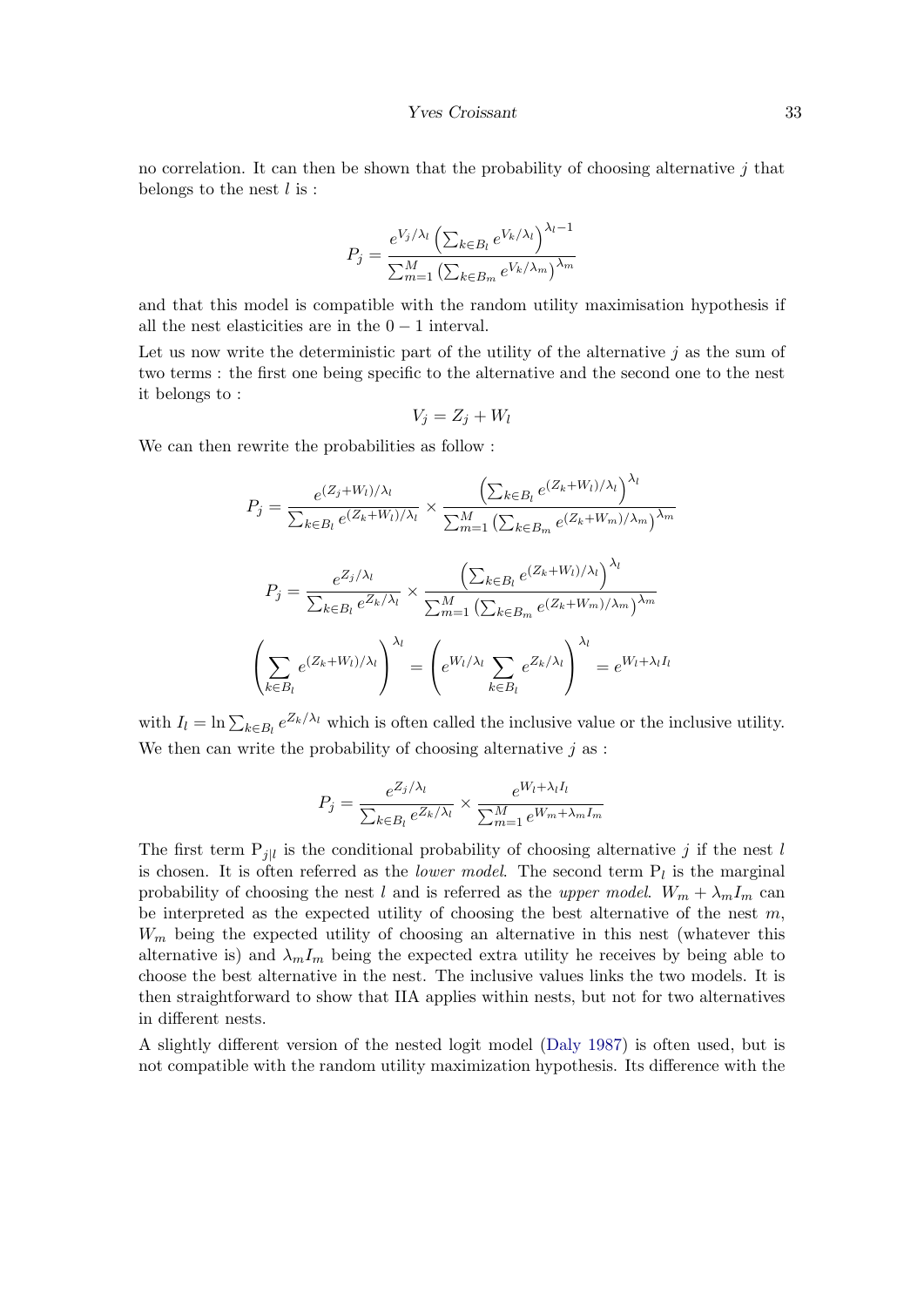no correlation. It can then be shown that the probability of choosing alternative $j$ that belongs to the nest $l$ is :

$$P_j = \frac{e^{V_j/\lambda_l}\left(\sum_{k\in B_l} e^{V_k/\lambda_l}\right)^{\lambda_l - 1}}{\sum_{m=1}^M \left(\sum_{k\in B_m} e^{V_k/\lambda_m}\right)^{\lambda_m}}$$

and that this model is compatible with the random utility maximisation hypothesis if all the nest elasticities are in the $0-1$ interval.

Let us now write the deterministic part of the utility of the alternative $j$ as the sum of two terms : the first one being specific to the alternative and the second one to the nest it belongs to :

$$V_j = Z_j + W_l$$

We can then rewrite the probabilities as follow :

$$P_j = \frac{e^{(Z_j+W_l)/\lambda_l}}{\sum_{k\in B_l} e^{(Z_k+W_l)/\lambda_l}} \times \frac{\left(\sum_{k\in B_l} e^{(Z_k+W_l)/\lambda_l}\right)^{\lambda_l}}{\sum_{m=1}^M \left(\sum_{k\in B_m} e^{(Z_k+W_m)/\lambda_m}\right)^{\lambda_m}}$$

$$P_j = \frac{e^{Z_j/\lambda_l}}{\sum_{k\in B_l} e^{Z_k/\lambda_l}} \times \frac{\left(\sum_{k\in B_l} e^{(Z_k+W_l)/\lambda_l}\right)^{\lambda_l}}{\sum_{m=1}^M \left(\sum_{k\in B_m} e^{(Z_k+W_m)/\lambda_m}\right)^{\lambda_m}}$$

$$\left(\sum_{k\in B_l} e^{(Z_k+W_l)/\lambda_l}\right)^{\lambda_l} = \left(e^{W_l/\lambda_l}\sum_{k\in B_l} e^{Z_k/\lambda_l}\right)^{\lambda_l} = e^{W_l + \lambda_l I_l}$$

with $I_l = \ln \sum_{k\in B_l} e^{Z_k/\lambda_l}$ which is often called the inclusive value or the inclusive utility.

We then can write the probability of choosing alternative $j$ as :

$$P_j = \frac{e^{Z_j/\lambda_l}}{\sum_{k\in B_l} e^{Z_k/\lambda_l}} \times \frac{e^{W_l + \lambda_l I_l}}{\sum_{m=1}^M e^{W_m + \lambda_m I_m}}$$

The first term $\mathrm{P}_{j|l}$ is the conditional probability of choosing alternative $j$ if the nest $l$ is chosen. It is often referred as the *lower model*. The second term $\mathrm{P}_l$ is the marginal probability of choosing the nest $l$ and is referred as the *upper model*. $W_m + \lambda_m I_m$ can be interpreted as the expected utility of choosing the best alternative of the nest $m$, $W_m$ being the expected utility of choosing an alternative in this nest (whatever this alternative is) and $\lambda_m I_m$ being the expected extra utility he receives by being able to choose the best alternative in the nest. The inclusive values links the two models. It is then straightforward to show that IIA applies within nests, but not for two alternatives in different nests.

A slightly different version of the nested logit model (Daly 1987) is often used, but is not compatible with the random utility maximization hypothesis. Its difference with the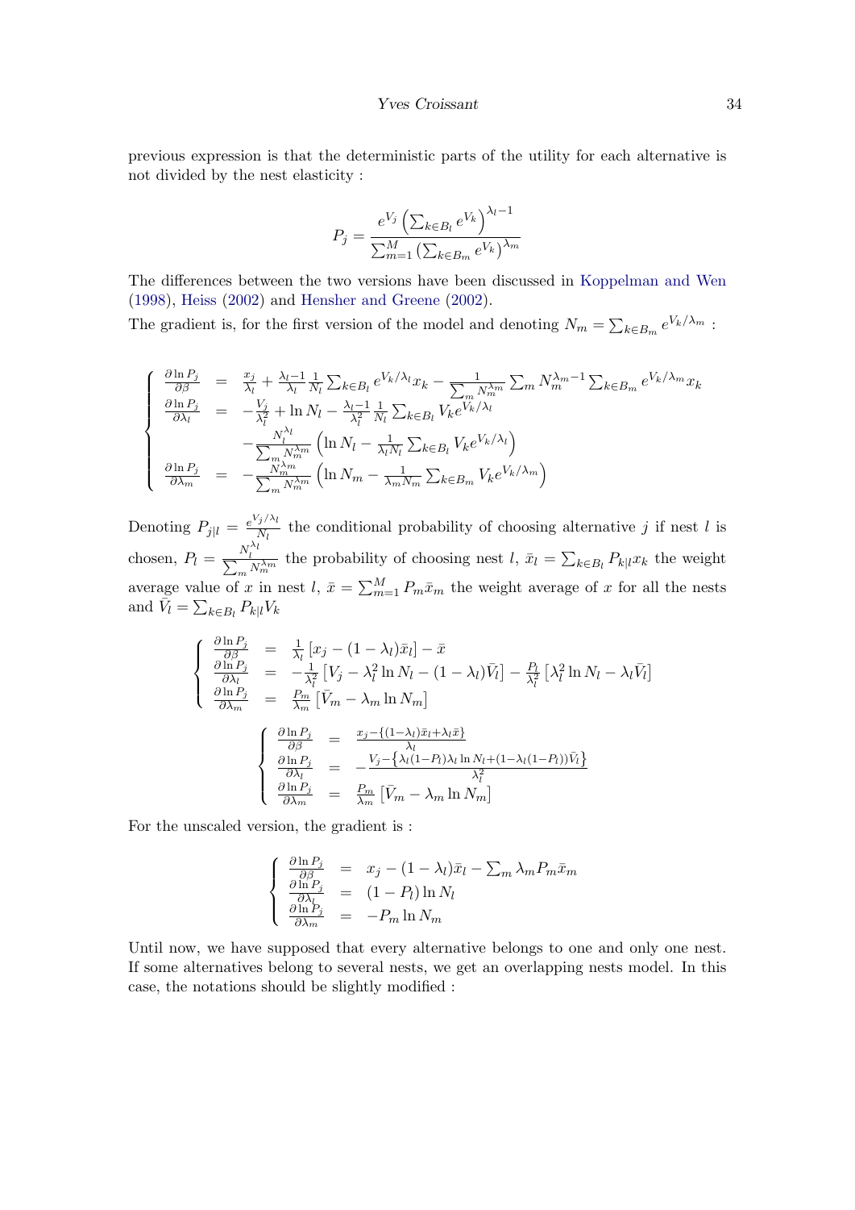previous expression is that the deterministic parts of the utility for each alternative is not divided by the nest elasticity :

$$P_j = \frac{e^{V_j}\left(\sum_{k\in B_l} e^{V_k}\right)^{\lambda_l - 1}}{\sum_{m=1}^M \left(\sum_{k\in B_m} e^{V_k}\right)^{\lambda_m}}$$

The differences between the two versions have been discussed in Koppelman and Wen (1998), Heiss (2002) and Hensher and Greene (2002).

The gradient is, for the first version of the model and denoting $N_m = \sum_{k\in B_m} e^{V_k/\lambda_m}$ :

$$\left\{
\begin{array}{rcl}
\frac{\partial \ln P_j}{\partial \beta} &=& \frac{x_j}{\lambda_l} + \frac{\lambda_l - 1}{\lambda_l}\frac{1}{N_l}\sum_{k\in B_l} e^{V_k/\lambda_l} x_k - \frac{1}{\sum_m N_m^{\lambda_m}} \sum_m N_m^{\lambda_m - 1} \sum_{k\in B_m} e^{V_k/\lambda_m} x_k \\
\frac{\partial \ln P_j}{\partial \lambda_l} &=& -\frac{V_j}{\lambda_l^2} + \ln N_l - \frac{\lambda_l - 1}{\lambda_l^2}\frac{1}{N_l}\sum_{k\in B_l} V_k e^{V_k/\lambda_l} \\
&& -\frac{N_l^{\lambda_l}}{\sum_m N_m^{\lambda_m}}\left(\ln N_l - \frac{1}{\lambda_l N_l}\sum_{k\in B_l} V_k e^{V_k/\lambda_l}\right) \\
\frac{\partial \ln P_j}{\partial \lambda_m} &=& -\frac{N_m^{\lambda_m}}{\sum_m N_m^{\lambda_m}}\left(\ln N_m - \frac{1}{\lambda_m N_m}\sum_{k\in B_m} V_k e^{V_k/\lambda_m}\right)
\end{array}
\right.$$

Denoting $P_{j|l} = \frac{e^{V_j/\lambda_l}}{N_l}$ the conditional probability of choosing alternative $j$ if nest $l$ is chosen, $P_l = \frac{N_l^{\lambda_l}}{\sum_m N_m^{\lambda_m}}$ the probability of choosing nest $l$, $\bar{x}_l = \sum_{k\in B_l} P_{k|l} x_k$ the weight average value of $x$ in nest $l$, $\bar{x} = \sum_{m=1}^M P_m \bar{x}_m$ the weight average of $x$ for all the nests and $\bar{V}_l = \sum_{k\in B_l} P_{k|l} V_k$

$$\left\{
\begin{array}{rcl}
\frac{\partial \ln P_j}{\partial \beta} &=& \frac{1}{\lambda_l}\left[x_j - (1-\lambda_l)\bar{x}_l\right] - \bar{x} \\
\frac{\partial \ln P_j}{\partial \lambda_l} &=& -\frac{1}{\lambda_l^2}\left[V_j - \lambda_l^2 \ln N_l - (1-\lambda_l)\bar{V}_l\right] - \frac{P_l}{\lambda_l^2}\left[\lambda_l^2 \ln N_l - \lambda_l \bar{V}_l\right] \\
\frac{\partial \ln P_j}{\partial \lambda_m} &=& \frac{P_m}{\lambda_m}\left[\bar{V}_m - \lambda_m \ln N_m\right]
\end{array}
\right.$$

$$\left\{
\begin{array}{rcl}
\frac{\partial \ln P_j}{\partial \beta} &=& \frac{x_j - \{(1-\lambda_l)\bar{x}_l + \lambda_l \bar{x}\}}{\lambda_l} \\
\frac{\partial \ln P_j}{\partial \lambda_l} &=& -\frac{V_j - \left\{\lambda_l(1-P_l)\lambda_l \ln N_l + (1-\lambda_l(1-P_l))\bar{V}_l\right\}}{\lambda_l^2} \\
\frac{\partial \ln P_j}{\partial \lambda_m} &=& \frac{P_m}{\lambda_m}\left[\bar{V}_m - \lambda_m \ln N_m\right]
\end{array}
\right.$$

For the unscaled version, the gradient is :

$$\left\{
\begin{array}{rcl}
\frac{\partial \ln P_j}{\partial \beta} &=& x_j - (1-\lambda_l)\bar{x}_l - \sum_m \lambda_m P_m \bar{x}_m \\
\frac{\partial \ln P_j}{\partial \lambda_l} &=& (1-P_l)\ln N_l \\
\frac{\partial \ln P_j}{\partial \lambda_m} &=& -P_m \ln N_m
\end{array}
\right.$$

Until now, we have supposed that every alternative belongs to one and only one nest. If some alternatives belong to several nests, we get an overlapping nests model. In this case, the notations should be slightly modified :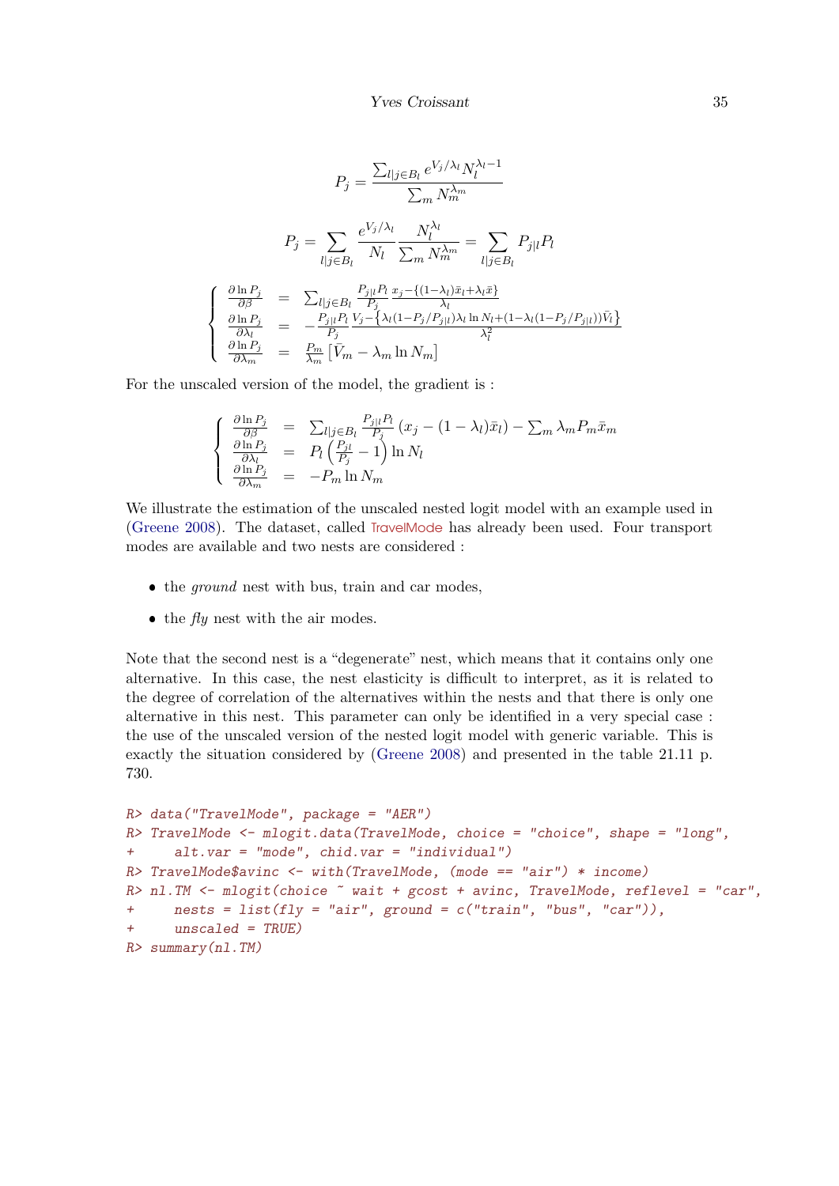$$P_j = \frac{\sum_{l|j \in B_l} e^{V_j/\lambda_l} N_l^{\lambda_l - 1}}{\sum_m N_m^{\lambda_m}}$$

$$P_j = \sum_{l|j \in B_l} \frac{e^{V_j/\lambda_l}}{N_l} \frac{N_l^{\lambda_l}}{\sum_m N_m^{\lambda_m}} = \sum_{l|j \in B_l} P_{j|l} P_l$$

$$\left\{ \begin{array}{lcl} \frac{\partial \ln P_j}{\partial \beta} & = & \sum_{l|j \in B_l} \frac{P_{j|l} P_l}{P_j} \frac{x_j - \{(1-\lambda_l)\bar{x}_l + \lambda_l \bar{x}\}}{\lambda_l} \\ \frac{\partial \ln P_j}{\partial \lambda_l} & = & -\frac{P_{j|l} P_l}{P_j} \frac{V_j - \left\{\lambda_l (1 - P_j/P_{j|l}) \lambda_l \ln N_l + (1 - \lambda_l (1 - P_j/P_{j|l})) \bar{V}_l\right\}}{\lambda_l^2} \\ \frac{\partial \ln P_j}{\partial \lambda_m} & = & \frac{P_m}{\lambda_m} \left[\bar{V}_m - \lambda_m \ln N_m\right] \end{array} \right.$$

For the unscaled version of the model, the gradient is :

$$\left\{ \begin{array}{lcl} \frac{\partial \ln P_j}{\partial \beta} & = & \sum_{l|j \in B_l} \frac{P_{j|l} P_l}{P_j} (x_j - (1-\lambda_l)\bar{x}_l) - \sum_m \lambda_m P_m \bar{x}_m \\ \frac{\partial \ln P_j}{\partial \lambda_l} & = & P_l \left(\frac{P_{jl}}{P_j} - 1\right) \ln N_l \\ \frac{\partial \ln P_j}{\partial \lambda_m} & = & -P_m \ln N_m \end{array} \right.$$

We illustrate the estimation of the unscaled nested logit model with an example used in (Greene 2008). The dataset, called TravelMode has already been used. Four transport modes are available and two nests are considered :

- the *ground* nest with bus, train and car modes,
- the *fly* nest with the air modes.

Note that the second nest is a "degenerate" nest, which means that it contains only one alternative. In this case, the nest elasticity is difficult to interpret, as it is related to the degree of correlation of the alternatives within the nests and that there is only one alternative in this nest. This parameter can only be identified in a very special case : the use of the unscaled version of the nested logit model with generic variable. This is exactly the situation considered by (Greene 2008) and presented in the table 21.11 p. 730.

```
R> data("TravelMode", package = "AER")
R> TravelMode <- mlogit.data(TravelMode, choice = "choice", shape = "long",
+     alt.var = "mode", chid.var = "individual")
R> TravelMode$avinc <- with(TravelMode, (mode == "air") * income)
R> nl.TM <- mlogit(choice ~ wait + gcost + avinc, TravelMode, reflevel = "car",
+     nests = list(fly = "air", ground = c("train", "bus", "car")),
+     unscaled = TRUE)
R> summary(nl.TM)
```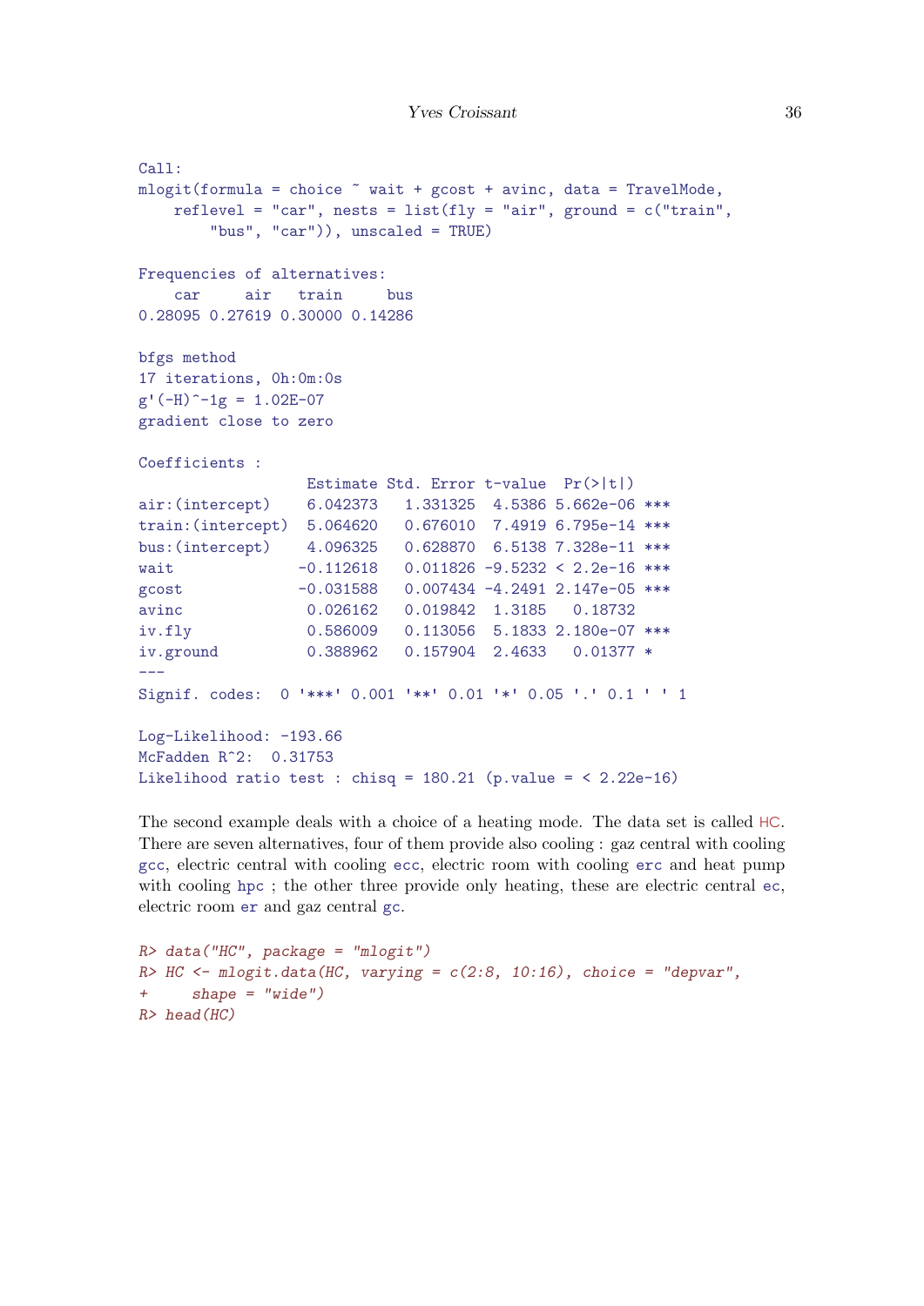```
Call:
mlogit(formula = choice ~ wait + gcost + avinc, data = TravelMode,
    reflevel = "car", nests = list(fly = "air", ground = c("train",
        "bus", "car")), unscaled = TRUE)

Frequencies of alternatives:
    car     air   train     bus
0.28095 0.27619 0.30000 0.14286

bfgs method
17 iterations, 0h:0m:0s
g'(-H)^-1g = 1.02E-07
gradient close to zero

Coefficients :
                   Estimate Std. Error t-value  Pr(>|t|)
air:(intercept)    6.042373   1.331325  4.5386 5.662e-06 ***
train:(intercept)  5.064620   0.676010  7.4919 6.795e-14 ***
bus:(intercept)    4.096325   0.628870  6.5138 7.328e-11 ***
wait              -0.112618   0.011826 -9.5232 < 2.2e-16 ***
gcost             -0.031588   0.007434 -4.2491 2.147e-05 ***
avinc              0.026162   0.019842  1.3185   0.18732
iv.fly             0.586009   0.113056  5.1833 2.180e-07 ***
iv.ground          0.388962   0.157904  2.4633   0.01377 *
---
Signif. codes:  0 '***' 0.001 '**' 0.01 '*' 0.05 '.' 0.1 ' ' 1

Log-Likelihood: -193.66
McFadden R^2:  0.31753
Likelihood ratio test : chisq = 180.21 (p.value = < 2.22e-16)
```

The second example deals with a choice of a heating mode. The data set is called HC. There are seven alternatives, four of them provide also cooling : gaz central with cooling gcc, electric central with cooling ecc, electric room with cooling erc and heat pump with cooling hpc ; the other three provide only heating, these are electric central ec, electric room er and gaz central gc.

```
R> data("HC", package = "mlogit")
R> HC <- mlogit.data(HC, varying = c(2:8, 10:16), choice = "depvar",
+     shape = "wide")
R> head(HC)
```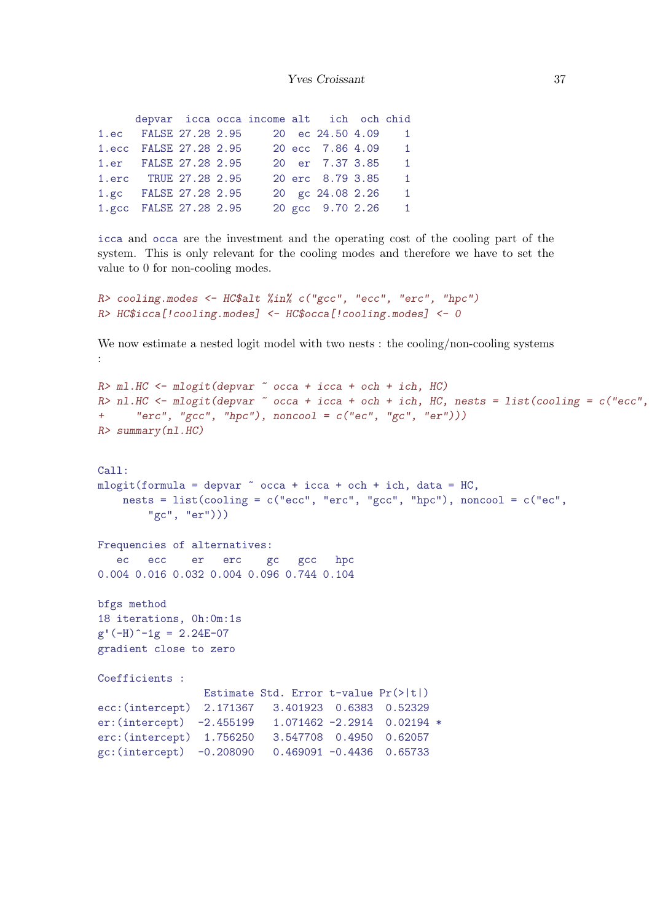```
      depvar  icca occa income alt   ich  och chid
1.ec   FALSE 27.28 2.95     20  ec 24.50 4.09    1
1.ecc  FALSE 27.28 2.95     20 ecc  7.86 4.09    1
1.er   FALSE 27.28 2.95     20  er  7.37 3.85    1
1.erc   TRUE 27.28 2.95     20 erc  8.79 3.85    1
1.gc   FALSE 27.28 2.95     20  gc 24.08 2.26    1
1.gcc  FALSE 27.28 2.95     20 gcc  9.70 2.26    1
```

icca and occa are the investment and the operating cost of the cooling part of the system. This is only relevant for the cooling modes and therefore we have to set the value to 0 for non-cooling modes.

```
R> cooling.modes <- HC$alt %in% c("gcc", "ecc", "erc", "hpc")
R> HC$icca[!cooling.modes] <- HC$occa[!cooling.modes] <- 0
```

We now estimate a nested logit model with two nests : the cooling/non-cooling systems :

```
R> ml.HC <- mlogit(depvar ~ occa + icca + och + ich, HC)
R> nl.HC <- mlogit(depvar ~ occa + icca + och + ich, HC, nests = list(cooling = c("ecc",
+     "erc", "gcc", "hpc"), noncool = c("ec", "gc", "er")))
R> summary(nl.HC)


Call:
mlogit(formula = depvar ~ occa + icca + och + ich, data = HC,
    nests = list(cooling = c("ecc", "erc", "gcc", "hpc"), noncool = c("ec",
        "gc", "er")))

Frequencies of alternatives:
   ec   ecc    er   erc    gc   gcc   hpc
0.004 0.016 0.032 0.004 0.096 0.744 0.104

bfgs method
18 iterations, 0h:0m:1s
g'(-H)^-1g = 2.24E-07
gradient close to zero

Coefficients :
                 Estimate Std. Error t-value Pr(>|t|)
ecc:(intercept)  2.171367   3.401923  0.6383  0.52329
er:(intercept)  -2.455199   1.071462 -2.2914  0.02194 *
erc:(intercept)  1.756250   3.547708  0.4950  0.62057
gc:(intercept)  -0.208090   0.469091 -0.4436  0.65733
```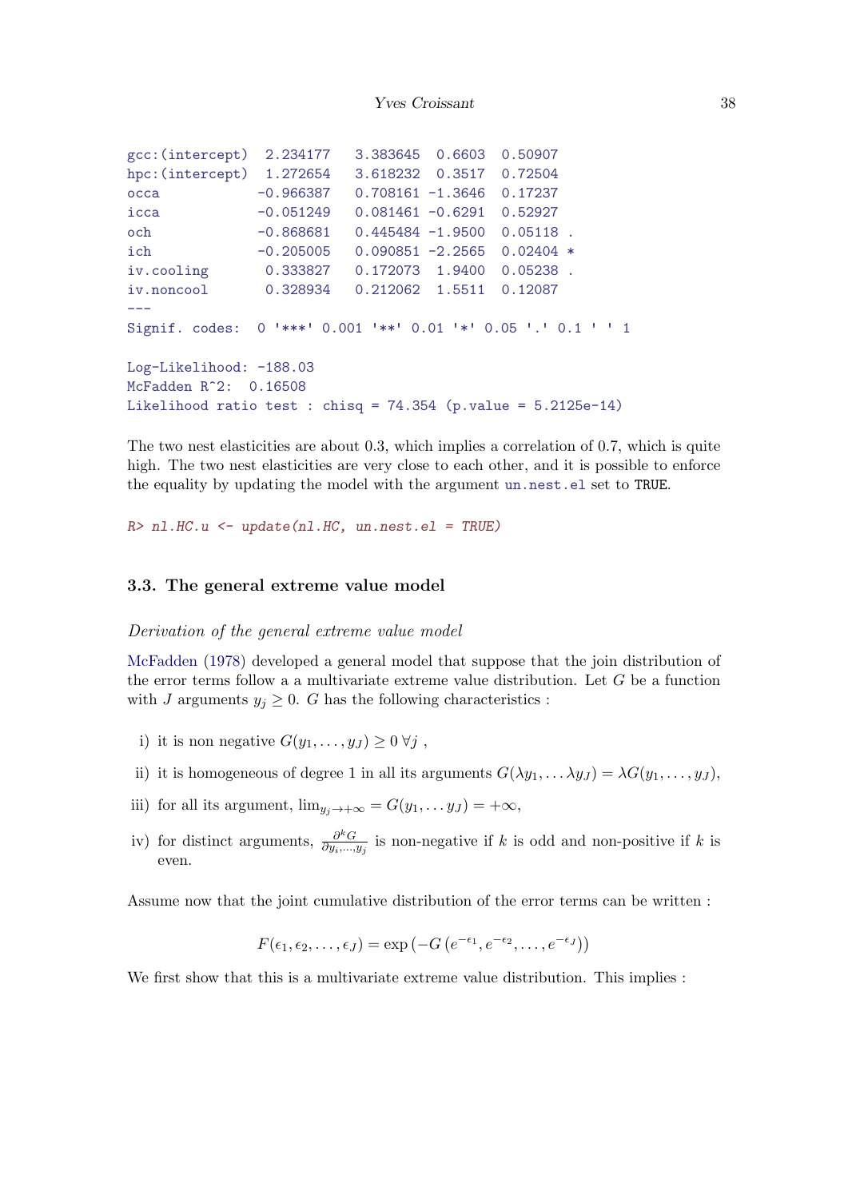```
gcc:(intercept)  2.234177   3.383645  0.6603  0.50907  
hpc:(intercept)  1.272654   3.618232  0.3517  0.72504  
occa            -0.966387   0.708161 -1.3646  0.17237  
icca            -0.051249   0.081461 -0.6291  0.52927  
och             -0.868681   0.445484 -1.9500  0.05118 .
ich             -0.205005   0.090851 -2.2565  0.02404 *
iv.cooling       0.333827   0.172073  1.9400  0.05238 .
iv.noncool       0.328934   0.212062  1.5511  0.12087  
---
Signif. codes:  0 '***' 0.001 '**' 0.01 '*' 0.05 '.' 0.1 ' ' 1

Log-Likelihood: -188.03
McFadden R^2:  0.16508 
Likelihood ratio test : chisq = 74.354 (p.value = 5.2125e-14)
```

The two nest elasticities are about 0.3, which implies a correlation of 0.7, which is quite high. The two nest elasticities are very close to each other, and it is possible to enforce the equality by updating the model with the argument `un.nest.el` set to `TRUE`.

```
R> nl.HC.u <- update(nl.HC, un.nest.el = TRUE)
```

### 3.3. The general extreme value model

*Derivation of the general extreme value model*

McFadden (1978) developed a general model that suppose that the join distribution of the error terms follow a a multivariate extreme value distribution. Let $G$ be a function with $J$ arguments $y_j \geq 0$. $G$ has the following characteristics :

i) it is non negative $G(y_1, \ldots, y_J) \geq 0 \; \forall j$ ,

ii) it is homogeneous of degree 1 in all its arguments $G(\lambda y_1, \ldots \lambda y_J) = \lambda G(y_1, \ldots, y_J)$,

iii) for all its argument, $\lim_{y_j \rightarrow +\infty} = G(y_1, \ldots y_J) = +\infty$,

iv) for distinct arguments, $\frac{\partial^k G}{\partial y_i, \ldots, y_j}$ is non-negative if $k$ is odd and non-positive if $k$ is even.

Assume now that the joint cumulative distribution of the error terms can be written :

$$F(\epsilon_1, \epsilon_2, \ldots, \epsilon_J) = \exp\left(-G\left(e^{-\epsilon_1}, e^{-\epsilon_2}, \ldots, e^{-\epsilon_J}\right)\right)$$

We first show that this is a multivariate extreme value distribution. This implies :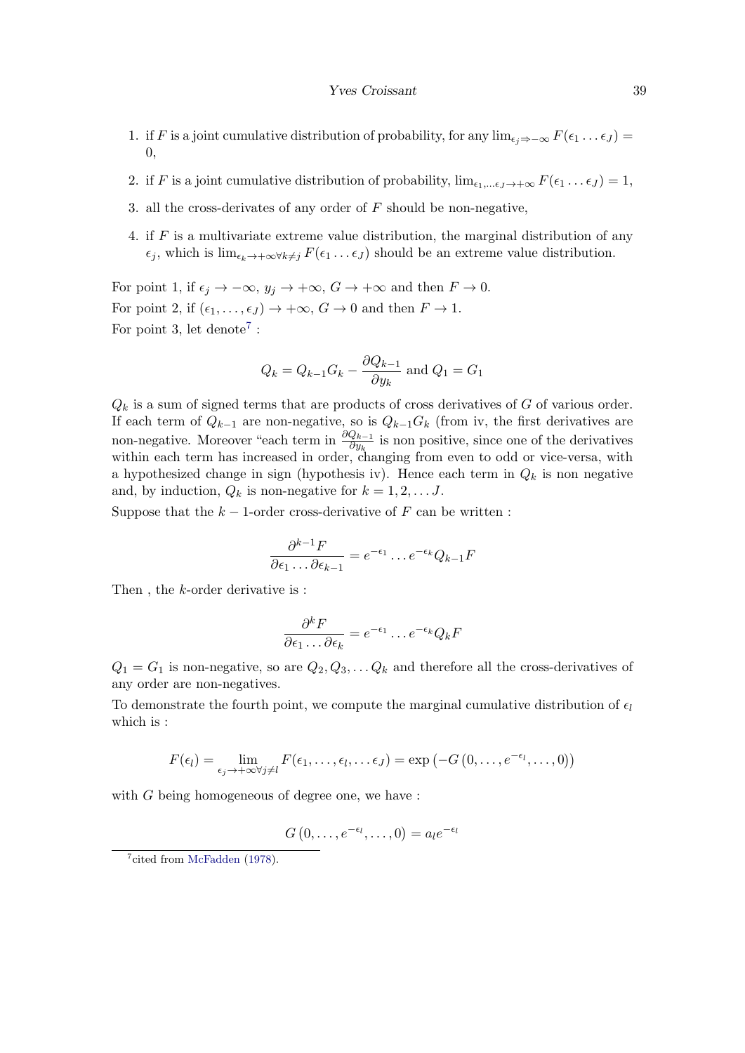1. if $F$ is a joint cumulative distribution of probability, for any $\lim_{\epsilon_j \Rightarrow -\infty} F(\epsilon_1 \dots \epsilon_J) = 0$,
2. if $F$ is a joint cumulative distribution of probability, $\lim_{\epsilon_1,\dots \epsilon_J \rightarrow +\infty} F(\epsilon_1 \dots \epsilon_J) = 1$,
3. all the cross-derivates of any order of $F$ should be non-negative,
4. if $F$ is a multivariate extreme value distribution, the marginal distribution of any $\epsilon_j$, which is $\lim_{\epsilon_k \rightarrow +\infty \forall k \neq j} F(\epsilon_1 \dots \epsilon_J)$ should be an extreme value distribution.

For point 1, if $\epsilon_j \rightarrow -\infty$, $y_j \rightarrow +\infty$, $G \rightarrow +\infty$ and then $F \rightarrow 0$.

For point 2, if $(\epsilon_1, \dots, \epsilon_J) \rightarrow +\infty$, $G \rightarrow 0$ and then $F \rightarrow 1$.

For point 3, let denote[7] :

$$Q_k = Q_{k-1} G_k - \frac{\partial Q_{k-1}}{\partial y_k} \text{ and } Q_1 = G_1$$

$Q_k$ is a sum of signed terms that are products of cross derivatives of $G$ of various order. If each term of $Q_{k-1}$ are non-negative, so is $Q_{k-1} G_k$ (from iv, the first derivatives are non-negative. Moreover "each term in $\frac{\partial Q_{k-1}}{\partial y_k}$ is non positive, since one of the derivatives within each term has increased in order, changing from even to odd or vice-versa, with a hypothesized change in sign (hypothesis iv). Hence each term in $Q_k$ is non negative and, by induction, $Q_k$ is non-negative for $k = 1, 2, \dots J$.

Suppose that the $k-1$-order cross-derivative of $F$ can be written :

$$\frac{\partial^{k-1} F}{\partial \epsilon_1 \dots \partial \epsilon_{k-1}} = e^{-\epsilon_1} \dots e^{-\epsilon_k} Q_{k-1} F$$

Then , the $k$-order derivative is :

$$\frac{\partial^{k} F}{\partial \epsilon_1 \dots \partial \epsilon_{k}} = e^{-\epsilon_1} \dots e^{-\epsilon_k} Q_{k} F$$

$Q_1 = G_1$ is non-negative, so are $Q_2, Q_3, \dots Q_k$ and therefore all the cross-derivatives of any order are non-negatives.

To demonstrate the fourth point, we compute the marginal cumulative distribution of $\epsilon_l$ which is :

$$F(\epsilon_l) = \lim_{\epsilon_j \rightarrow +\infty \forall j \neq l} F(\epsilon_1, \dots, \epsilon_l, \dots \epsilon_J) = \exp\left(-G\left(0, \dots, e^{-\epsilon_l}, \dots, 0\right)\right)$$

with $G$ being homogeneous of degree one, we have :

$$G\left(0, \dots, e^{-\epsilon_l}, \dots, 0\right) = a_l e^{-\epsilon_l}$$

[7] cited from McFadden (1978).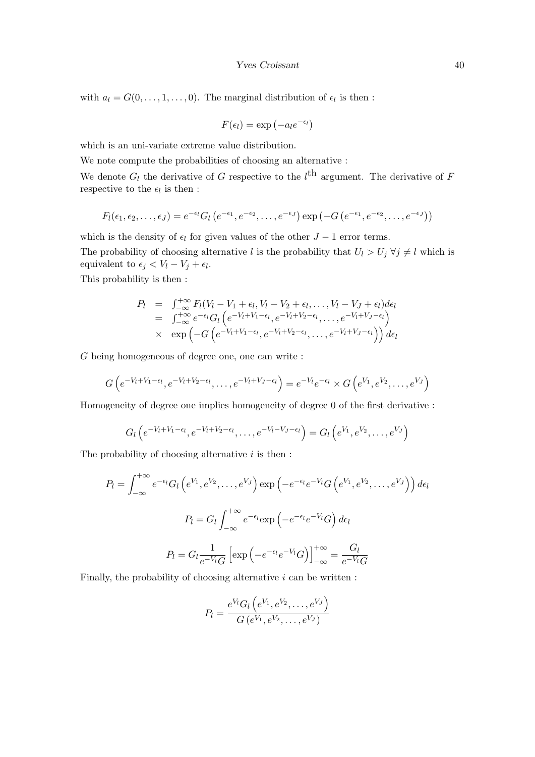with $a_l = G(0, \ldots, 1, \ldots, 0)$. The marginal distribution of $\epsilon_l$ is then :

$$F(\epsilon_l) = \exp\left(-a_l e^{-\epsilon_l}\right)$$

which is an uni-variate extreme value distribution.

We note compute the probabilities of choosing an alternative :

We denote $G_l$ the derivative of $G$ respective to the $l^{\text{th}}$ argument. The derivative of $F$ respective to the $\epsilon_l$ is then :

$$F_l(\epsilon_1, \epsilon_2, \ldots, \epsilon_J) = e^{-\epsilon_l} G_l\left(e^{-\epsilon_1}, e^{-\epsilon_2}, \ldots, e^{-\epsilon_J}\right) \exp\left(-G\left(e^{-\epsilon_1}, e^{-\epsilon_2}, \ldots, e^{-\epsilon_J}\right)\right)$$

which is the density of $\epsilon_l$ for given values of the other $J-1$ error terms.

The probability of choosing alternative $l$ is the probability that $U_l > U_j \; \forall j \neq l$ which is equivalent to $\epsilon_j < V_l - V_j + \epsilon_l$.

This probability is then :

$$\begin{array}{rcl} P_l & = & \int_{-\infty}^{+\infty} F_l(V_l - V_1 + \epsilon_l, V_l - V_2 + \epsilon_l, \ldots, V_l - V_J + \epsilon_l) d\epsilon_l \\ & = & \int_{-\infty}^{+\infty} e^{-\epsilon_l} G_l\left(e^{-V_l + V_1 - \epsilon_l}, e^{-V_l + V_2 - \epsilon_l}, \ldots, e^{-V_l + V_J - \epsilon_l}\right) \\ & \times & \exp\left(-G\left(e^{-V_l + V_1 - \epsilon_l}, e^{-V_l + V_2 - \epsilon_l}, \ldots, e^{-V_l + V_J - \epsilon_l}\right)\right) d\epsilon_l \end{array}$$

$G$ being homogeneous of degree one, one can write :

$$G\left(e^{-V_l + V_1 - \epsilon_l}, e^{-V_l + V_2 - \epsilon_l}, \ldots, e^{-V_l + V_J - \epsilon_l}\right) = e^{-V_l} e^{-\epsilon_l} \times G\left(e^{V_1}, e^{V_2}, \ldots, e^{V_J}\right)$$

Homogeneity of degree one implies homogeneity of degree 0 of the first derivative :

$$G_l\left(e^{-V_l + V_1 - \epsilon_l}, e^{-V_l + V_2 - \epsilon_l}, \ldots, e^{-V_l - V_J - \epsilon_l}\right) = G_l\left(e^{V_1}, e^{V_2}, \ldots, e^{V_J}\right)$$

The probability of choosing alternative $i$ is then :

$$P_l = \int_{-\infty}^{+\infty} e^{-\epsilon_l} G_l\left(e^{V_1}, e^{V_2}, \ldots, e^{V_J}\right) \exp\left(-e^{-\epsilon_l} e^{-V_l} G\left(e^{V_1}, e^{V_2}, \ldots, e^{V_J}\right)\right) d\epsilon_l$$

$$P_l = G_l \int_{-\infty}^{+\infty} e^{-\epsilon_l} \exp\left(-e^{-\epsilon_l} e^{-V_l} G\right) d\epsilon_l$$

$$P_l = G_l \frac{1}{e^{-V_l} G} \left[\exp\left(-e^{-\epsilon_l} e^{-V_l} G\right)\right]_{-\infty}^{+\infty} = \frac{G_l}{e^{-V_l} G}$$

Finally, the probability of choosing alternative $i$ can be written :

$$P_l = \frac{e^{V_l} G_l\left(e^{V_1}, e^{V_2}, \ldots, e^{V_J}\right)}{G\left(e^{V_1}, e^{V_2}, \ldots, e^{V_J}\right)}$$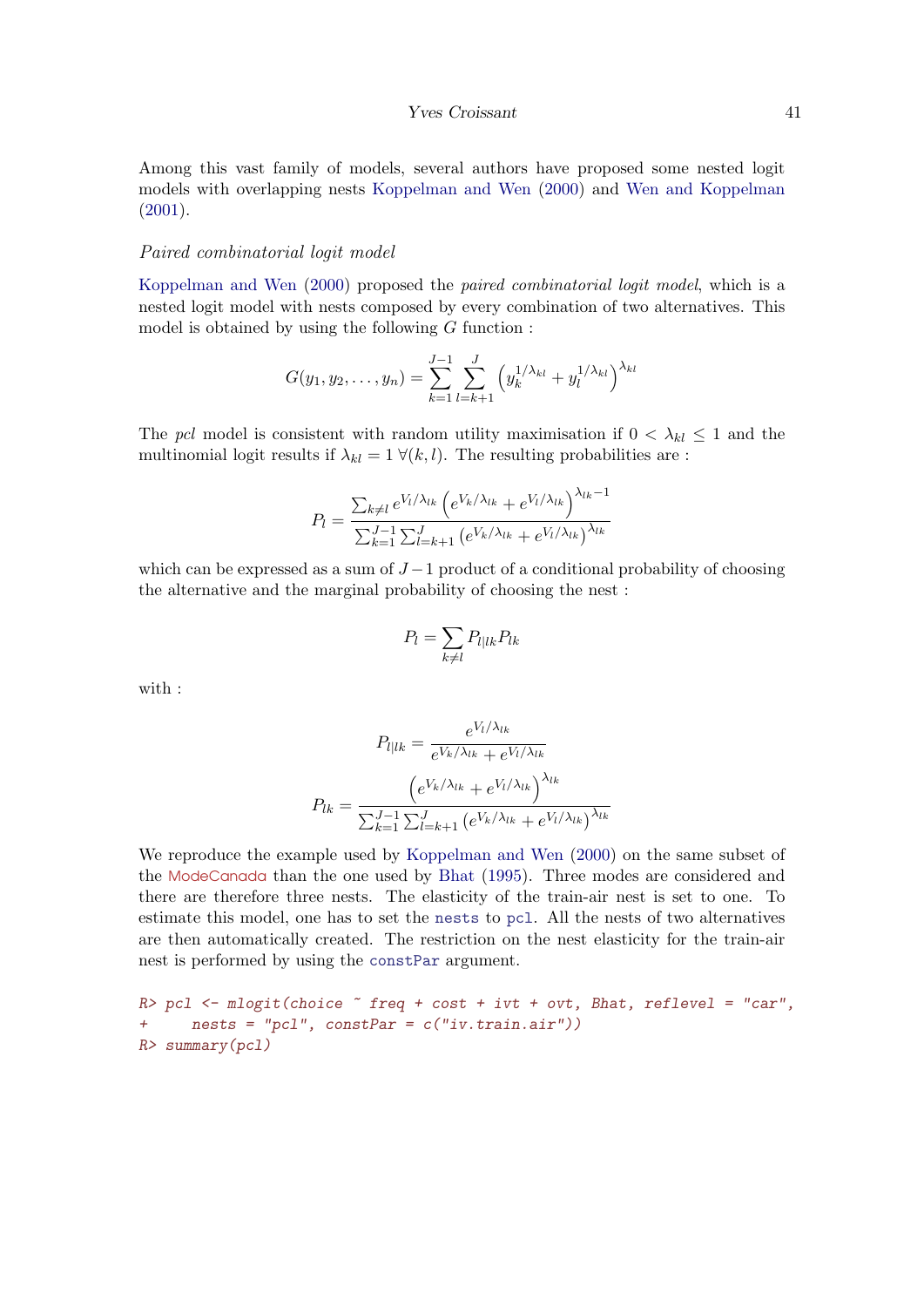Among this vast family of models, several authors have proposed some nested logit models with overlapping nests Koppelman and Wen (2000) and Wen and Koppelman (2001).

*Paired combinatorial logit model*

Koppelman and Wen (2000) proposed the *paired combinatorial logit model*, which is a nested logit model with nests composed by every combination of two alternatives. This model is obtained by using the following $G$ function :

$$G(y_1, y_2, \dots, y_n) = \sum_{k=1}^{J-1} \sum_{l=k+1}^{J} \left( y_k^{1/\lambda_{kl}} + y_l^{1/\lambda_{kl}} \right)^{\lambda_{kl}}$$

The *pcl* model is consistent with random utility maximisation if $0 < \lambda_{kl} \leq 1$ and the multinomial logit results if $\lambda_{kl} = 1 \ \forall (k,l)$. The resulting probabilities are :

$$P_l = \frac{\sum_{k \neq l} e^{V_l/\lambda_{lk}} \left( e^{V_k/\lambda_{lk}} + e^{V_l/\lambda_{lk}} \right)^{\lambda_{lk}-1}}{\sum_{k=1}^{J-1} \sum_{l=k+1}^{J} \left( e^{V_k/\lambda_{lk}} + e^{V_l/\lambda_{lk}} \right)^{\lambda_{lk}}}$$

which can be expressed as a sum of $J-1$ product of a conditional probability of choosing the alternative and the marginal probability of choosing the nest :

$$P_l = \sum_{k \neq l} P_{l|lk} P_{lk}$$

with :

$$P_{l|lk} = \frac{e^{V_l/\lambda_{lk}}}{e^{V_k/\lambda_{lk}} + e^{V_l/\lambda_{lk}}}$$

$$P_{lk} = \frac{\left( e^{V_k/\lambda_{lk}} + e^{V_l/\lambda_{lk}} \right)^{\lambda_{lk}}}{\sum_{k=1}^{J-1} \sum_{l=k+1}^{J} \left( e^{V_k/\lambda_{lk}} + e^{V_l/\lambda_{lk}} \right)^{\lambda_{lk}}}$$

We reproduce the example used by Koppelman and Wen (2000) on the same subset of the ModeCanada than the one used by Bhat (1995). Three modes are considered and there are therefore three nests. The elasticity of the train-air nest is set to one. To estimate this model, one has to set the `nests` to `pcl`. All the nests of two alternatives are then automatically created. The restriction on the nest elasticity for the train-air nest is performed by using the `constPar` argument.

```
R> pcl <- mlogit(choice ~ freq + cost + ivt + ovt, Bhat, reflevel = "car",
+     nests = "pcl", constPar = c("iv.train.air"))
R> summary(pcl)
```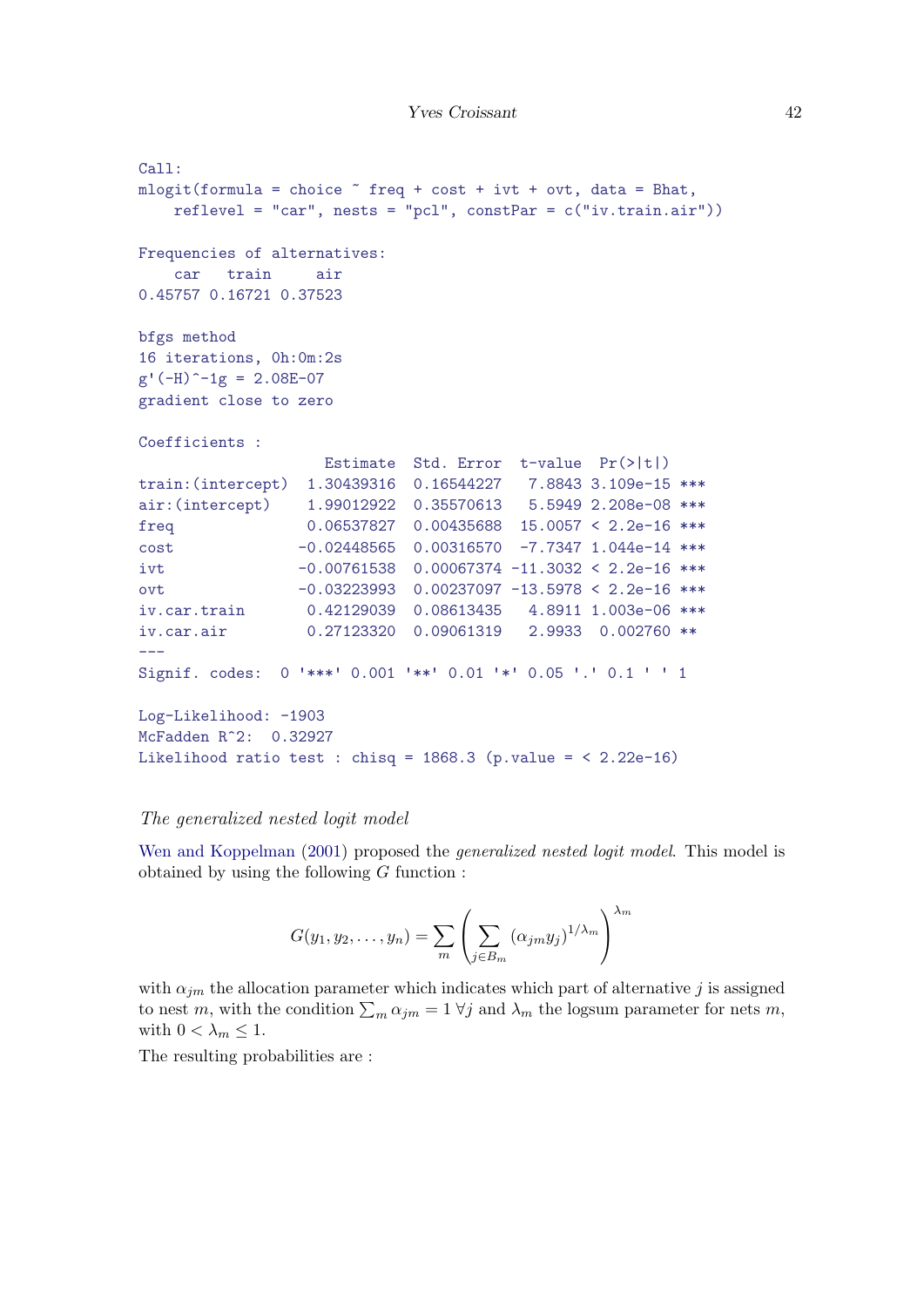```
Call:
mlogit(formula = choice ~ freq + cost + ivt + ovt, data = Bhat,
    reflevel = "car", nests = "pcl", constPar = c("iv.train.air"))

Frequencies of alternatives:
    car   train     air
0.45757 0.16721 0.37523

bfgs method
16 iterations, 0h:0m:2s
g'(-H)^-1g = 2.08E-07
gradient close to zero

Coefficients :
                    Estimate  Std. Error  t-value  Pr(>|t|)
train:(intercept)  1.30439316  0.16544227   7.8843 3.109e-15 ***
air:(intercept)    1.99012922  0.35570613   5.5949 2.208e-08 ***
freq               0.06537827  0.00435688  15.0057 < 2.2e-16 ***
cost              -0.02448565  0.00316570  -7.7347 1.044e-14 ***
ivt               -0.00761538  0.00067374 -11.3032 < 2.2e-16 ***
ovt               -0.03223993  0.00237097 -13.5978 < 2.2e-16 ***
iv.car.train       0.42129039  0.08613435   4.8911 1.003e-06 ***
iv.car.air         0.27123320  0.09061319   2.9933  0.002760 **
---
Signif. codes:  0 '***' 0.001 '**' 0.01 '*' 0.05 '.' 0.1 ' ' 1

Log-Likelihood: -1903
McFadden R^2:  0.32927
Likelihood ratio test : chisq = 1868.3 (p.value = < 2.22e-16)
```

*The generalized nested logit model*

Wen and Koppelman (2001) proposed the *generalized nested logit model*. This model is obtained by using the following $G$ function :

$$G(y_1, y_2, \ldots, y_n) = \sum_m \left( \sum_{j \in B_m} (\alpha_{jm} y_j)^{1/\lambda_m} \right)^{\lambda_m}$$

with $\alpha_{jm}$ the allocation parameter which indicates which part of alternative $j$ is assigned to nest $m$, with the condition $\sum_m \alpha_{jm} = 1 \; \forall j$ and $\lambda_m$ the logsum parameter for nets $m$, with $0 < \lambda_m \leq 1$.

The resulting probabilities are :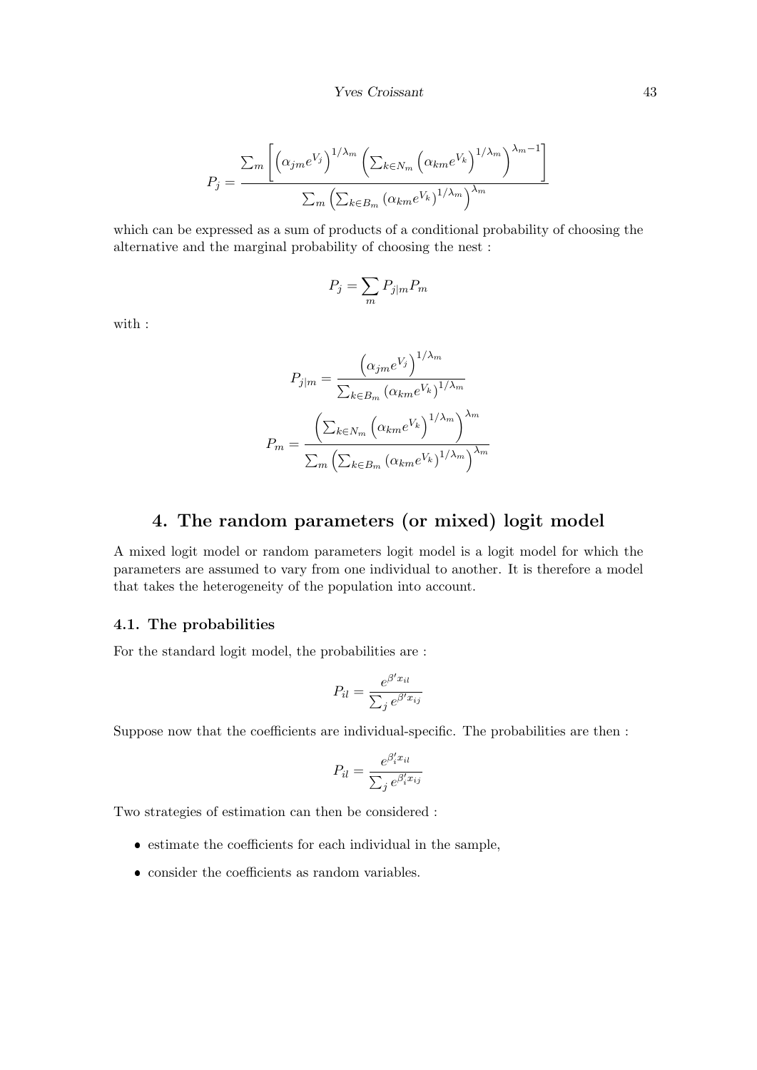$$P_j = \frac{\sum_m \left[ \left(\alpha_{jm} e^{V_j}\right)^{1/\lambda_m} \left( \sum_{k \in N_m} \left( \alpha_{km} e^{V_k} \right)^{1/\lambda_m} \right)^{\lambda_m - 1} \right]}{\sum_m \left( \sum_{k \in B_m} \left( \alpha_{km} e^{V_k} \right)^{1/\lambda_m} \right)^{\lambda_m}}$$

which can be expressed as a sum of products of a conditional probability of choosing the alternative and the marginal probability of choosing the nest :

$$P_j = \sum_m P_{j|m} P_m$$

with :

$$P_{j|m} = \frac{\left(\alpha_{jm} e^{V_j}\right)^{1/\lambda_m}}{\sum_{k \in B_m} \left( \alpha_{km} e^{V_k} \right)^{1/\lambda_m}}$$

$$P_m = \frac{\left( \sum_{k \in N_m} \left( \alpha_{km} e^{V_k} \right)^{1/\lambda_m} \right)^{\lambda_m}}{\sum_m \left( \sum_{k \in B_m} \left( \alpha_{km} e^{V_k} \right)^{1/\lambda_m} \right)^{\lambda_m}}$$

## 4. The random parameters (or mixed) logit model

A mixed logit model or random parameters logit model is a logit model for which the parameters are assumed to vary from one individual to another. It is therefore a model that takes the heterogeneity of the population into account.

### 4.1. The probabilities

For the standard logit model, the probabilities are :

$$P_{il} = \frac{e^{\beta' x_{il}}}{\sum_j e^{\beta' x_{ij}}}$$

Suppose now that the coefficients are individual-specific. The probabilities are then :

$$P_{il} = \frac{e^{\beta_i' x_{il}}}{\sum_j e^{\beta_i' x_{ij}}}$$

Two strategies of estimation can then be considered :

- estimate the coefficients for each individual in the sample,
- consider the coefficients as random variables.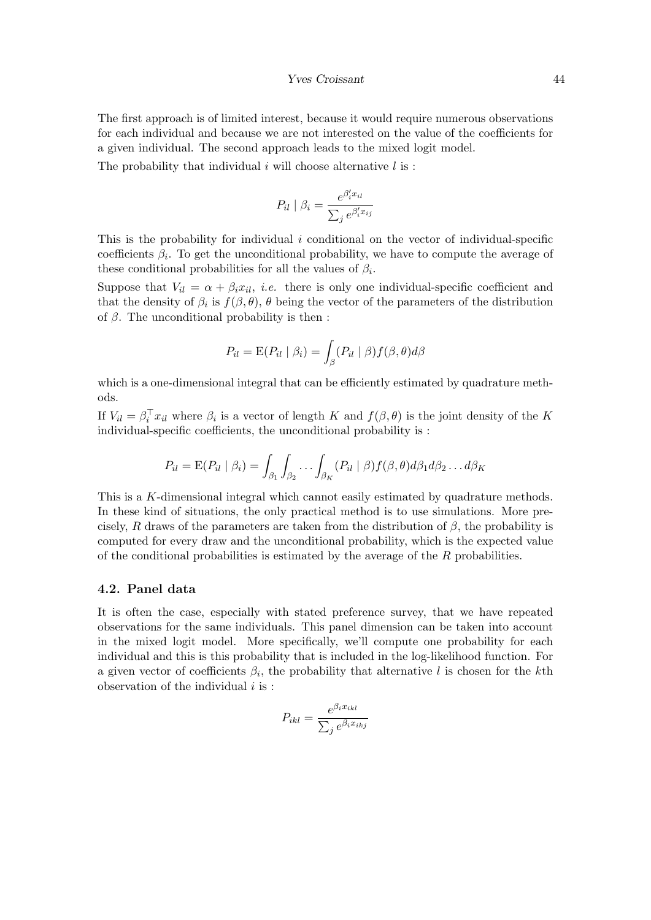The first approach is of limited interest, because it would require numerous observations for each individual and because we are not interested on the value of the coefficients for a given individual. The second approach leads to the mixed logit model.

The probability that individual $i$ will choose alternative $l$ is :

$$P_{il} \mid \beta_i = \frac{e^{\beta_i' x_{il}}}{\sum_j e^{\beta_i' x_{ij}}}$$

This is the probability for individual $i$ conditional on the vector of individual-specific coefficients $\beta_i$. To get the unconditional probability, we have to compute the average of these conditional probabilities for all the values of $\beta_i$.

Suppose that $V_{il} = \alpha + \beta_i x_{il}$, *i.e.* there is only one individual-specific coefficient and that the density of $\beta_i$ is $f(\beta, \theta)$, $\theta$ being the vector of the parameters of the distribution of $\beta$. The unconditional probability is then :

$$P_{il} = \mathrm{E}(P_{il} \mid \beta_i) = \int_\beta (P_{il} \mid \beta) f(\beta, \theta) d\beta$$

which is a one-dimensional integral that can be efficiently estimated by quadrature methods.

If $V_{il} = \beta_i^\top x_{il}$ where $\beta_i$ is a vector of length $K$ and $f(\beta, \theta)$ is the joint density of the $K$ individual-specific coefficients, the unconditional probability is :

$$P_{il} = \mathrm{E}(P_{il} \mid \beta_i) = \int_{\beta_1} \int_{\beta_2} \dots \int_{\beta_K} (P_{il} \mid \beta) f(\beta, \theta) d\beta_1 d\beta_2 \dots d\beta_K$$

This is a $K$-dimensional integral which cannot easily estimated by quadrature methods. In these kind of situations, the only practical method is to use simulations. More precisely, $R$ draws of the parameters are taken from the distribution of $\beta$, the probability is computed for every draw and the unconditional probability, which is the expected value of the conditional probabilities is estimated by the average of the $R$ probabilities.

### 4.2. Panel data

It is often the case, especially with stated preference survey, that we have repeated observations for the same individuals. This panel dimension can be taken into account in the mixed logit model. More specifically, we'll compute one probability for each individual and this is this probability that is included in the log-likelihood function. For a given vector of coefficients $\beta_i$, the probability that alternative $l$ is chosen for the $k$th observation of the individual $i$ is :

$$P_{ikl} = \frac{e^{\beta_i x_{ikl}}}{\sum_j e^{\beta_i x_{ikj}}}$$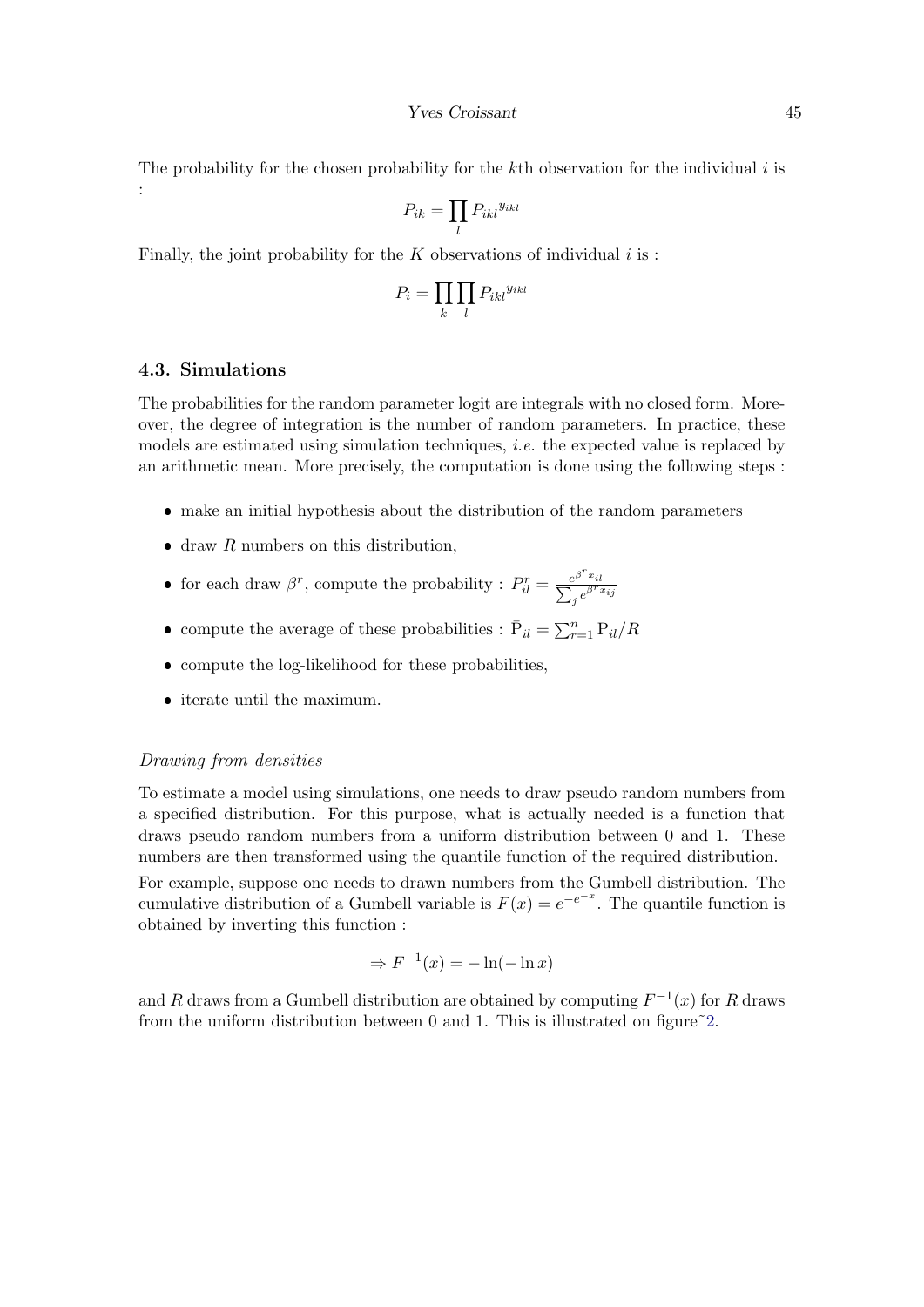The probability for the chosen probability for the $k$th observation for the individual $i$ is :

$$P_{ik} = \prod_l {P_{ikl}}^{y_{ikl}}$$

Finally, the joint probability for the $K$ observations of individual $i$ is :

$$P_i = \prod_k \prod_l {P_{ikl}}^{y_{ikl}}$$

### 4.3. Simulations

The probabilities for the random parameter logit are integrals with no closed form. Moreover, the degree of integration is the number of random parameters. In practice, these models are estimated using simulation techniques, *i.e.* the expected value is replaced by an arithmetic mean. More precisely, the computation is done using the following steps :

- make an initial hypothesis about the distribution of the random parameters
- draw $R$ numbers on this distribution,
- for each draw $\beta^r$, compute the probability : $P^r_{il} = \frac{e^{\beta^r x_{il}}}{\sum_j e^{\beta^r x_{ij}}}$
- compute the average of these probabilities : $\bar{\mathrm{P}}_{il} = \sum_{r=1}^{n} \mathrm{P}_{il}/R$
- compute the log-likelihood for these probabilities,
- iterate until the maximum.

*Drawing from densities*

To estimate a model using simulations, one needs to draw pseudo random numbers from a specified distribution. For this purpose, what is actually needed is a function that draws pseudo random numbers from a uniform distribution between 0 and 1. These numbers are then transformed using the quantile function of the required distribution.

For example, suppose one needs to drawn numbers from the Gumbell distribution. The cumulative distribution of a Gumbell variable is $F(x) = e^{-e^{-x}}$. The quantile function is obtained by inverting this function :

$$\Rightarrow F^{-1}(x) = -\ln(-\ln x)$$

and $R$ draws from a Gumbell distribution are obtained by computing $F^{-1}(x)$ for $R$ draws from the uniform distribution between 0 and 1. This is illustrated on figure 2.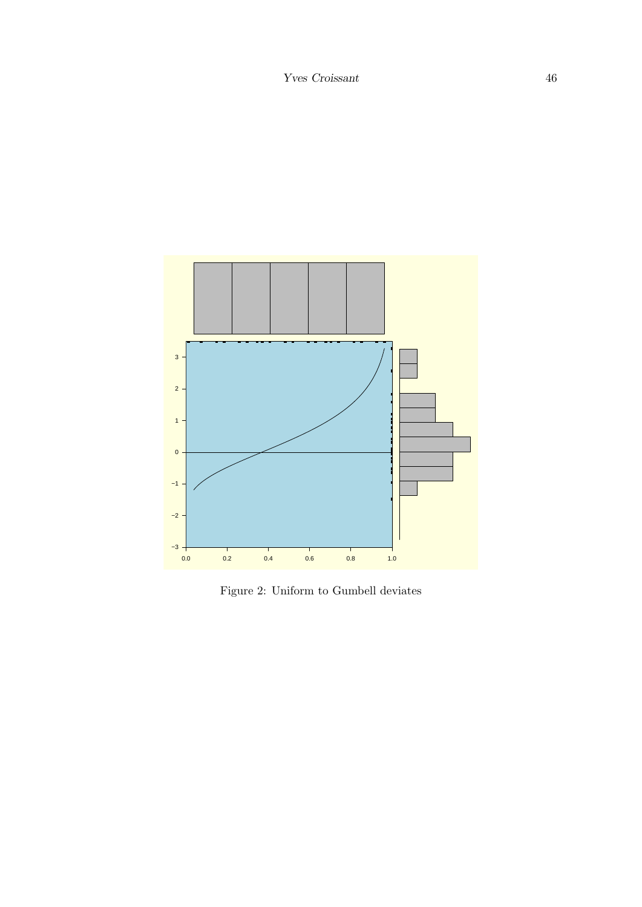Figure 2: Uniform to Gumbell deviates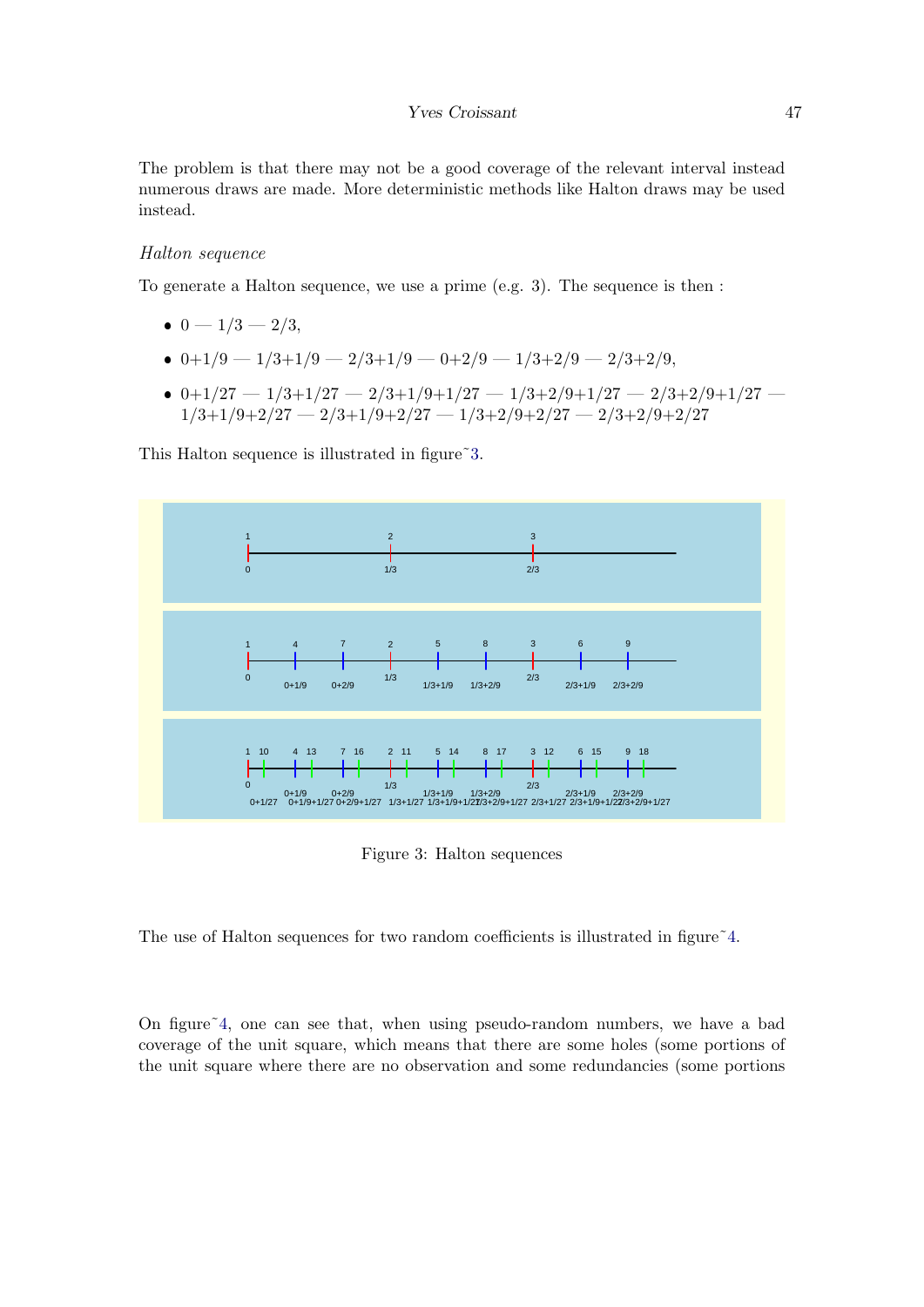The problem is that there may not be a good coverage of the relevant interval instead numerous draws are made. More deterministic methods like Halton draws may be used instead.

*Halton sequence*

To generate a Halton sequence, we use a prime (e.g. 3). The sequence is then :

- 0 — 1/3 — 2/3,
- 0+1/9 — 1/3+1/9 — 2/3+1/9 — 0+2/9 — 1/3+2/9 — 2/3+2/9,
- 0+1/27 — 1/3+1/27 — 2/3+1/9+1/27 — 1/3+2/9+1/27 — 2/3+2/9+1/27 — 1/3+1/9+2/27 — 2/3+1/9+2/27 — 1/3+2/9+2/27 — 2/3+2/9+2/27

This Halton sequence is illustrated in figure˜3.

Figure 3: Halton sequences

The use of Halton sequences for two random coefficients is illustrated in figure˜4.

On figure˜4, one can see that, when using pseudo-random numbers, we have a bad coverage of the unit square, which means that there are some holes (some portions of the unit square where there are no observation and some redundancies (some portions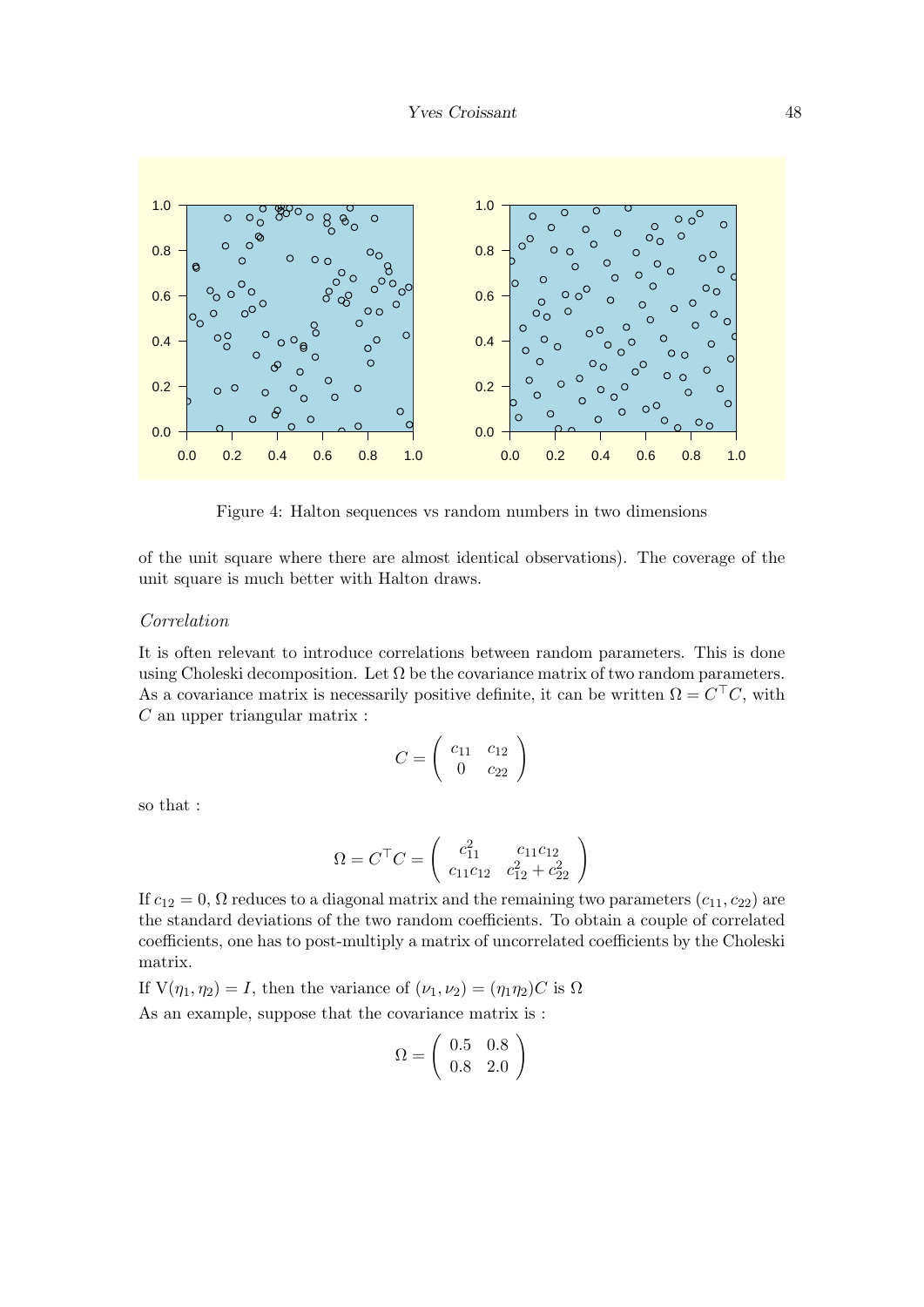Figure 4: Halton sequences vs random numbers in two dimensions

of the unit square where there are almost identical observations). The coverage of the unit square is much better with Halton draws.

*Correlation*

It is often relevant to introduce correlations between random parameters. This is done using Choleski decomposition. Let $\Omega$ be the covariance matrix of two random parameters. As a covariance matrix is necessarily positive definite, it can be written $\Omega = C^\top C$, with $C$ an upper triangular matrix :

$$C = \begin{pmatrix} c_{11} & c_{12} \\ 0 & c_{22} \end{pmatrix}$$

so that :

$$\Omega = C^\top C = \begin{pmatrix} c_{11}^2 & c_{11}c_{12} \\ c_{11}c_{12} & c_{12}^2 + c_{22}^2 \end{pmatrix}$$

If $c_{12} = 0$, $\Omega$ reduces to a diagonal matrix and the remaining two parameters $(c_{11}, c_{22})$ are the standard deviations of the two random coefficients. To obtain a couple of correlated coefficients, one has to post-multiply a matrix of uncorrelated coefficients by the Choleski matrix.

If $\mathrm{V}(\eta_1, \eta_2) = I$, then the variance of $(\nu_1, \nu_2) = (\eta_1 \eta_2)C$ is $\Omega$

As an example, suppose that the covariance matrix is :

$$\Omega = \begin{pmatrix} 0.5 & 0.8 \\ 0.8 & 2.0 \end{pmatrix}$$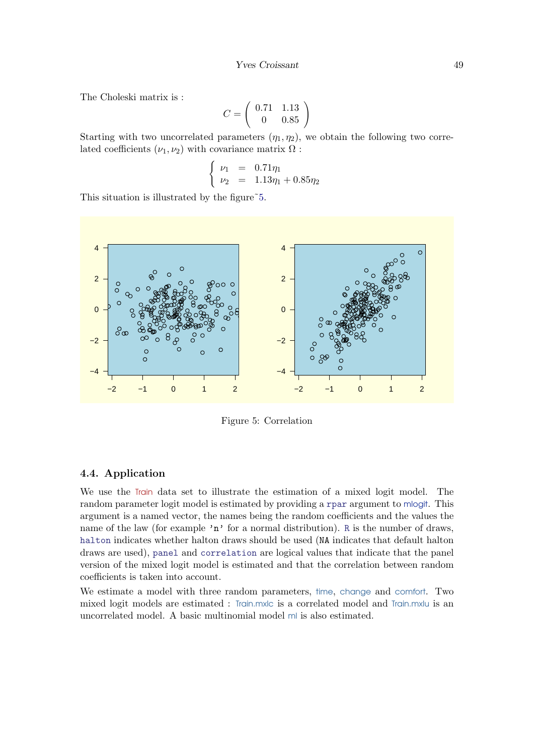The Choleski matrix is :

$$C = \begin{pmatrix} 0.71 & 1.13 \\ 0 & 0.85 \end{pmatrix}$$

Starting with two uncorrelated parameters $(\eta_1, \eta_2)$, we obtain the following two correlated coefficients $(\nu_1, \nu_2)$ with covariance matrix $\Omega$ :

$$\begin{cases} \nu_1 &= 0.71\eta_1 \\ \nu_2 &= 1.13\eta_1 + 0.85\eta_2 \end{cases}$$

This situation is illustrated by the figure˜5.

Figure 5: Correlation

### 4.4. Application

We use the Train data set to illustrate the estimation of a mixed logit model. The random parameter logit model is estimated by providing a `rpar` argument to mlogit. This argument is a named vector, the names being the random coefficients and the values the name of the law (for example `'n'` for a normal distribution). `R` is the number of draws, `halton` indicates whether halton draws should be used (`NA` indicates that default halton draws are used), `panel` and `correlation` are logical values that indicate that the panel version of the mixed logit model is estimated and that the correlation between random coefficients is taken into account.

We estimate a model with three random parameters, time, change and comfort. Two mixed logit models are estimated : Train.mxlc is a correlated model and Train.mxlu is an uncorrelated model. A basic multinomial model ml is also estimated.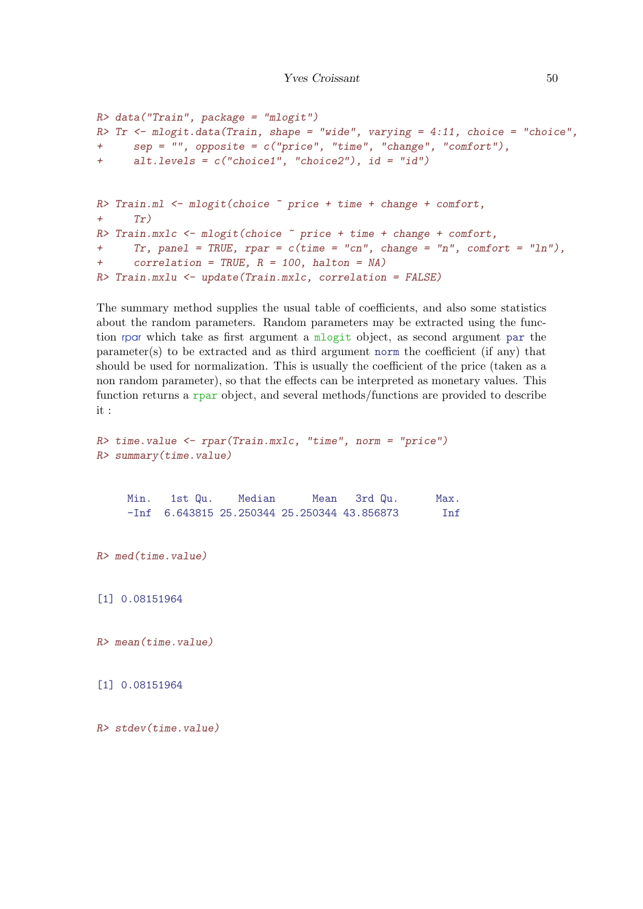```
R> data("Train", package = "mlogit")
R> Tr <- mlogit.data(Train, shape = "wide", varying = 4:11, choice = "choice",
+     sep = "", opposite = c("price", "time", "change", "comfort"),
+     alt.levels = c("choice1", "choice2"), id = "id")
```

```
R> Train.ml <- mlogit(choice ~ price + time + change + comfort,
+     Tr)
R> Train.mxlc <- mlogit(choice ~ price + time + change + comfort,
+     Tr, panel = TRUE, rpar = c(time = "cn", change = "n", comfort = "ln"),
+     correlation = TRUE, R = 100, halton = NA)
R> Train.mxlu <- update(Train.mxlc, correlation = FALSE)
```

The summary method supplies the usual table of coefficients, and also some statistics about the random parameters. Random parameters may be extracted using the function rpar which take as first argument a `mlogit` object, as second argument `par` the parameter(s) to be extracted and as third argument `norm` the coefficient (if any) that should be used for normalization. This is usually the coefficient of the price (taken as a non random parameter), so that the effects can be interpreted as monetary values. This function returns a `rpar` object, and several methods/functions are provided to describe it :

```
R> time.value <- rpar(Train.mxlc, "time", norm = "price")
R> summary(time.value)
```

```
     Min.   1st Qu.    Median      Mean   3rd Qu.      Max.
     -Inf  6.643815 25.250344 25.250344 43.856873       Inf
```

```
R> med(time.value)
```

```
[1] 0.08151964
```

```
R> mean(time.value)
```

```
[1] 0.08151964
```

```
R> stdev(time.value)
```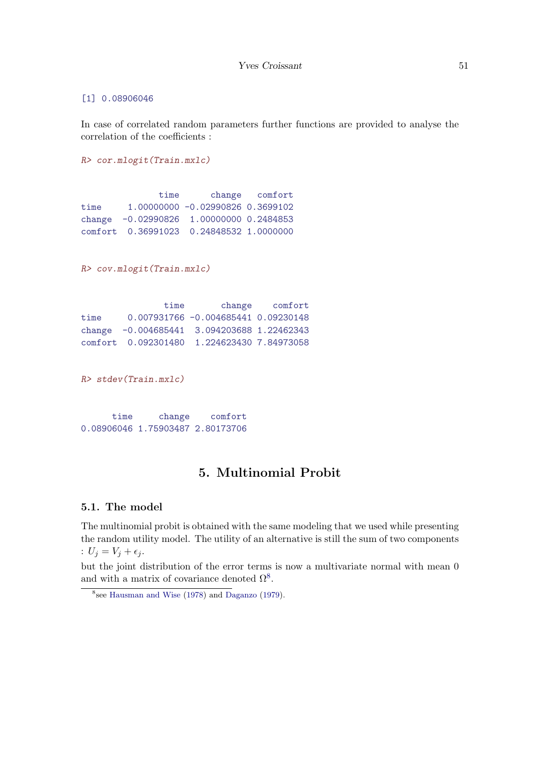```
[1] 0.08906046
```

In case of correlated random parameters further functions are provided to analyse the correlation of the coefficients :

```
R> cor.mlogit(Train.mxlc)
```

```
               time      change   comfort
time     1.00000000 -0.02990826 0.3699102
change  -0.02990826  1.00000000 0.2484853
comfort  0.36991023  0.24848532 1.0000000
```

```
R> cov.mlogit(Train.mxlc)
```

```
                time       change    comfort
time     0.007931766 -0.004685441 0.09230148
change  -0.004685441  3.094203688 1.22462343
comfort  0.092301480  1.224623430 7.84973058
```

```
R> stdev(Train.mxlc)
```

```
      time     change    comfort
0.08906046 1.75903487 2.80173706
```

# 5. Multinomial Probit

## 5.1. The model

The multinomial probit is obtained with the same modeling that we used while presenting the random utility model. The utility of an alternative is still the sum of two components : $U_j = V_j + \epsilon_j$.

but the joint distribution of the error terms is now a multivariate normal with mean 0 and with a matrix of covariance denoted $\Omega$[8].

[8] see Hausman and Wise (1978) and Daganzo (1979).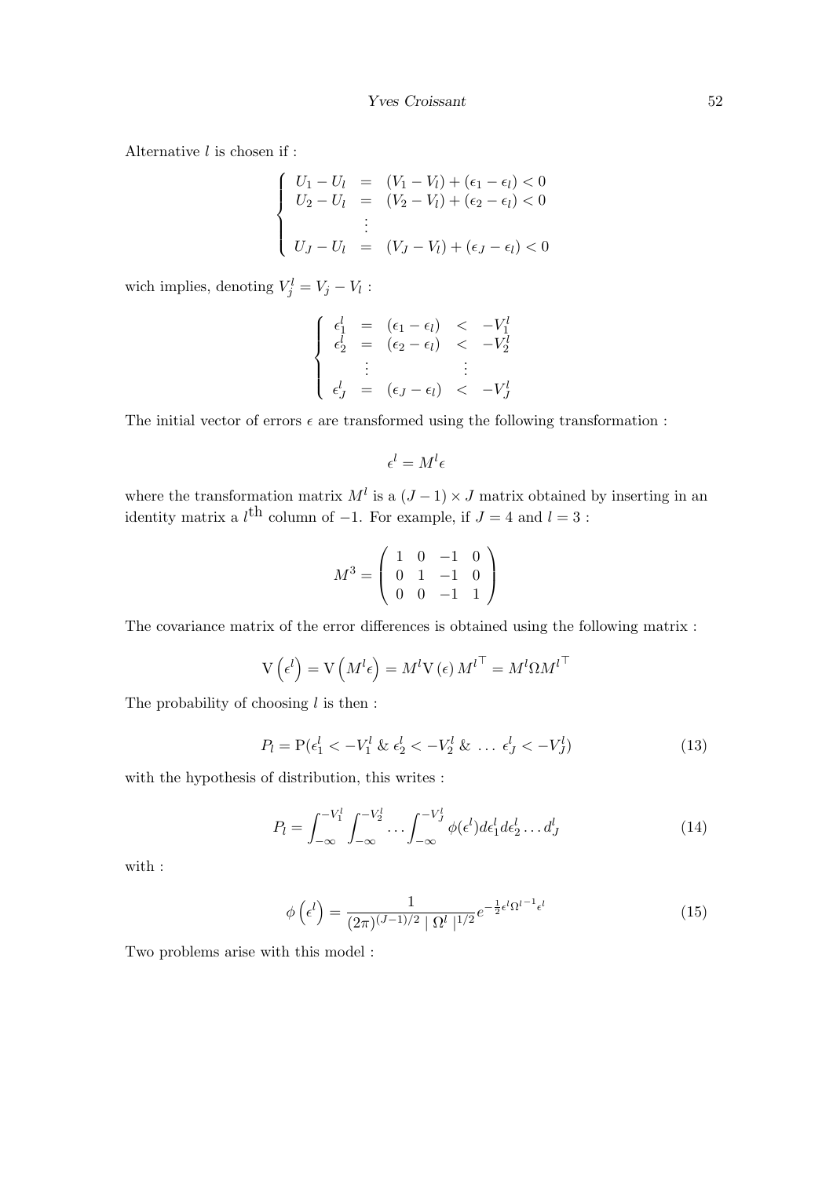Alternative $l$ is chosen if :

$$
\left\{
\begin{array}{lcl}
U_1 - U_l & = & (V_1 - V_l) + (\epsilon_1 - \epsilon_l) < 0 \\
U_2 - U_l & = & (V_2 - V_l) + (\epsilon_2 - \epsilon_l) < 0 \\
 & \vdots & \\
U_J - U_l & = & (V_J - V_l) + (\epsilon_J - \epsilon_l) < 0
\end{array}
\right.
$$

wich implies, denoting $V^l_j = V_j - V_l$ :

$$
\left\{
\begin{array}{lclcl}
\epsilon^l_1 & = & (\epsilon_1 - \epsilon_l) & < & -V^l_1 \\
\epsilon^l_2 & = & (\epsilon_2 - \epsilon_l) & < & -V^l_2 \\
 & \vdots & & & \vdots \\
\epsilon^l_J & = & (\epsilon_J - \epsilon_l) & < & -V^l_J
\end{array}
\right.
$$

The initial vector of errors $\epsilon$ are transformed using the following transformation :

$$
\epsilon^l = M^l \epsilon
$$

where the transformation matrix $M^l$ is a $(J-1) \times J$ matrix obtained by inserting in an identity matrix a $l^{\text{th}}$ column of $-1$. For example, if $J = 4$ and $l = 3$ :

$$
M^3 = \left(
\begin{array}{cccc}
1 & 0 & -1 & 0 \\
0 & 1 & -1 & 0 \\
0 & 0 & -1 & 1
\end{array}
\right)
$$

The covariance matrix of the error differences is obtained using the following matrix :

$$
\mathrm{V}\left(\epsilon^l\right) = \mathrm{V}\left(M^l \epsilon\right) = M^l \mathrm{V}\left(\epsilon\right) {M^l}^\top = M^l \Omega {M^l}^\top
$$

The probability of choosing $l$ is then :

$$
P_l = \mathrm{P}(\epsilon^l_1 < -V^l_1 \ \& \ \epsilon^l_2 < -V^l_2 \ \& \ \ldots \ \epsilon^l_J < -V^l_J) \tag{13}
$$

with the hypothesis of distribution, this writes :

$$
P_l = \int_{-\infty}^{-V^l_1} \int_{-\infty}^{-V^l_2} \ldots \int_{-\infty}^{-V^l_J} \phi(\epsilon^l) d\epsilon^l_1 d\epsilon^l_2 \ldots d^l_J \tag{14}
$$

with :

$$
\phi\left(\epsilon^l\right) = \frac{1}{(2\pi)^{(J-1)/2} \mid \Omega^l \mid^{1/2}} e^{-\frac{1}{2}\epsilon^l {\Omega^l}^{-1} \epsilon^l} \tag{15}
$$

Two problems arise with this model :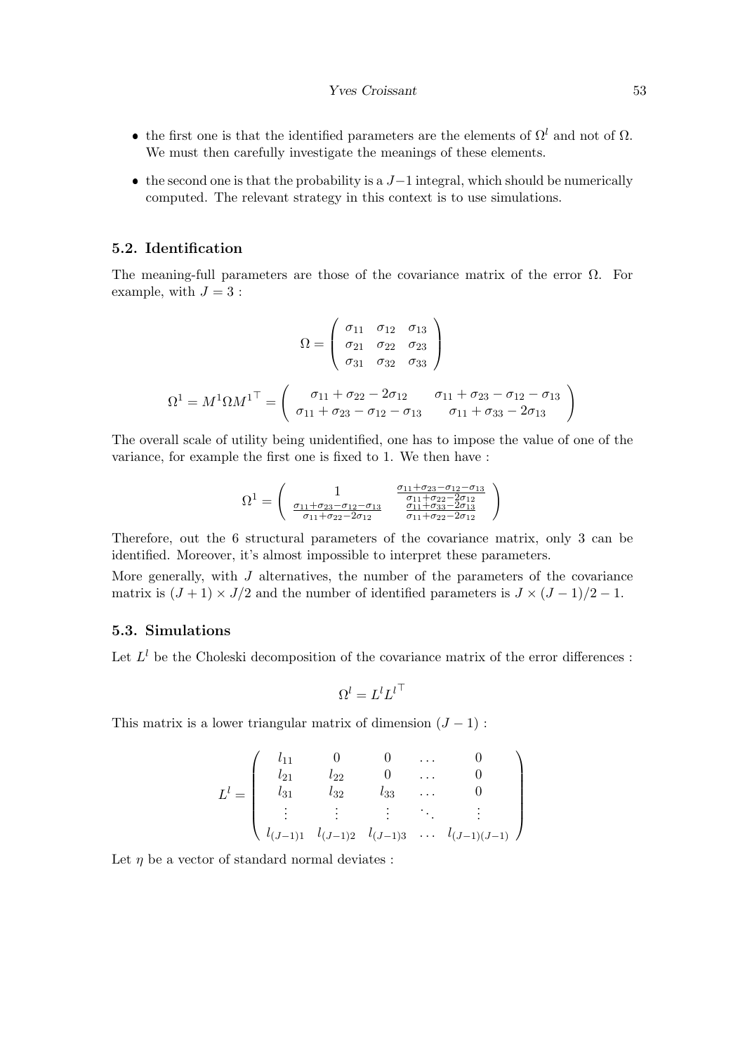- the first one is that the identified parameters are the elements of $\Omega^l$ and not of $\Omega$. We must then carefully investigate the meanings of these elements.
- the second one is that the probability is a $J-1$ integral, which should be numerically computed. The relevant strategy in this context is to use simulations.

### 5.2. Identification

The meaning-full parameters are those of the covariance matrix of the error $\Omega$. For example, with $J = 3$ :

$$\Omega = \begin{pmatrix} \sigma_{11} & \sigma_{12} & \sigma_{13} \\ \sigma_{21} & \sigma_{22} & \sigma_{23} \\ \sigma_{31} & \sigma_{32} & \sigma_{33} \end{pmatrix}$$

$$\Omega^1 = M^1 \Omega M^{1\top} = \begin{pmatrix} \sigma_{11} + \sigma_{22} - 2\sigma_{12} & \sigma_{11} + \sigma_{23} - \sigma_{12} - \sigma_{13} \\ \sigma_{11} + \sigma_{23} - \sigma_{12} - \sigma_{13} & \sigma_{11} + \sigma_{33} - 2\sigma_{13} \end{pmatrix}$$

The overall scale of utility being unidentified, one has to impose the value of one of the variance, for example the first one is fixed to 1. We then have :

$$\Omega^1 = \begin{pmatrix} 1 & \frac{\sigma_{11}+\sigma_{23}-\sigma_{12}-\sigma_{13}}{\sigma_{11}+\sigma_{22}-2\sigma_{12}} \\ \frac{\sigma_{11}+\sigma_{23}-\sigma_{12}-\sigma_{13}}{\sigma_{11}+\sigma_{22}-2\sigma_{12}} & \frac{\sigma_{11}+\sigma_{33}-2\sigma_{13}}{\sigma_{11}+\sigma_{22}-2\sigma_{12}} \end{pmatrix}$$

Therefore, out the 6 structural parameters of the covariance matrix, only 3 can be identified. Moreover, it's almost impossible to interpret these parameters.

More generally, with $J$ alternatives, the number of the parameters of the covariance matrix is $(J + 1) \times J/2$ and the number of identified parameters is $J \times (J - 1)/2 - 1$.

### 5.3. Simulations

Let $L^l$ be the Choleski decomposition of the covariance matrix of the error differences :

$$\Omega^l = L^l L^{l\top}$$

This matrix is a lower triangular matrix of dimension $(J - 1)$ :

$$L^l = \begin{pmatrix} l_{11} & 0 & 0 & \dots & 0 \\ l_{21} & l_{22} & 0 & \dots & 0 \\ l_{31} & l_{32} & l_{33} & \dots & 0 \\ \vdots & \vdots & \vdots & \ddots & \vdots \\ l_{(J-1)1} & l_{(J-1)2} & l_{(J-1)3} & \dots & l_{(J-1)(J-1)} \end{pmatrix}$$

Let $\eta$ be a vector of standard normal deviates :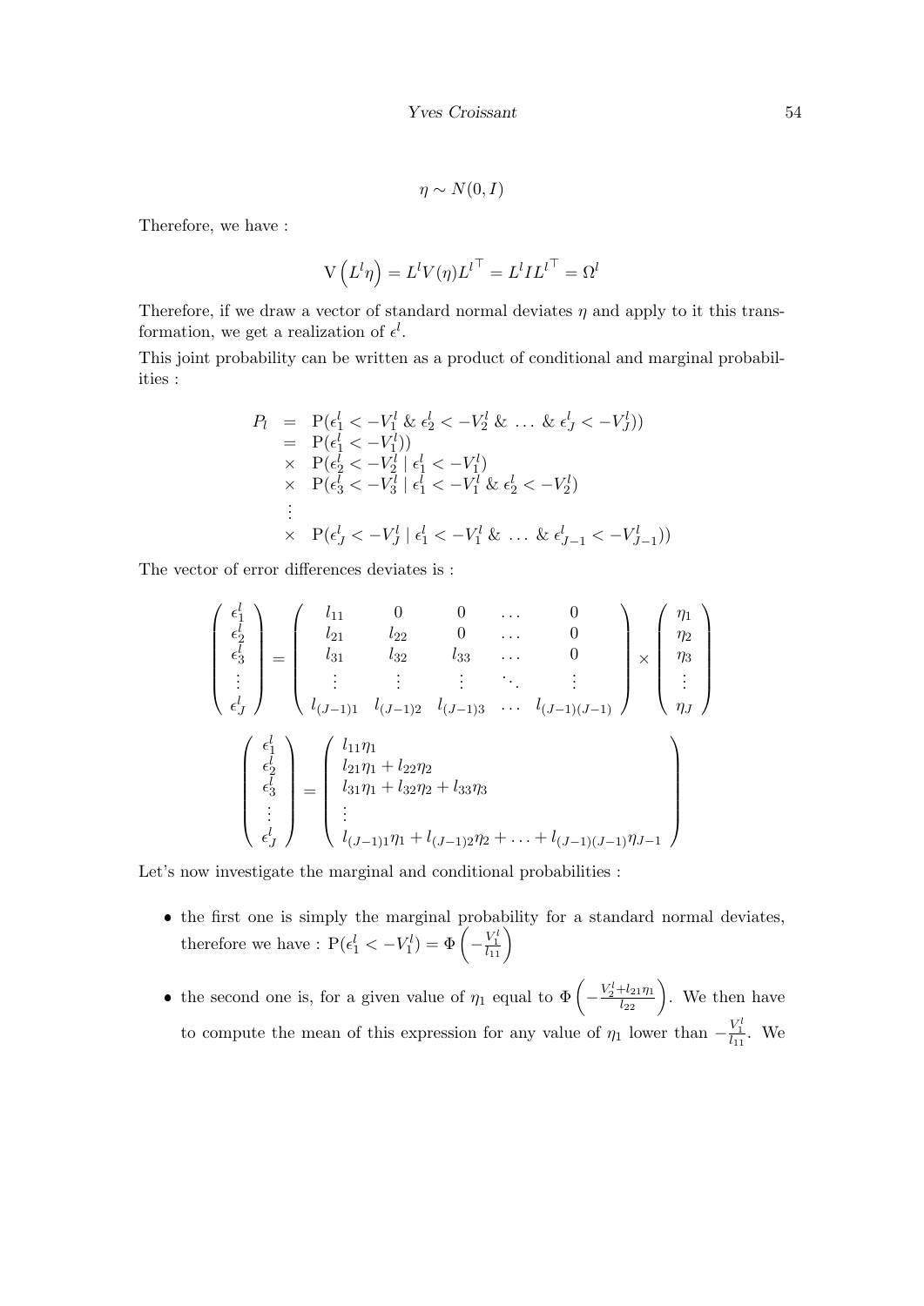$$\eta \sim N(0, I)$$

Therefore, we have :

$$\mathrm{V}\left(L^l \eta\right) = L^l V(\eta) {L^l}^\top = L^l I {L^l}^\top = \Omega^l$$

Therefore, if we draw a vector of standard normal deviates $\eta$ and apply to it this transformation, we get a realization of $\epsilon^l$.

This joint probability can be written as a product of conditional and marginal probabilities :

$$\begin{array}{rcl}
P_l & = & \mathrm{P}(\epsilon^l_1 < -V^l_1 \ \& \ \epsilon^l_2 < -V^l_2 \ \& \ \ldots \ \& \ \epsilon^l_J < -V^l_J)) \\
& = & \mathrm{P}(\epsilon^l_1 < -V^l_1)) \\
& \times & \mathrm{P}(\epsilon^l_2 < -V^l_2 \mid \epsilon^l_1 < -V^l_1) \\
& \times & \mathrm{P}(\epsilon^l_3 < -V^l_3 \mid \epsilon^l_1 < -V^l_1 \ \& \ \epsilon^l_2 < -V^l_2) \\
\vdots & & \\
& \times & \mathrm{P}(\epsilon^l_J < -V^l_J \mid \epsilon^l_1 < -V^l_1 \ \& \ \ldots \ \& \ \epsilon^l_{J-1} < -V^l_{J-1}))
\end{array}$$

The vector of error differences deviates is :

$$\left(\begin{array}{c} \epsilon^l_1 \\ \epsilon^l_2 \\ \epsilon^l_3 \\ \vdots \\ \epsilon^l_J \end{array}\right) = \left(\begin{array}{ccccc} l_{11} & 0 & 0 & \ldots & 0 \\ l_{21} & l_{22} & 0 & \ldots & 0 \\ l_{31} & l_{32} & l_{33} & \ldots & 0 \\ \vdots & \vdots & \vdots & \ddots & \vdots \\ l_{(J-1)1} & l_{(J-1)2} & l_{(J-1)3} & \ldots & l_{(J-1)(J-1)} \end{array}\right) \times \left(\begin{array}{c} \eta_1 \\ \eta_2 \\ \eta_3 \\ \vdots \\ \eta_J \end{array}\right)$$

$$\left(\begin{array}{c} \epsilon^l_1 \\ \epsilon^l_2 \\ \epsilon^l_3 \\ \vdots \\ \epsilon^l_J \end{array}\right) = \left(\begin{array}{l} l_{11}\eta_1 \\ l_{21}\eta_1 + l_{22}\eta_2 \\ l_{31}\eta_1 + l_{32}\eta_2 + l_{33}\eta_3 \\ \vdots \\ l_{(J-1)1}\eta_1 + l_{(J-1)2}\eta_2 + \ldots + l_{(J-1)(J-1)}\eta_{J-1} \end{array}\right)$$

Let's now investigate the marginal and conditional probabilities :

- the first one is simply the marginal probability for a standard normal deviates, therefore we have : $\mathrm{P}(\epsilon^l_1 < -V^l_1) = \Phi\left(-\frac{V^l_1}{l_{11}}\right)$
- the second one is, for a given value of $\eta_1$ equal to $\Phi\left(-\frac{V^l_2 + l_{21}\eta_1}{l_{22}}\right)$. We then have to compute the mean of this expression for any value of $\eta_1$ lower than $-\frac{V^l_1}{l_{11}}$. We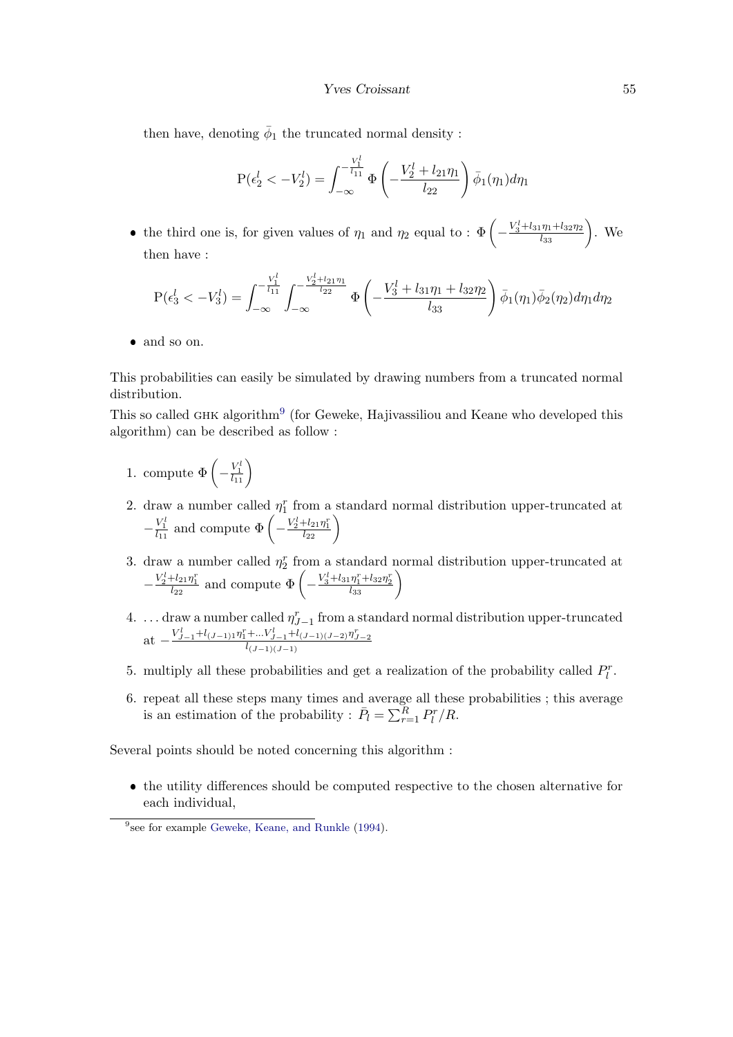then have, denoting $\bar{\phi}_1$ the truncated normal density :

$$\mathrm{P}(\epsilon_2^l < -V_2^l) = \int_{-\infty}^{-\frac{V_1^l}{l_{11}}} \Phi\left(-\frac{V_2^l + l_{21}\eta_1}{l_{22}}\right)\bar{\phi}_1(\eta_1)d\eta_1$$

- the third one is, for given values of $\eta_1$ and $\eta_2$ equal to : $\Phi\left(-\frac{V_3^l+l_{31}\eta_1+l_{32}\eta_2}{l_{33}}\right)$. We then have :

$$\mathrm{P}(\epsilon_3^l < -V_3^l) = \int_{-\infty}^{-\frac{V_1^l}{l_{11}}} \int_{-\infty}^{-\frac{V_2^l+l_{21}\eta_1}{l_{22}}} \Phi\left(-\frac{V_3^l + l_{31}\eta_1 + l_{32}\eta_2}{l_{33}}\right)\bar{\phi}_1(\eta_1)\bar{\phi}_2(\eta_2)d\eta_1 d\eta_2$$

- and so on.

This probabilities can easily be simulated by drawing numbers from a truncated normal distribution.

This so called GHK algorithm[9] (for Geweke, Hajivassiliou and Keane who developed this algorithm) can be described as follow :

1. compute $\Phi\left(-\frac{V_1^l}{l_{11}}\right)$
2. draw a number called $\eta_1^r$ from a standard normal distribution upper-truncated at $-\frac{V_1^l}{l_{11}}$ and compute $\Phi\left(-\frac{V_2^l+l_{21}\eta_1^r}{l_{22}}\right)$
3. draw a number called $\eta_2^r$ from a standard normal distribution upper-truncated at $-\frac{V_2^l+l_{21}\eta_1^r}{l_{22}}$ and compute $\Phi\left(-\frac{V_3^l+l_{31}\eta_1^r+l_{32}\eta_2^r}{l_{33}}\right)$
4. ... draw a number called $\eta_{J-1}^r$ from a standard normal distribution upper-truncated at $-\frac{V_{J-1}^l+l_{(J-1)1}\eta_1^r+\dots V_{J-1}^l+l_{(J-1)(J-2)}\eta_{J-2}^r}{l_{(J-1)(J-1)}}$
5. multiply all these probabilities and get a realization of the probability called $P_l^r$.
6. repeat all these steps many times and average all these probabilities ; this average is an estimation of the probability : $\bar{P}_l = \sum_{r=1}^{R} P_l^r / R$.

Several points should be noted concerning this algorithm :

- the utility differences should be computed respective to the chosen alternative for each individual,

[9] see for example Geweke, Keane, and Runkle (1994).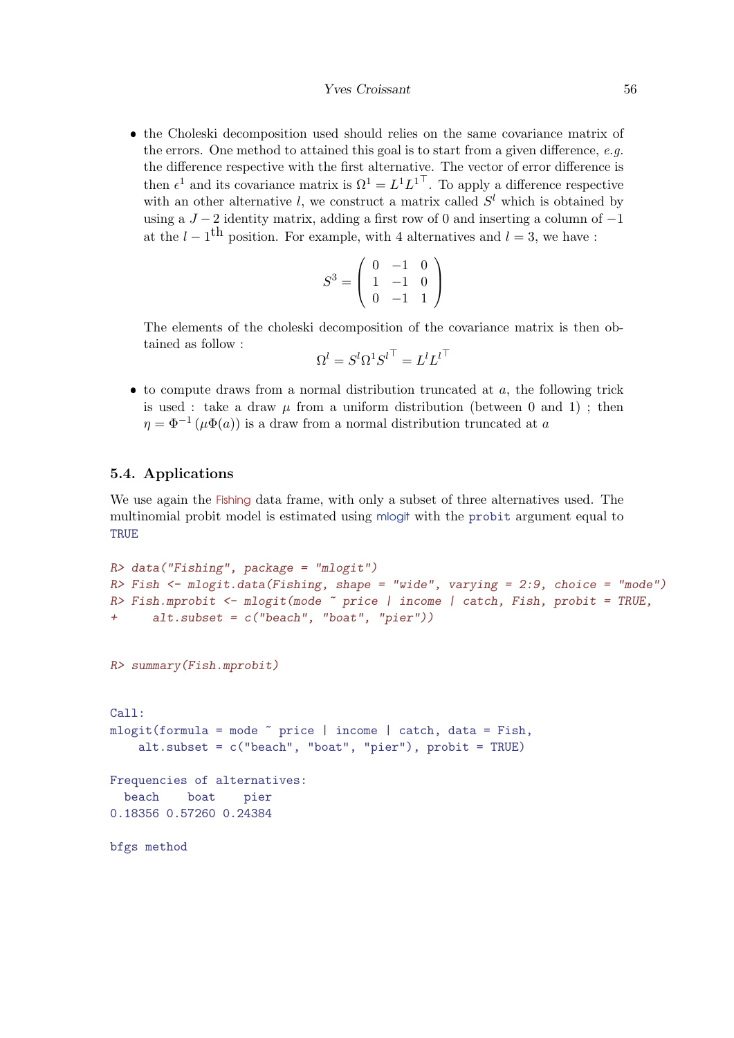- the Choleski decomposition used should relies on the same covariance matrix of the errors. One method to attained this goal is to start from a given difference, *e.g.* the difference respective with the first alternative. The vector of error difference is then $\epsilon^1$ and its covariance matrix is $\Omega^1 = L^1 L^{1\top}$. To apply a difference respective with an other alternative $l$, we construct a matrix called $S^l$ which is obtained by using a $J-2$ identity matrix, adding a first row of 0 and inserting a column of $-1$ at the $l-1^{\text{th}}$ position. For example, with 4 alternatives and $l=3$, we have :

$$S^3 = \begin{pmatrix} 0 & -1 & 0 \\ 1 & -1 & 0 \\ 0 & -1 & 1 \end{pmatrix}$$

  The elements of the choleski decomposition of the covariance matrix is then obtained as follow :

$$\Omega^l = S^l \Omega^1 S^{l\top} = L^l L^{l\top}$$

- to compute draws from a normal distribution truncated at $a$, the following trick is used : take a draw $\mu$ from a uniform distribution (between 0 and 1) ; then $\eta = \Phi^{-1}(\mu \Phi(a))$ is a draw from a normal distribution truncated at $a$

## 5.4. Applications

We use again the Fishing data frame, with only a subset of three alternatives used. The multinomial probit model is estimated using mlogit with the probit argument equal to TRUE

```
R> data("Fishing", package = "mlogit")
R> Fish <- mlogit.data(Fishing, shape = "wide", varying = 2:9, choice = "mode")
R> Fish.mprobit <- mlogit(mode ~ price | income | catch, Fish, probit = TRUE,
+     alt.subset = c("beach", "boat", "pier"))
```

```
R> summary(Fish.mprobit)
```

```
Call:
mlogit(formula = mode ~ price | income | catch, data = Fish,
    alt.subset = c("beach", "boat", "pier"), probit = TRUE)

Frequencies of alternatives:
  beach    boat    pier
0.18356 0.57260 0.24384

bfgs method
```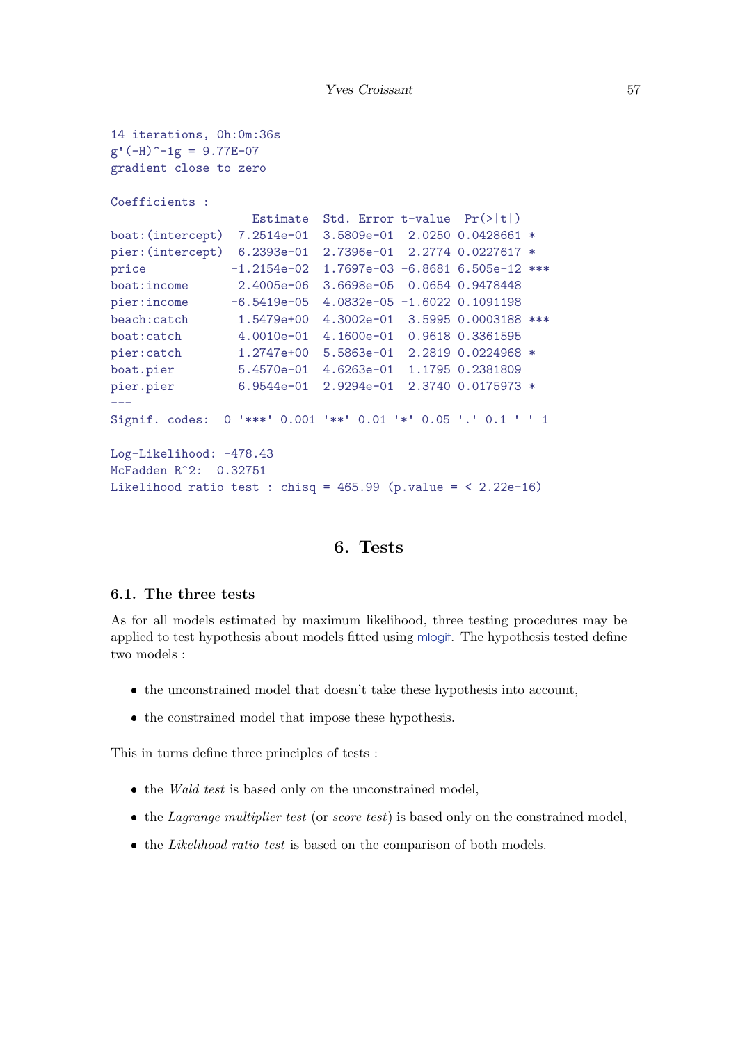```
14 iterations, 0h:0m:36s
g'(-H)^-1g = 9.77E-07
gradient close to zero

Coefficients :
                   Estimate  Std. Error t-value  Pr(>|t|)    
boat:(intercept)  7.2514e-01  3.5809e-01  2.0250 0.0428661 *  
pier:(intercept)  6.2393e-01  2.7396e-01  2.2774 0.0227617 *  
price            -1.2154e-02  1.7697e-03 -6.8681 6.505e-12 ***
boat:income       2.4005e-06  3.6698e-05  0.0654 0.9478448    
pier:income      -6.5419e-05  4.0832e-05 -1.6022 0.1091198    
beach:catch       1.5479e+00  4.3002e-01  3.5995 0.0003188 ***
boat:catch        4.0010e-01  4.1600e-01  0.9618 0.3361595    
pier:catch        1.2747e+00  5.5863e-01  2.2819 0.0224968 *  
boat.pier         5.4570e-01  4.6263e-01  1.1795 0.2381809    
pier.pier         6.9544e-01  2.9294e-01  2.3740 0.0175973 *  
---
Signif. codes:  0 '***' 0.001 '**' 0.01 '*' 0.05 '.' 0.1 ' ' 1

Log-Likelihood: -478.43
McFadden R^2:  0.32751
Likelihood ratio test : chisq = 465.99 (p.value = < 2.22e-16)
```

# 6. Tests

## 6.1. The three tests

As for all models estimated by maximum likelihood, three testing procedures may be applied to test hypothesis about models fitted using mlogit. The hypothesis tested define two models :

- the unconstrained model that doesn't take these hypothesis into account,
- the constrained model that impose these hypothesis.

This in turns define three principles of tests :

- the *Wald test* is based only on the unconstrained model,
- the *Lagrange multiplier test* (or *score test*) is based only on the constrained model,
- the *Likelihood ratio test* is based on the comparison of both models.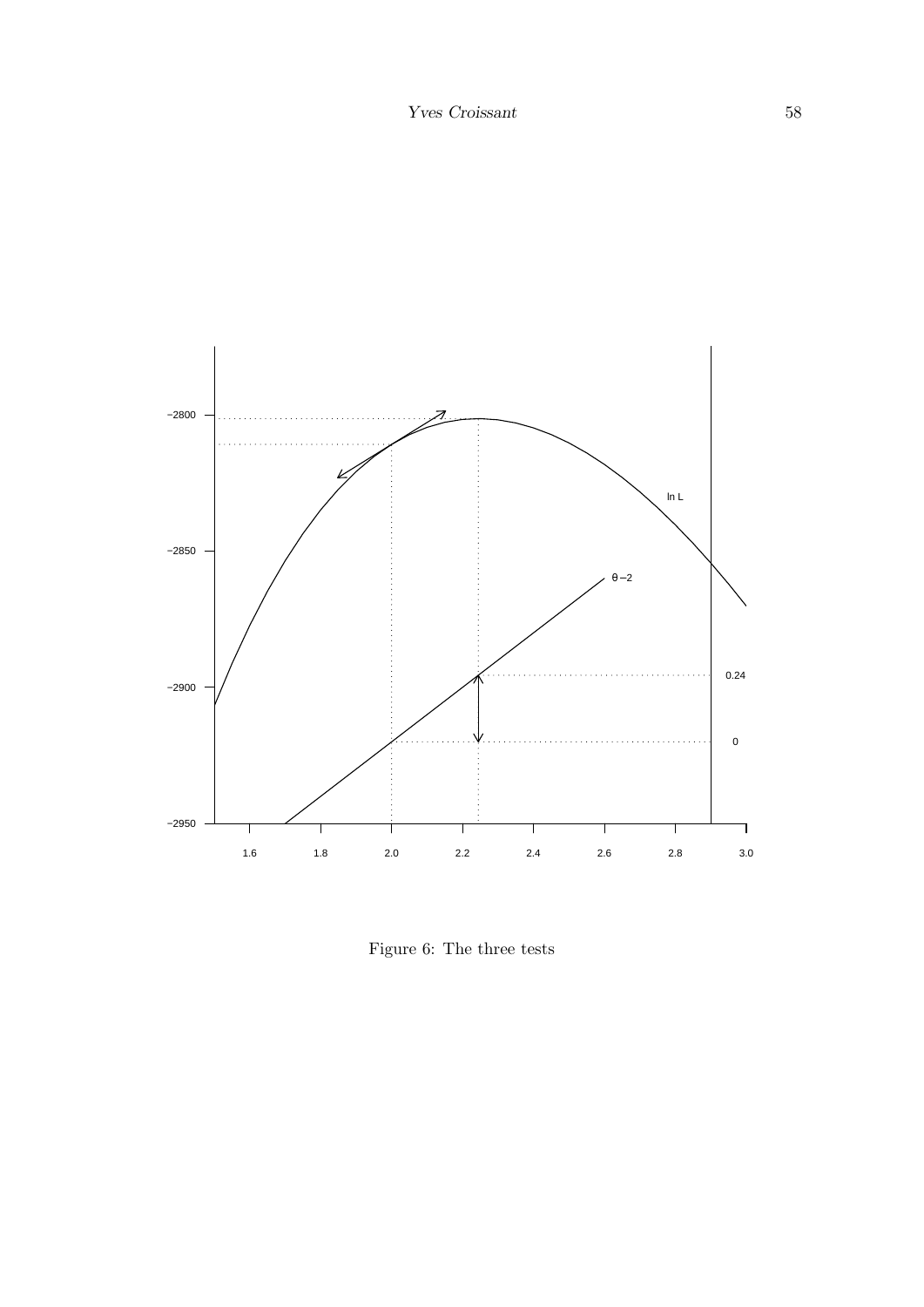Figure 6: The three tests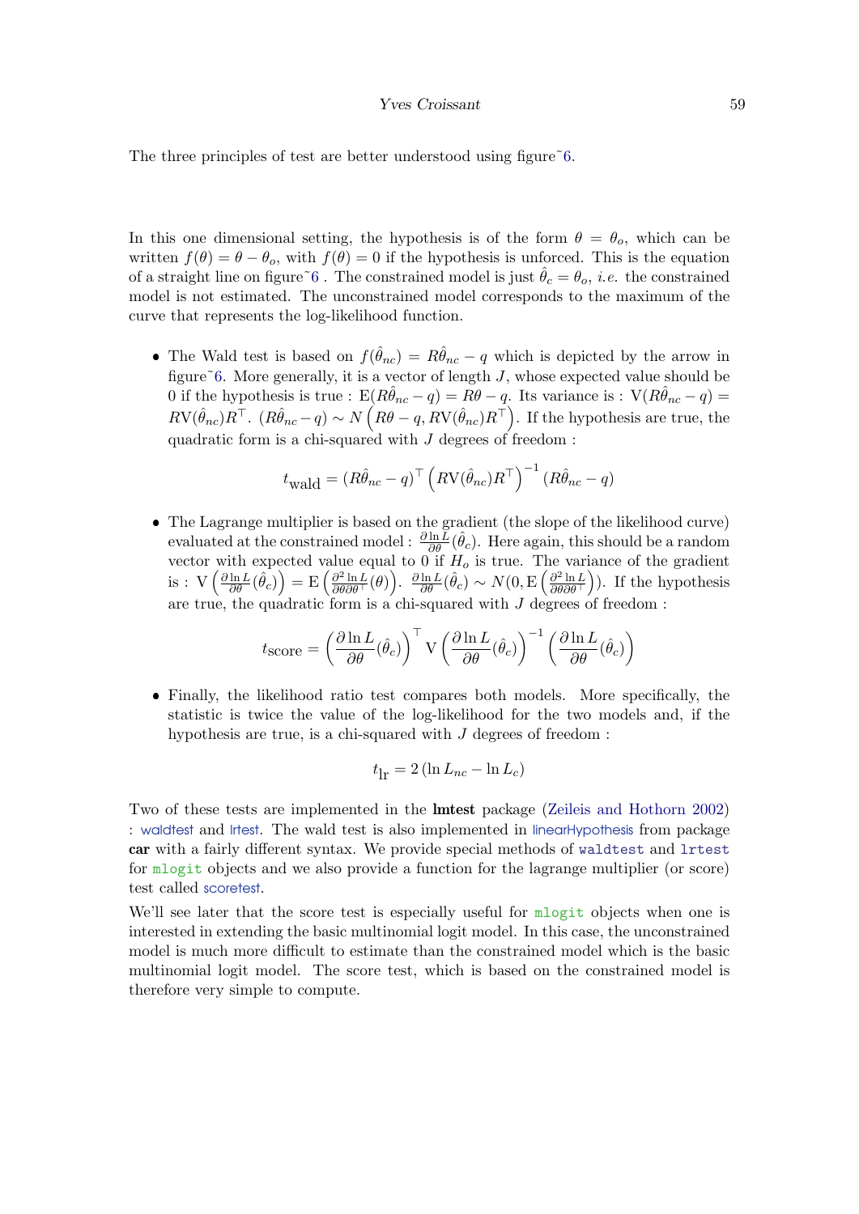The three principles of test are better understood using figure˜6.

In this one dimensional setting, the hypothesis is of the form $\theta = \theta_o$, which can be written $f(\theta) = \theta - \theta_o$, with $f(\theta) = 0$ if the hypothesis is unforced. This is the equation of a straight line on figure˜6 . The constrained model is just $\hat{\theta}_c = \theta_o$, *i.e.* the constrained model is not estimated. The unconstrained model corresponds to the maximum of the curve that represents the log-likelihood function.

- The Wald test is based on $f(\hat{\theta}_{nc}) = R\hat{\theta}_{nc} - q$ which is depicted by the arrow in figure˜6. More generally, it is a vector of length $J$, whose expected value should be 0 if the hypothesis is true : $\mathrm{E}(R\hat{\theta}_{nc} - q) = R\theta - q$. Its variance is : $\mathrm{V}(R\hat{\theta}_{nc} - q) = R\mathrm{V}(\hat{\theta}_{nc})R^\top$. $(R\hat{\theta}_{nc} - q) \sim N\left(R\theta - q, R\mathrm{V}(\hat{\theta}_{nc})R^\top\right)$. If the hypothesis are true, the quadratic form is a chi-squared with $J$ degrees of freedom :

$$t_{\text{wald}} = (R\hat{\theta}_{nc} - q)^\top \left(R\mathrm{V}(\hat{\theta}_{nc})R^\top\right)^{-1} (R\hat{\theta}_{nc} - q)$$

- The Lagrange multiplier is based on the gradient (the slope of the likelihood curve) evaluated at the constrained model : $\frac{\partial \ln L}{\partial \theta}(\hat{\theta}_c)$. Here again, this should be a random vector with expected value equal to 0 if $H_o$ is true. The variance of the gradient is : $\mathrm{V}\left(\frac{\partial \ln L}{\partial \theta}(\hat{\theta}_c)\right) = \mathrm{E}\left(\frac{\partial^2 \ln L}{\partial \theta \partial \theta^\top}(\theta)\right)$. $\frac{\partial \ln L}{\partial \theta}(\hat{\theta}_c) \sim N(0, \mathrm{E}\left(\frac{\partial^2 \ln L}{\partial \theta \partial \theta^\top}\right))$. If the hypothesis are true, the quadratic form is a chi-squared with $J$ degrees of freedom :

$$t_{\text{score}} = \left(\frac{\partial \ln L}{\partial \theta}(\hat{\theta}_c)\right)^\top \mathrm{V}\left(\frac{\partial \ln L}{\partial \theta}(\hat{\theta}_c)\right)^{-1} \left(\frac{\partial \ln L}{\partial \theta}(\hat{\theta}_c)\right)$$

- Finally, the likelihood ratio test compares both models. More specifically, the statistic is twice the value of the log-likelihood for the two models and, if the hypothesis are true, is a chi-squared with $J$ degrees of freedom :

$$t_{\text{lr}} = 2\left(\ln L_{nc} - \ln L_c\right)$$

Two of these tests are implemented in the **lmtest** package (Zeileis and Hothorn 2002) : waldtest and lrtest. The wald test is also implemented in linearHypothesis from package **car** with a fairly different syntax. We provide special methods of `waldtest` and `lrtest` for `mlogit` objects and we also provide a function for the lagrange multiplier (or score) test called scoretest.

We'll see later that the score test is especially useful for `mlogit` objects when one is interested in extending the basic multinomial logit model. In this case, the unconstrained model is much more difficult to estimate than the constrained model which is the basic multinomial logit model. The score test, which is based on the constrained model is therefore very simple to compute.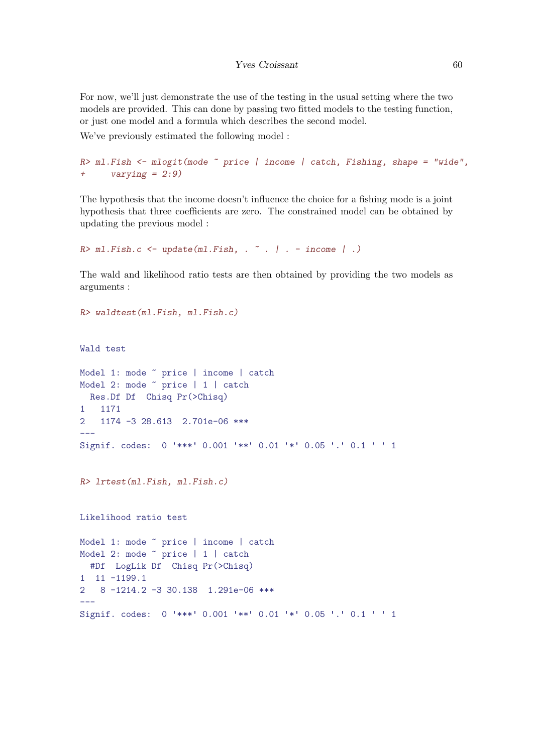For now, we'll just demonstrate the use of the testing in the usual setting where the two models are provided. This can done by passing two fitted models to the testing function, or just one model and a formula which describes the second model.

We've previously estimated the following model :

```
R> ml.Fish <- mlogit(mode ~ price | income | catch, Fishing, shape = "wide",
+     varying = 2:9)
```

The hypothesis that the income doesn't influence the choice for a fishing mode is a joint hypothesis that three coefficients are zero. The constrained model can be obtained by updating the previous model :

```
R> ml.Fish.c <- update(ml.Fish, . ~ . | . - income | .)
```

The wald and likelihood ratio tests are then obtained by providing the two models as arguments :

```
R> waldtest(ml.Fish, ml.Fish.c)


Wald test

Model 1: mode ~ price | income | catch
Model 2: mode ~ price | 1 | catch
  Res.Df Df  Chisq Pr(>Chisq)
1   1171
2   1174 -3 28.613  2.701e-06 ***
---
Signif. codes:  0 '***' 0.001 '**' 0.01 '*' 0.05 '.' 0.1 ' ' 1


R> lrtest(ml.Fish, ml.Fish.c)


Likelihood ratio test

Model 1: mode ~ price | income | catch
Model 2: mode ~ price | 1 | catch
  #Df  LogLik Df  Chisq Pr(>Chisq)
1  11 -1199.1
2   8 -1214.2 -3 30.138  1.291e-06 ***
---
Signif. codes:  0 '***' 0.001 '**' 0.01 '*' 0.05 '.' 0.1 ' ' 1
```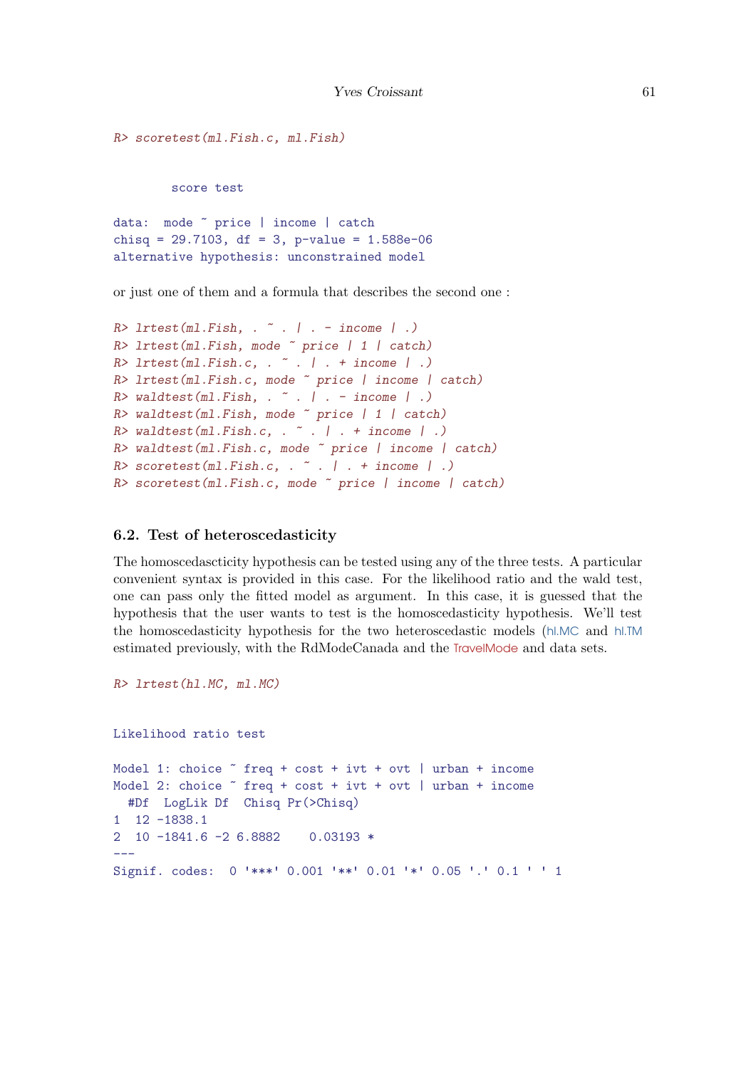```
R> scoretest(ml.Fish.c, ml.Fish)


        score test

data:  mode ~ price | income | catch
chisq = 29.7103, df = 3, p-value = 1.588e-06
alternative hypothesis: unconstrained model
```

or just one of them and a formula that describes the second one :

```
R> lrtest(ml.Fish, . ~ . | . - income | .)
R> lrtest(ml.Fish, mode ~ price | 1 | catch)
R> lrtest(ml.Fish.c, . ~ . | . + income | .)
R> lrtest(ml.Fish.c, mode ~ price | income | catch)
R> waldtest(ml.Fish, . ~ . | . - income | .)
R> waldtest(ml.Fish, mode ~ price | 1 | catch)
R> waldtest(ml.Fish.c, . ~ . | . + income | .)
R> waldtest(ml.Fish.c, mode ~ price | income | catch)
R> scoretest(ml.Fish.c, . ~ . | . + income | .)
R> scoretest(ml.Fish.c, mode ~ price | income | catch)
```

### 6.2. Test of heteroscedasticity

The homoscedascticity hypothesis can be tested using any of the three tests. A particular convenient syntax is provided in this case. For the likelihood ratio and the wald test, one can pass only the fitted model as argument. In this case, it is guessed that the hypothesis that the user wants to test is the homoscedasticity hypothesis. We'll test the homoscedasticity hypothesis for the two heteroscedastic models (hl.MC and hl.TM estimated previously, with the RdModeCanada and the TravelMode and data sets.

```
R> lrtest(hl.MC, ml.MC)


Likelihood ratio test

Model 1: choice ~ freq + cost + ivt + ovt | urban + income
Model 2: choice ~ freq + cost + ivt + ovt | urban + income
  #Df  LogLik Df  Chisq Pr(>Chisq)
1  12 -1838.1
2  10 -1841.6 -2 6.8882    0.03193 *
---
Signif. codes:  0 '***' 0.001 '**' 0.01 '*' 0.05 '.' 0.1 ' ' 1
```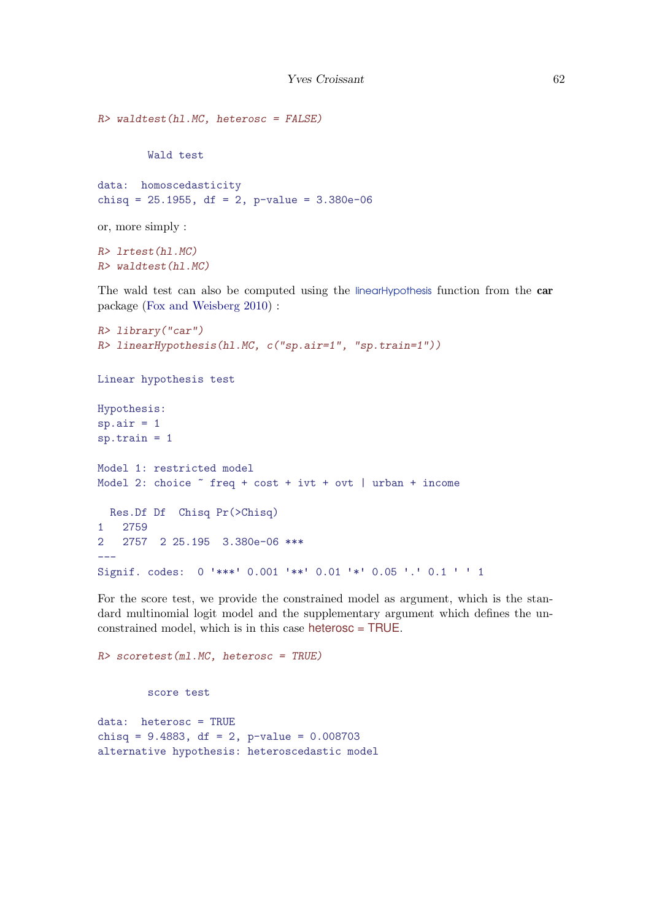```
R> waldtest(hl.MC, heterosc = FALSE)


        Wald test

data:  homoscedasticity
chisq = 25.1955, df = 2, p-value = 3.380e-06
```

or, more simply :

```
R> lrtest(hl.MC)
R> waldtest(hl.MC)
```

The wald test can also be computed using the linearHypothesis function from the **car** package (Fox and Weisberg 2010) :

```
R> library("car")
R> linearHypothesis(hl.MC, c("sp.air=1", "sp.train=1"))

Linear hypothesis test

Hypothesis:
sp.air = 1
sp.train = 1

Model 1: restricted model
Model 2: choice ~ freq + cost + ivt + ovt | urban + income

  Res.Df Df  Chisq Pr(>Chisq)
1   2759
2   2757  2 25.195  3.380e-06 ***
---
Signif. codes:  0 '***' 0.001 '**' 0.01 '*' 0.05 '.' 0.1 ' ' 1
```

For the score test, we provide the constrained model as argument, which is the standard multinomial logit model and the supplementary argument which defines the unconstrained model, which is in this case heterosc = TRUE.

```
R> scoretest(ml.MC, heterosc = TRUE)


        score test

data:  heterosc = TRUE
chisq = 9.4883, df = 2, p-value = 0.008703
alternative hypothesis: heteroscedastic model
```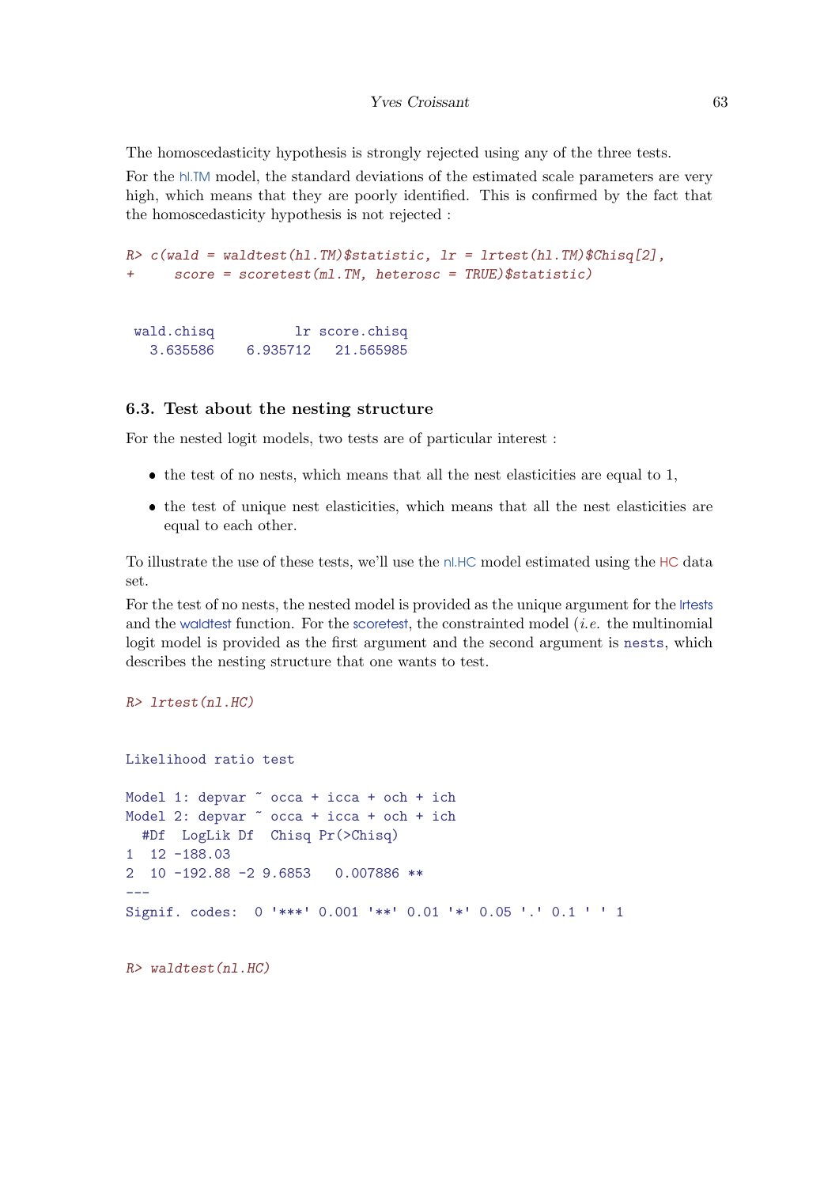The homoscedasticity hypothesis is strongly rejected using any of the three tests.

For the hl.TM model, the standard deviations of the estimated scale parameters are very high, which means that they are poorly identified. This is confirmed by the fact that the homoscedasticity hypothesis is not rejected :

```
R> c(wald = waldtest(hl.TM)$statistic, lr = lrtest(hl.TM)$Chisq[2],
+     score = scoretest(ml.TM, heterosc = TRUE)$statistic)
```

```
 wald.chisq          lr score.chisq
   3.635586    6.935712   21.565985
```

## 6.3. Test about the nesting structure

For the nested logit models, two tests are of particular interest :

- the test of no nests, which means that all the nest elasticities are equal to 1,
- the test of unique nest elasticities, which means that all the nest elasticities are equal to each other.

To illustrate the use of these tests, we'll use the nl.HC model estimated using the HC data set.

For the test of no nests, the nested model is provided as the unique argument for the lrtests and the waldtest function. For the scoretest, the constrainted model (*i.e.* the multinomial logit model is provided as the first argument and the second argument is `nests`, which describes the nesting structure that one wants to test.

```
R> lrtest(nl.HC)
```

```
Likelihood ratio test

Model 1: depvar ~ occa + icca + och + ich
Model 2: depvar ~ occa + icca + och + ich
  #Df  LogLik Df  Chisq Pr(>Chisq)
1  12 -188.03
2  10 -192.88 -2 9.6853   0.007886 **
---
Signif. codes:  0 '***' 0.001 '**' 0.01 '*' 0.05 '.' 0.1 ' ' 1
```

```
R> waldtest(nl.HC)
```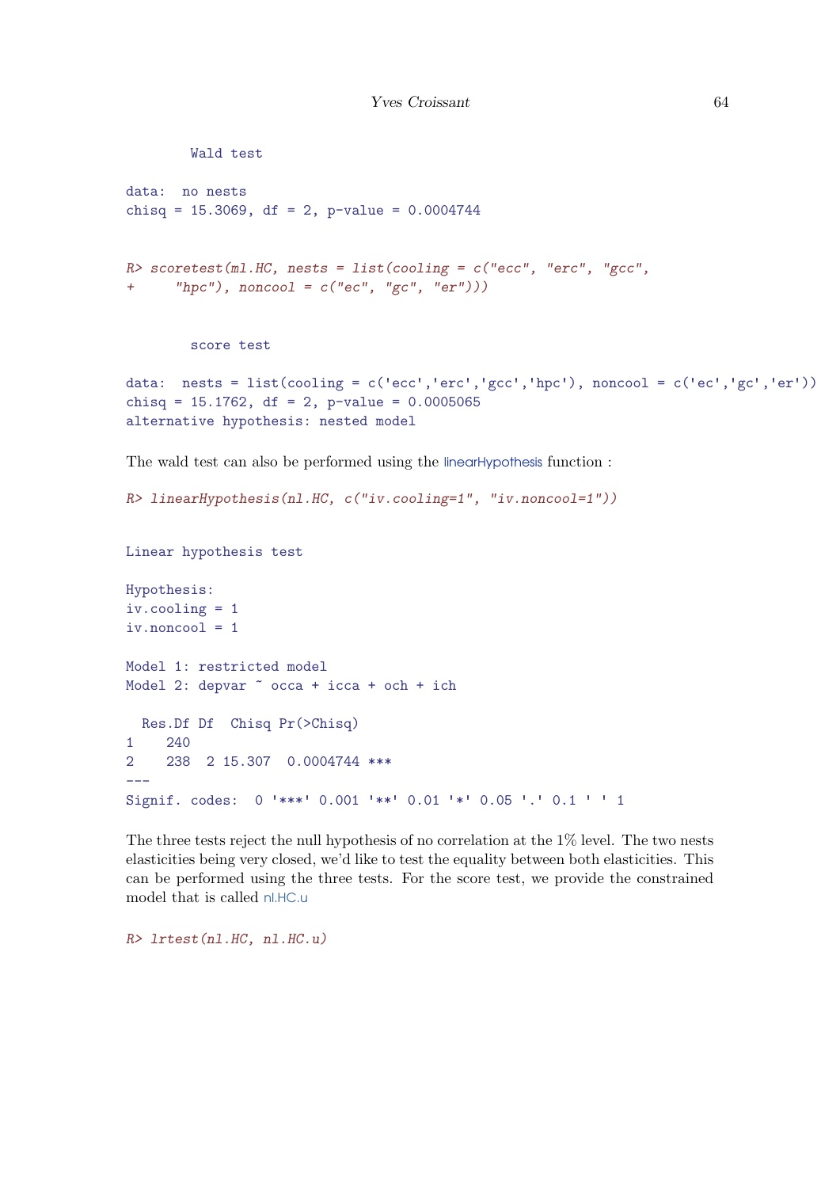```
        Wald test

data:  no nests
chisq = 15.3069, df = 2, p-value = 0.0004744
```

```
R> scoretest(ml.HC, nests = list(cooling = c("ecc", "erc", "gcc",
+     "hpc"), noncool = c("ec", "gc", "er")))
```

```
        score test

data:  nests = list(cooling = c('ecc','erc','gcc','hpc'), noncool = c('ec','gc','er'))
chisq = 15.1762, df = 2, p-value = 0.0005065
alternative hypothesis: nested model
```

The wald test can also be performed using the linearHypothesis function :

```
R> linearHypothesis(nl.HC, c("iv.cooling=1", "iv.noncool=1"))
```

```
Linear hypothesis test

Hypothesis:
iv.cooling = 1
iv.noncool = 1

Model 1: restricted model
Model 2: depvar ~ occa + icca + och + ich

  Res.Df Df  Chisq Pr(>Chisq)
1    240
2    238  2 15.307  0.0004744 ***
---
Signif. codes:  0 '***' 0.001 '**' 0.01 '*' 0.05 '.' 0.1 ' ' 1
```

The three tests reject the null hypothesis of no correlation at the 1% level. The two nests elasticities being very closed, we'd like to test the equality between both elasticities. This can be performed using the three tests. For the score test, we provide the constrained model that is called nl.HC.u

```
R> lrtest(nl.HC, nl.HC.u)
```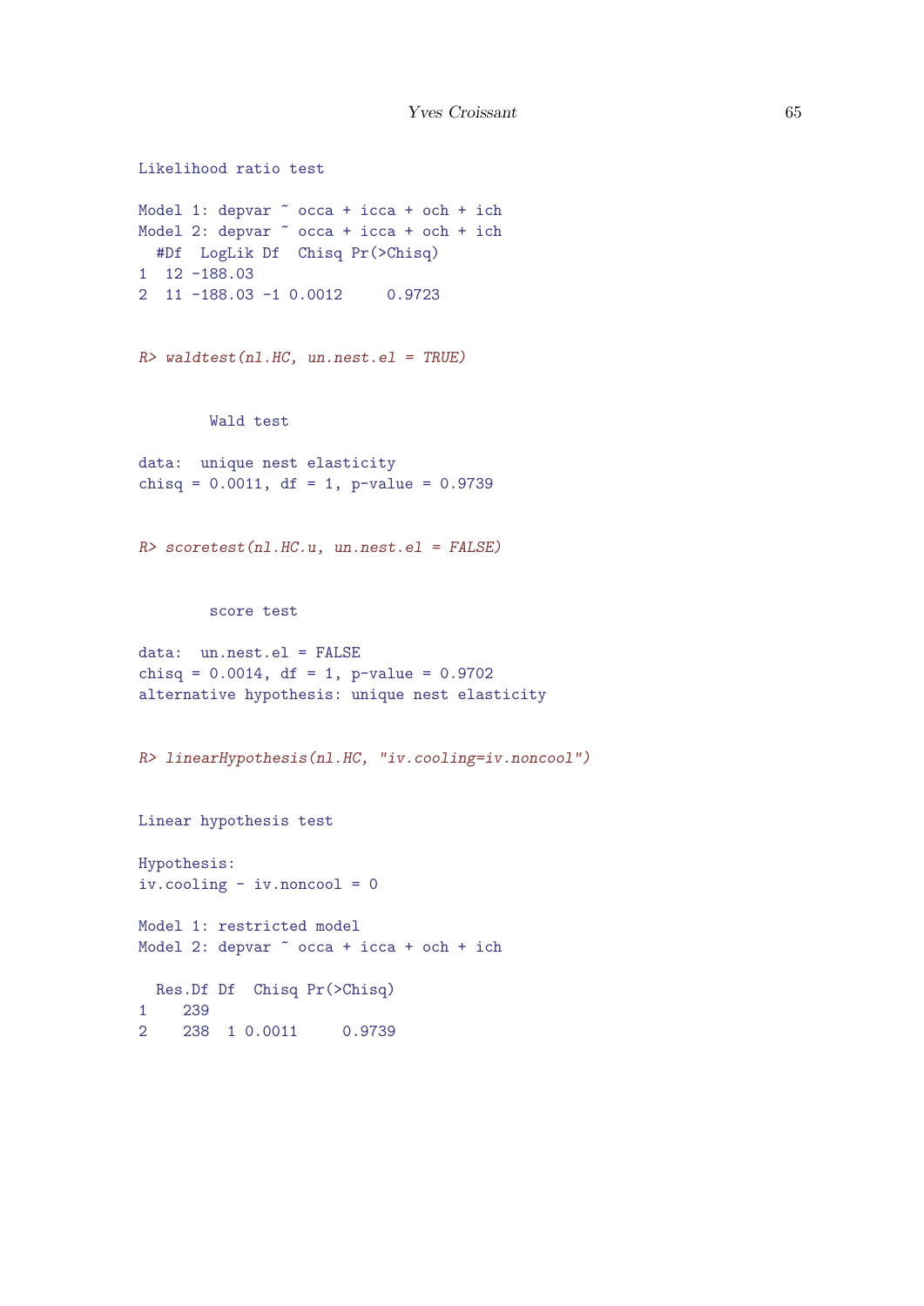```
Likelihood ratio test

Model 1: depvar ~ occa + icca + och + ich
Model 2: depvar ~ occa + icca + och + ich
  #Df  LogLik Df  Chisq Pr(>Chisq)
1  12 -188.03
2  11 -188.03 -1 0.0012     0.9723
```

```
R> waldtest(nl.HC, un.nest.el = TRUE)
```

```
	Wald test

data:  unique nest elasticity
chisq = 0.0011, df = 1, p-value = 0.9739
```

```
R> scoretest(nl.HC.u, un.nest.el = FALSE)
```

```
	score test

data:  un.nest.el = FALSE
chisq = 0.0014, df = 1, p-value = 0.9702
alternative hypothesis: unique nest elasticity
```

```
R> linearHypothesis(nl.HC, "iv.cooling=iv.noncool")
```

```
Linear hypothesis test

Hypothesis:
iv.cooling - iv.noncool = 0

Model 1: restricted model
Model 2: depvar ~ occa + icca + och + ich

  Res.Df Df  Chisq Pr(>Chisq)
1    239
2    238  1 0.0011     0.9739
```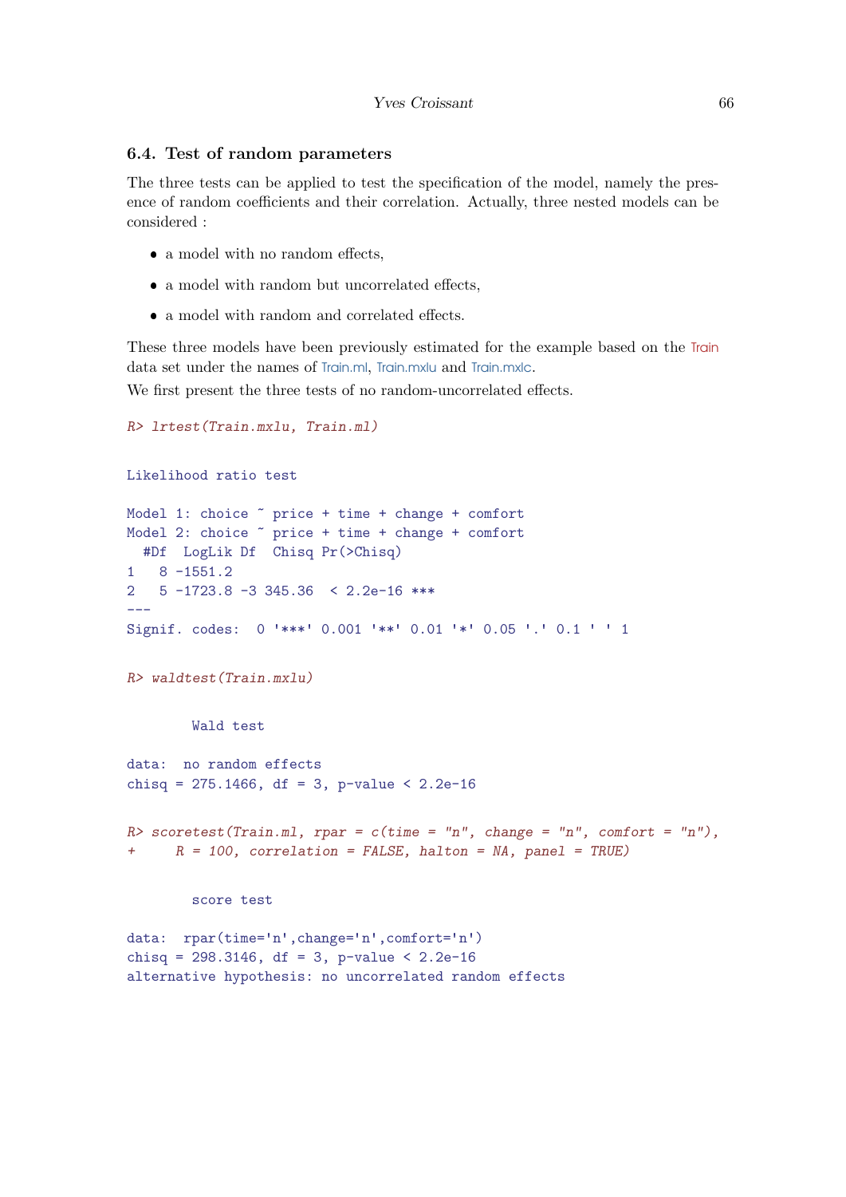### 6.4. Test of random parameters

The three tests can be applied to test the specification of the model, namely the presence of random coefficients and their correlation. Actually, three nested models can be considered :

- a model with no random effects,
- a model with random but uncorrelated effects,
- a model with random and correlated effects.

These three models have been previously estimated for the example based on the Train data set under the names of Train.ml, Train.mxlu and Train.mxlc.

We first present the three tests of no random-uncorrelated effects.

```
R> lrtest(Train.mxlu, Train.ml)


Likelihood ratio test

Model 1: choice ~ price + time + change + comfort
Model 2: choice ~ price + time + change + comfort
  #Df  LogLik Df  Chisq Pr(>Chisq)    
1   8 -1551.2                         
2   5 -1723.8 -3 345.36  < 2.2e-16 ***
---
Signif. codes:  0 '***' 0.001 '**' 0.01 '*' 0.05 '.' 0.1 ' ' 1
```

```
R> waldtest(Train.mxlu)


        Wald test

data:  no random effects
chisq = 275.1466, df = 3, p-value < 2.2e-16
```

```
R> scoretest(Train.ml, rpar = c(time = "n", change = "n", comfort = "n"),
+     R = 100, correlation = FALSE, halton = NA, panel = TRUE)


        score test

data:  rpar(time='n',change='n',comfort='n')
chisq = 298.3146, df = 3, p-value < 2.2e-16
alternative hypothesis: no uncorrelated random effects
```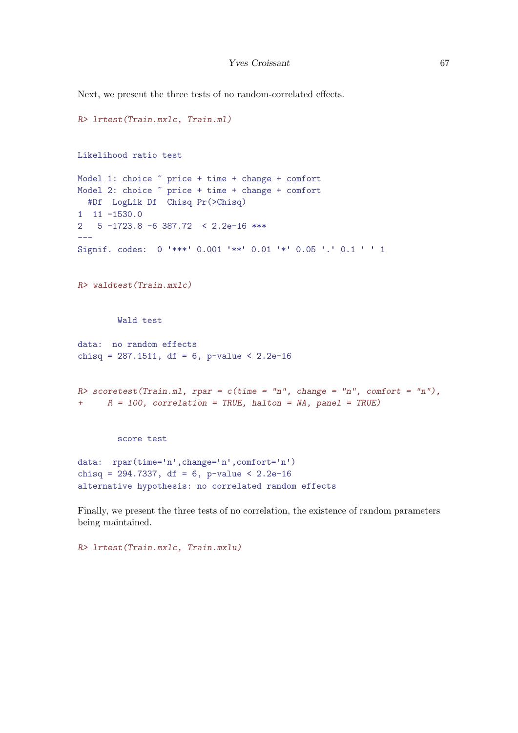Next, we present the three tests of no random-correlated effects.

```
R> lrtest(Train.mxlc, Train.ml)


Likelihood ratio test

Model 1: choice ~ price + time + change + comfort
Model 2: choice ~ price + time + change + comfort
  #Df  LogLik Df  Chisq Pr(>Chisq)
1  11 -1530.0
2   5 -1723.8 -6 387.72  < 2.2e-16 ***
---
Signif. codes:  0 '***' 0.001 '**' 0.01 '*' 0.05 '.' 0.1 ' ' 1
```

```
R> waldtest(Train.mxlc)


        Wald test

data:  no random effects
chisq = 287.1511, df = 6, p-value < 2.2e-16
```

```
R> scoretest(Train.ml, rpar = c(time = "n", change = "n", comfort = "n"),
+     R = 100, correlation = TRUE, halton = NA, panel = TRUE)


        score test

data:  rpar(time='n',change='n',comfort='n')
chisq = 294.7337, df = 6, p-value < 2.2e-16
alternative hypothesis: no correlated random effects
```

Finally, we present the three tests of no correlation, the existence of random parameters being maintained.

```
R> lrtest(Train.mxlc, Train.mxlu)
```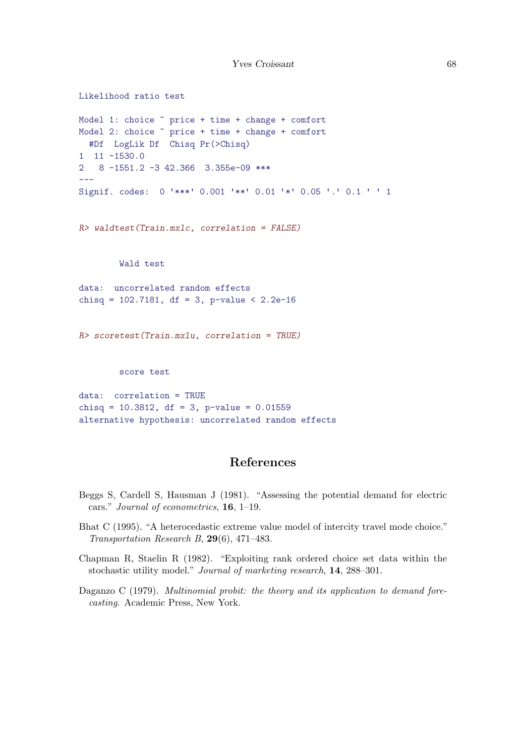```
Likelihood ratio test

Model 1: choice ~ price + time + change + comfort
Model 2: choice ~ price + time + change + comfort
  #Df  LogLik Df  Chisq Pr(>Chisq)    
1  11 -1530.0                         
2   8 -1551.2 -3 42.366  3.355e-09 ***
---
Signif. codes:  0 '***' 0.001 '**' 0.01 '*' 0.05 '.' 0.1 ' ' 1
```

```
R> waldtest(Train.mxlc, correlation = FALSE)
```

```
	Wald test

data:  uncorrelated random effects
chisq = 102.7181, df = 3, p-value < 2.2e-16
```

```
R> scoretest(Train.mxlu, correlation = TRUE)
```

```
	score test

data:  correlation = TRUE
chisq = 10.3812, df = 3, p-value = 0.01559
alternative hypothesis: uncorrelated random effects
```

## References

Beggs S, Cardell S, Hausman J (1981). "Assessing the potential demand for electric cars." *Journal of econometrics*, **16**, 1–19.

Bhat C (1995). "A heterocedastic extreme value model of intercity travel mode choice." *Transportation Research B*, **29**(6), 471–483.

Chapman R, Staelin R (1982). "Exploiting rank ordered choice set data within the stochastic utility model." *Journal of marketing research*, **14**, 288–301.

Daganzo C (1979). *Multinomial probit: the theory and its application to demand forecasting*. Academic Press, New York.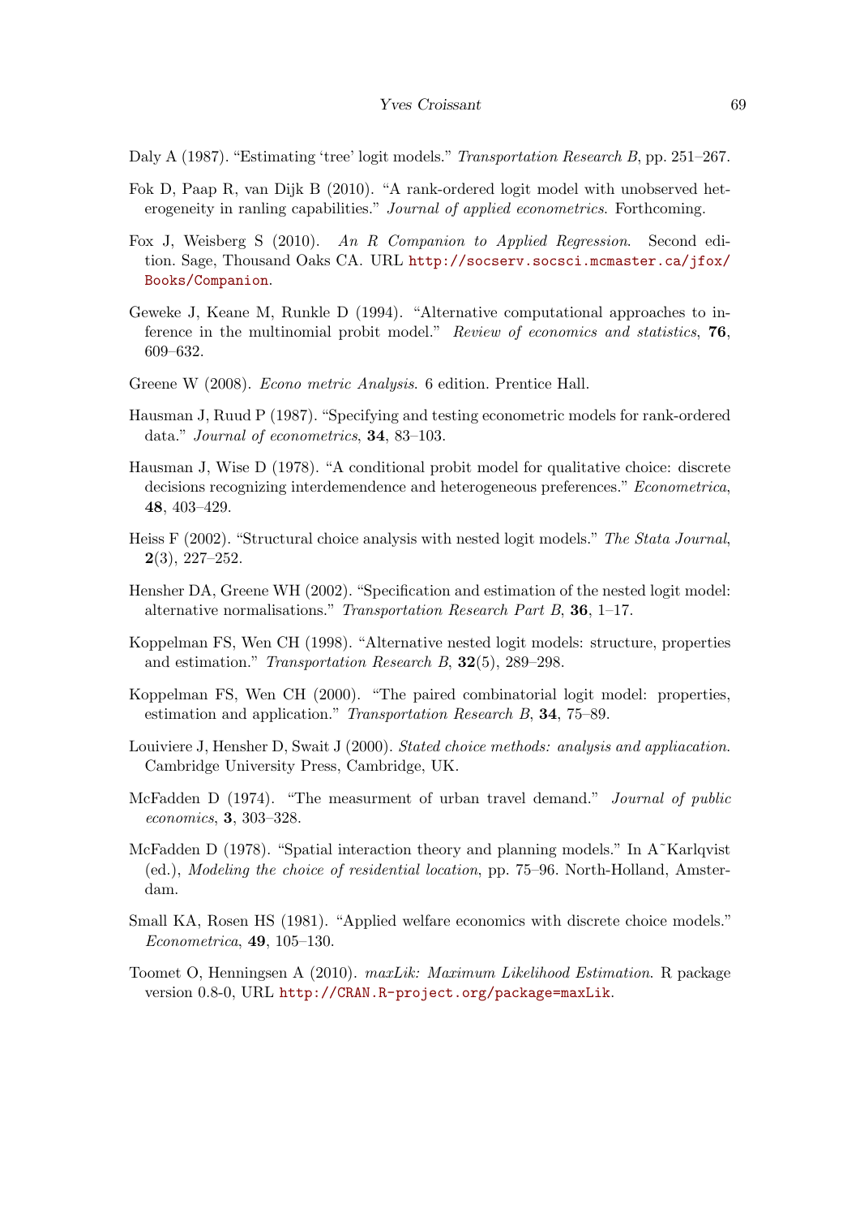Daly A (1987). "Estimating 'tree' logit models." *Transportation Research B*, pp. 251–267.

Fok D, Paap R, van Dijk B (2010). "A rank-ordered logit model with unobserved heterogeneity in ranling capabilities." *Journal of applied econometrics*. Forthcoming.

Fox J, Weisberg S (2010). *An R Companion to Applied Regression*. Second edition. Sage, Thousand Oaks CA. URL http://socserv.socsci.mcmaster.ca/jfox/Books/Companion.

Geweke J, Keane M, Runkle D (1994). "Alternative computational approaches to inference in the multinomial probit model." *Review of economics and statistics*, **76**, 609–632.

Greene W (2008). *Econo metric Analysis*. 6 edition. Prentice Hall.

Hausman J, Ruud P (1987). "Specifying and testing econometric models for rank-ordered data." *Journal of econometrics*, **34**, 83–103.

Hausman J, Wise D (1978). "A conditional probit model for qualitative choice: discrete decisions recognizing interdemendence and heterogeneous preferences." *Econometrica*, **48**, 403–429.

Heiss F (2002). "Structural choice analysis with nested logit models." *The Stata Journal*, **2**(3), 227–252.

Hensher DA, Greene WH (2002). "Specification and estimation of the nested logit model: alternative normalisations." *Transportation Research Part B*, **36**, 1–17.

Koppelman FS, Wen CH (1998). "Alternative nested logit models: structure, properties and estimation." *Transportation Research B*, **32**(5), 289–298.

Koppelman FS, Wen CH (2000). "The paired combinatorial logit model: properties, estimation and application." *Transportation Research B*, **34**, 75–89.

Louiviere J, Hensher D, Swait J (2000). *Stated choice methods: analysis and appliacation*. Cambridge University Press, Cambridge, UK.

McFadden D (1974). "The measurment of urban travel demand." *Journal of public economics*, **3**, 303–328.

McFadden D (1978). "Spatial interaction theory and planning models." In A~Karlqvist (ed.), *Modeling the choice of residential location*, pp. 75–96. North-Holland, Amsterdam.

Small KA, Rosen HS (1981). "Applied welfare economics with discrete choice models." *Econometrica*, **49**, 105–130.

Toomet O, Henningsen A (2010). *maxLik: Maximum Likelihood Estimation*. R package version 0.8-0, URL http://CRAN.R-project.org/package=maxLik.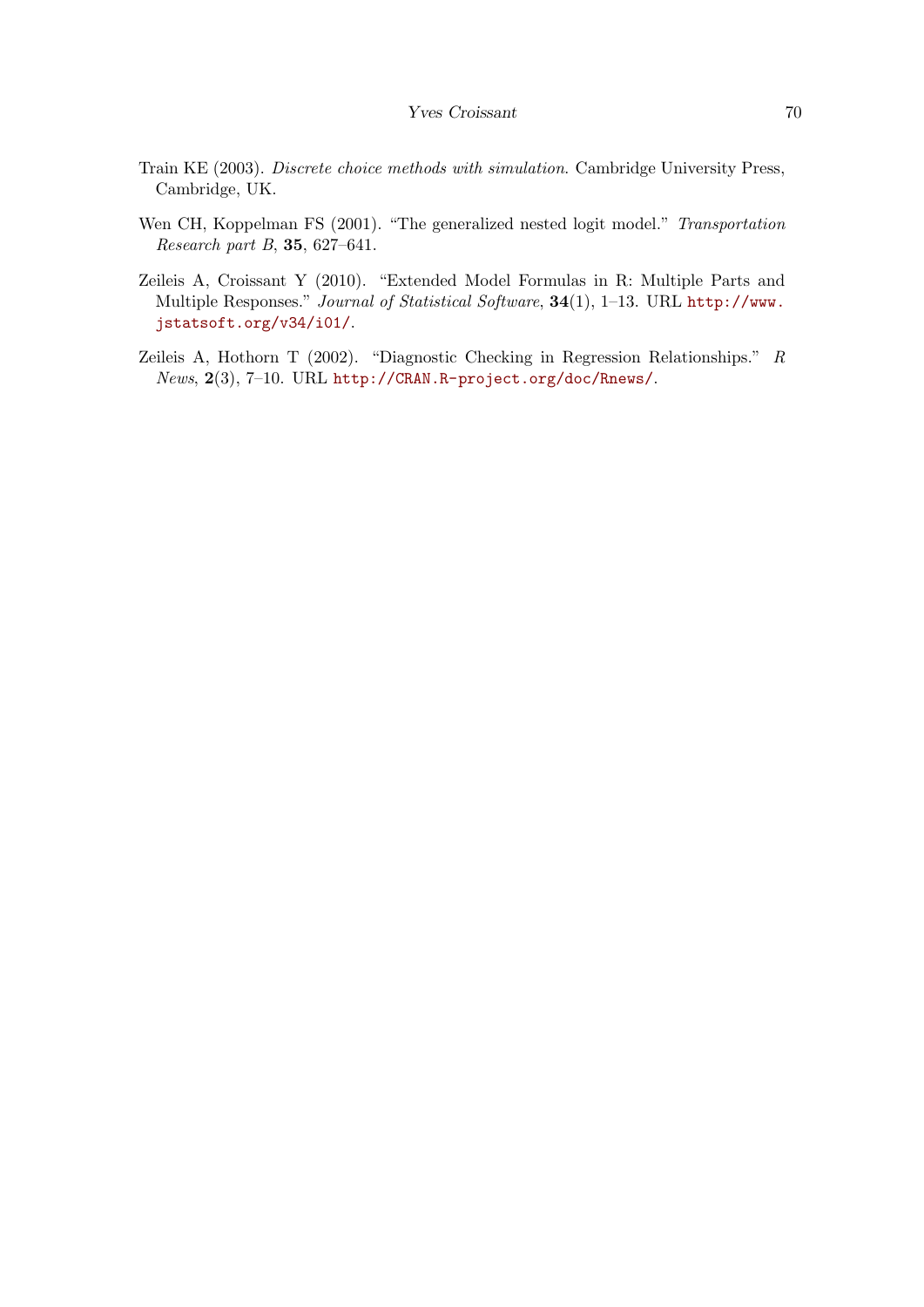Train KE (2003). *Discrete choice methods with simulation*. Cambridge University Press, Cambridge, UK.

Wen CH, Koppelman FS (2001). "The generalized nested logit model." *Transportation Research part B*, **35**, 627–641.

Zeileis A, Croissant Y (2010). "Extended Model Formulas in R: Multiple Parts and Multiple Responses." *Journal of Statistical Software*, **34**(1), 1–13. URL http://www.jstatsoft.org/v34/i01/.

Zeileis A, Hothorn T (2002). "Diagnostic Checking in Regression Relationships." *R News*, **2**(3), 7–10. URL http://CRAN.R-project.org/doc/Rnews/.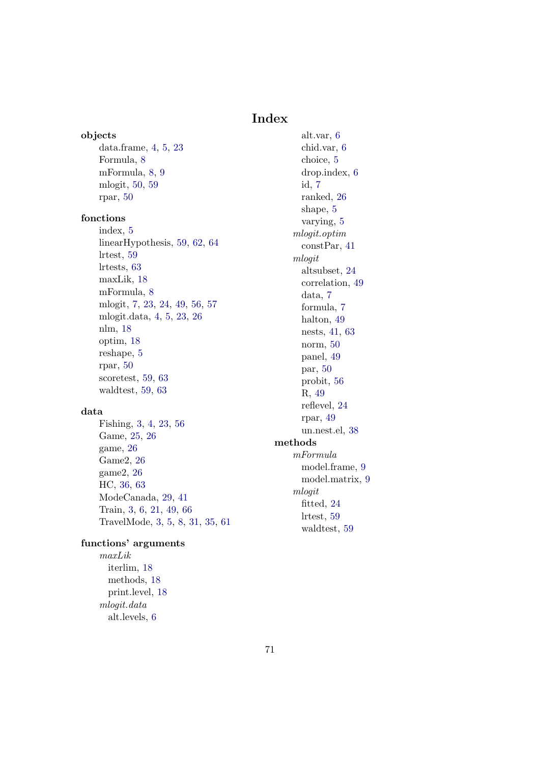# Index

**objects**
- data.frame, 4, 5, 23
- Formula, 8
- mFormula, 8, 9
- mlogit, 50, 59
- rpar, 50

**fonctions**
- index, 5
- linearHypothesis, 59, 62, 64
- lrtest, 59
- lrtests, 63
- maxLik, 18
- mFormula, 8
- mlogit, 7, 23, 24, 49, 56, 57
- mlogit.data, 4, 5, 23, 26
- nlm, 18
- optim, 18
- reshape, 5
- rpar, 50
- scoretest, 59, 63
- waldtest, 59, 63

**data**
- Fishing, 3, 4, 23, 56
- Game, 25, 26
- game, 26
- Game2, 26
- game2, 26
- HC, 36, 63
- ModeCanada, 29, 41
- Train, 3, 6, 21, 49, 66
- TravelMode, 3, 5, 8, 31, 35, 61

**functions' arguments**
- *maxLik*
  - iterlim, 18
  - methods, 18
  - print.level, 18
- *mlogit.data*
  - alt.levels, 6
  - alt.var, 6
  - chid.var, 6
  - choice, 5
  - drop.index, 6
  - id, 7
  - ranked, 26
  - shape, 5
  - varying, 5
- *mlogit.optim*
  - constPar, 41
- *mlogit*
  - altsubset, 24
  - correlation, 49
  - data, 7
  - formula, 7
  - halton, 49
  - nests, 41, 63
  - norm, 50
  - panel, 49
  - par, 50
  - probit, 56
  - R, 49
  - reflevel, 24
  - rpar, 49
  - un.nest.el, 38

**methods**
- *mFormula*
  - model.frame, 9
  - model.matrix, 9
- *mlogit*
  - fitted, 24
  - lrtest, 59
  - waldtest, 59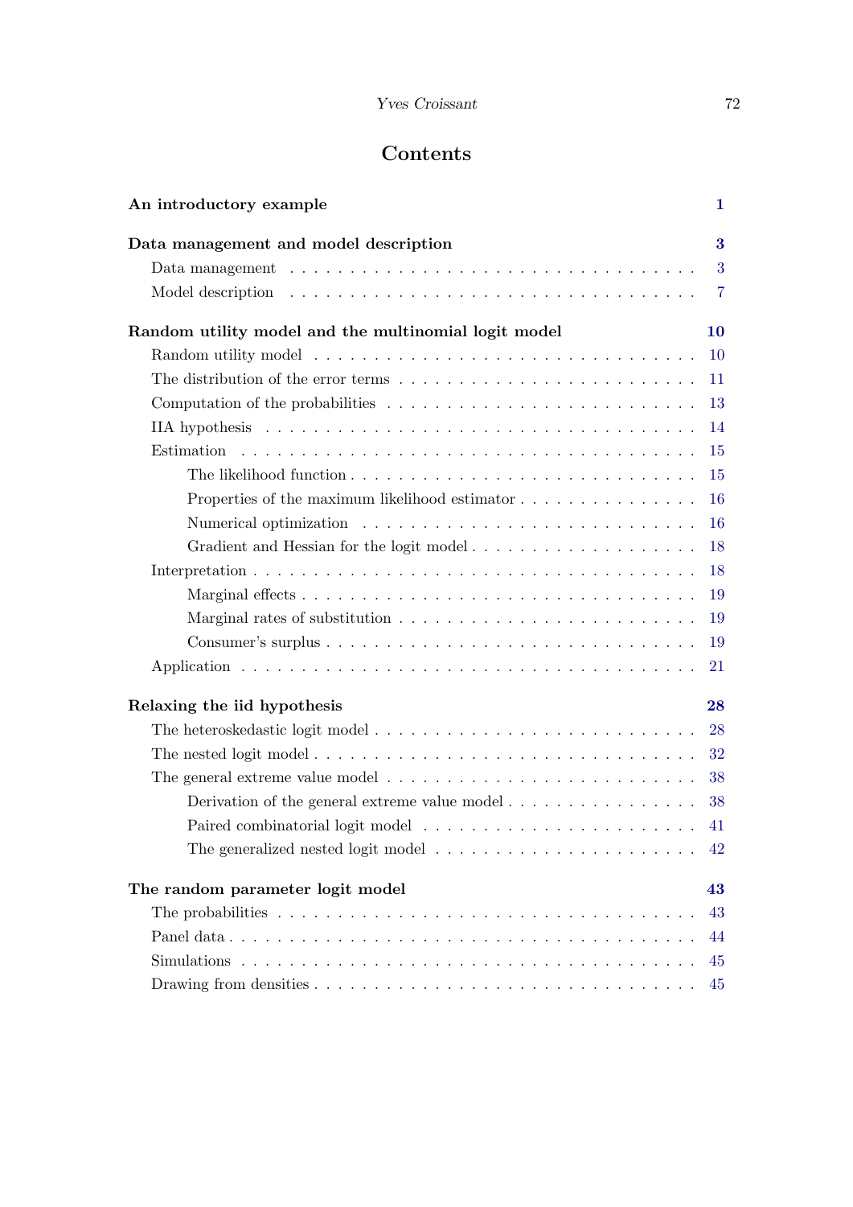# Contents

**An introductory example** **1**

**Data management and model description** **3**

- Data management . . . . . . . . . . . . . . . . . . . . . . . . . . . . . . . . . 3
- Model description . . . . . . . . . . . . . . . . . . . . . . . . . . . . . . . . . 7

**Random utility model and the multinomial logit model** **10**

- Random utility model . . . . . . . . . . . . . . . . . . . . . . . . . . . . . . . 10
- The distribution of the error terms . . . . . . . . . . . . . . . . . . . . . . . . 11
- Computation of the probabilities . . . . . . . . . . . . . . . . . . . . . . . . . 13
- IIA hypothesis . . . . . . . . . . . . . . . . . . . . . . . . . . . . . . . . . . . 14
- Estimation . . . . . . . . . . . . . . . . . . . . . . . . . . . . . . . . . . . . . 15
  - The likelihood function . . . . . . . . . . . . . . . . . . . . . . . . . . . 15
  - Properties of the maximum likelihood estimator . . . . . . . . . . . . . . . 16
  - Numerical optimization . . . . . . . . . . . . . . . . . . . . . . . . . . . 16
  - Gradient and Hessian for the logit model . . . . . . . . . . . . . . . . . . 18
- Interpretation . . . . . . . . . . . . . . . . . . . . . . . . . . . . . . . . . . 18
  - Marginal effects . . . . . . . . . . . . . . . . . . . . . . . . . . . . . . 19
  - Marginal rates of substitution . . . . . . . . . . . . . . . . . . . . . . . 19
  - Consumer's surplus . . . . . . . . . . . . . . . . . . . . . . . . . . . . . 19
- Application . . . . . . . . . . . . . . . . . . . . . . . . . . . . . . . . . . . 21

**Relaxing the iid hypothesis** **28**

- The heteroskedastic logit model . . . . . . . . . . . . . . . . . . . . . . . . . 28
- The nested logit model . . . . . . . . . . . . . . . . . . . . . . . . . . . . . . 32
- The general extreme value model . . . . . . . . . . . . . . . . . . . . . . . . . 38
  - Derivation of the general extreme value model . . . . . . . . . . . . . . . . 38
  - Paired combinatorial logit model . . . . . . . . . . . . . . . . . . . . . . 41
  - The generalized nested logit model . . . . . . . . . . . . . . . . . . . . . 42

**The random parameter logit model** **43**

- The probabilities . . . . . . . . . . . . . . . . . . . . . . . . . . . . . . . . . 43
- Panel data . . . . . . . . . . . . . . . . . . . . . . . . . . . . . . . . . . . . 44
- Simulations . . . . . . . . . . . . . . . . . . . . . . . . . . . . . . . . . . . . 45
- Drawing from densities . . . . . . . . . . . . . . . . . . . . . . . . . . . . . . 45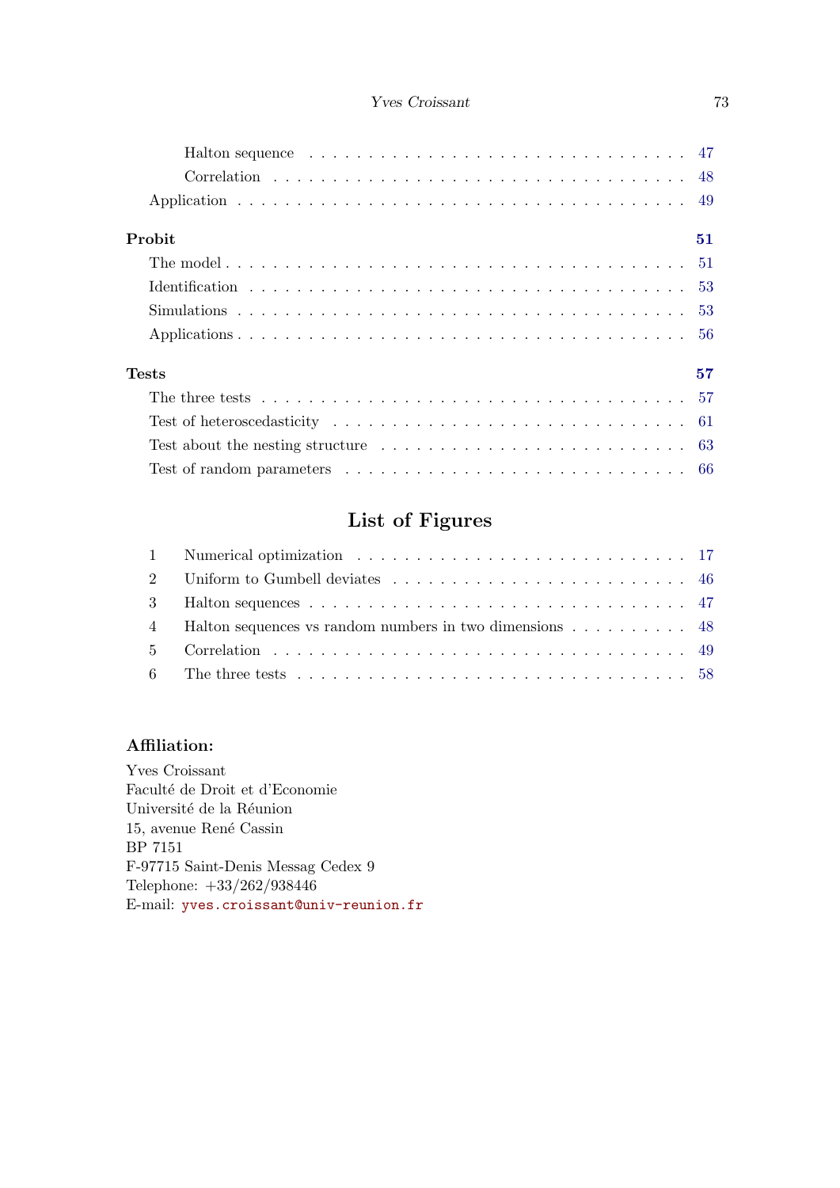Halton sequence . . . . . . . . . . . . . . . . . . . . . . . . . . . . . . 47
Correlation . . . . . . . . . . . . . . . . . . . . . . . . . . . . . . . . 48
Application . . . . . . . . . . . . . . . . . . . . . . . . . . . . . . . . . 49

**Probit** **51**
The model . . . . . . . . . . . . . . . . . . . . . . . . . . . . . . . . . . 51
Identification . . . . . . . . . . . . . . . . . . . . . . . . . . . . . . . 53
Simulations . . . . . . . . . . . . . . . . . . . . . . . . . . . . . . . . . 53
Applications . . . . . . . . . . . . . . . . . . . . . . . . . . . . . . . . . 56

**Tests** **57**
The three tests . . . . . . . . . . . . . . . . . . . . . . . . . . . . . . 57
Test of heteroscedasticity . . . . . . . . . . . . . . . . . . . . . . . . . 61
Test about the nesting structure . . . . . . . . . . . . . . . . . . . . . 63
Test of random parameters . . . . . . . . . . . . . . . . . . . . . . . . 66

## List of Figures

1 Numerical optimization . . . . . . . . . . . . . . . . . . . . . . . . . . 17
2 Uniform to Gumbell deviates . . . . . . . . . . . . . . . . . . . . . . . 46
3 Halton sequences . . . . . . . . . . . . . . . . . . . . . . . . . . . . . . 47
4 Halton sequences vs random numbers in two dimensions . . . . . . . . . . 48
5 Correlation . . . . . . . . . . . . . . . . . . . . . . . . . . . . . . . . . 49
6 The three tests . . . . . . . . . . . . . . . . . . . . . . . . . . . . . . . 58

### Affiliation:

Yves Croissant
Faculté de Droit et d'Economie
Université de la Réunion
15, avenue René Cassin
BP 7151
F-97715 Saint-Denis Messag Cedex 9
Telephone: +33/262/938446
E-mail: yves.croissant@univ-reunion.fr